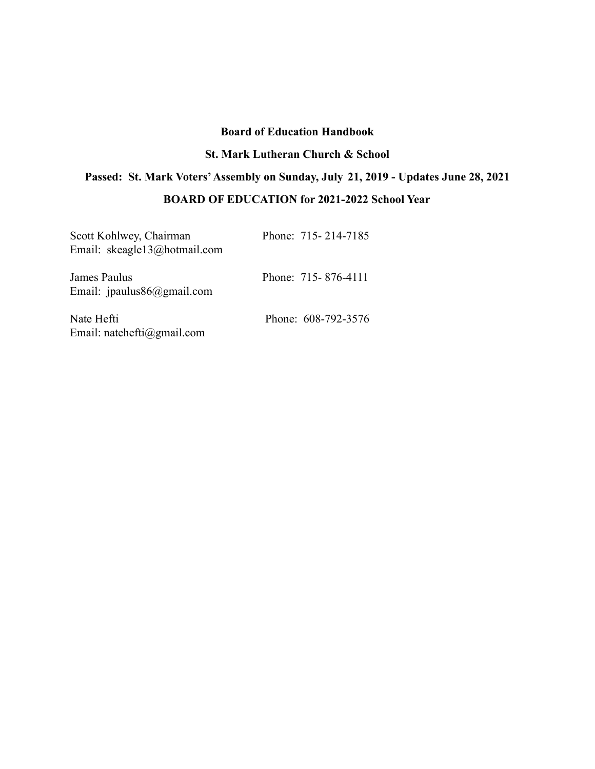**Board of Education Handbook**

**St. Mark Lutheran Church & School**

**Passed: St. Mark Voters' Assembly on Sunday, July 21, 2019 - Updates June 28, 2021**

**BOARD OF EDUCATION for 2021-2022 School Year**

Scott Kohlwey, Chairman Phone: 715- 214-7185
Email: skeagle13@hotmail.com

James Paulus Phone: 715- 876-4111
Email: jpaulus86@gmail.com

Nate Hefti Phone: 608-792-3576
Email: natehefti@gmail.com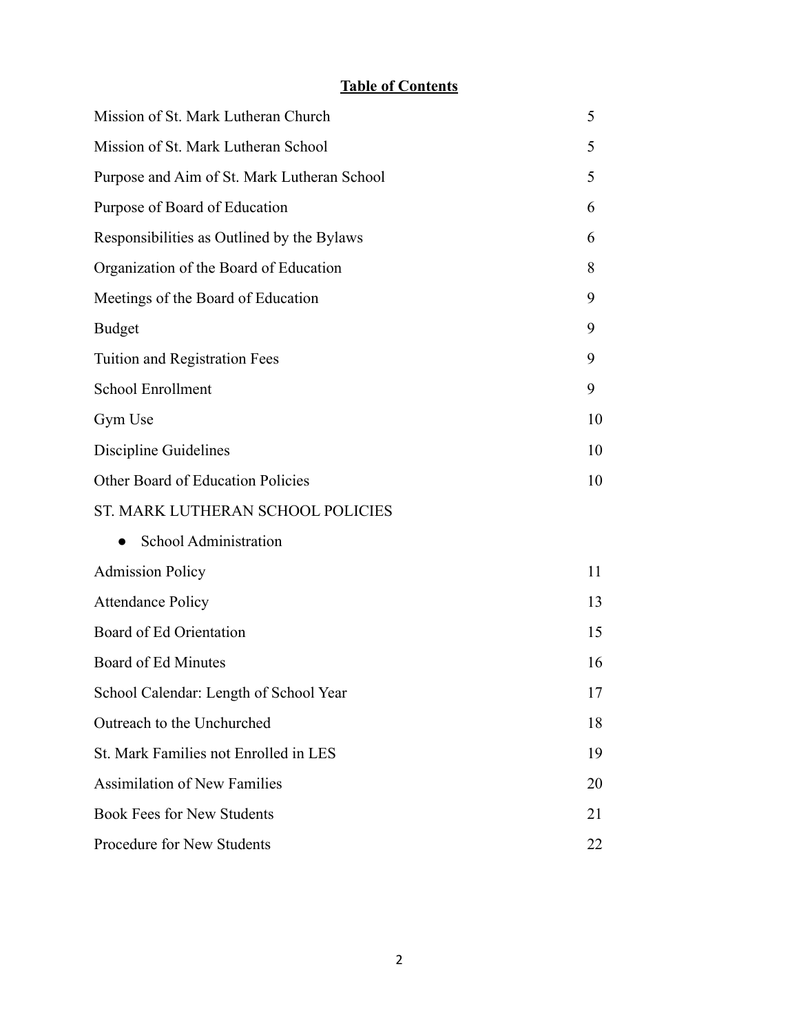**Table of Contents**

| | |
|---|---|
| Mission of St. Mark Lutheran Church | 5 |
| Mission of St. Mark Lutheran School | 5 |
| Purpose and Aim of St. Mark Lutheran School | 5 |
| Purpose of Board of Education | 6 |
| Responsibilities as Outlined by the Bylaws | 6 |
| Organization of the Board of Education | 8 |
| Meetings of the Board of Education | 9 |
| Budget | 9 |
| Tuition and Registration Fees | 9 |
| School Enrollment | 9 |
| Gym Use | 10 |
| Discipline Guidelines | 10 |
| Other Board of Education Policies | 10 |
| ST. MARK LUTHERAN SCHOOL POLICIES | |
| ● School Administration | |
| Admission Policy | 11 |
| Attendance Policy | 13 |
| Board of Ed Orientation | 15 |
| Board of Ed Minutes | 16 |
| School Calendar: Length of School Year | 17 |
| Outreach to the Unchurched | 18 |
| St. Mark Families not Enrolled in LES | 19 |
| Assimilation of New Families | 20 |
| Book Fees for New Students | 21 |
| Procedure for New Students | 22 |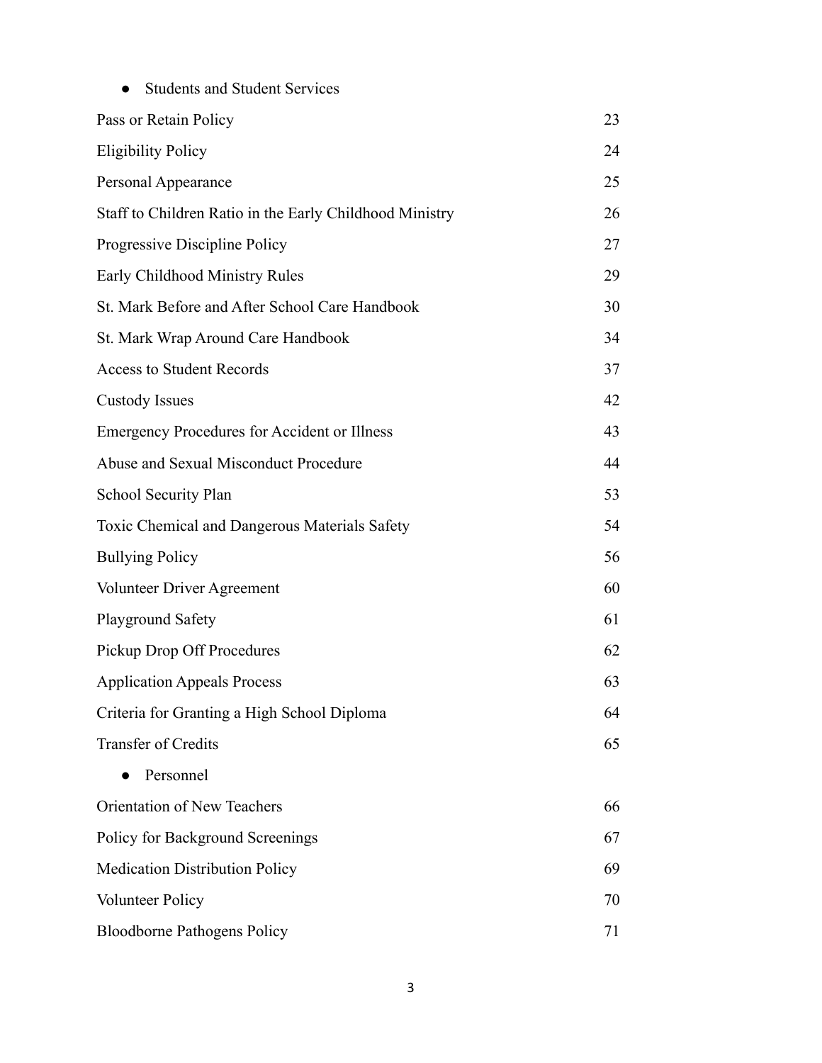- Students and Student Services

| | |
|---|---|
| Pass or Retain Policy | 23 |
| Eligibility Policy | 24 |
| Personal Appearance | 25 |
| Staff to Children Ratio in the Early Childhood Ministry | 26 |
| Progressive Discipline Policy | 27 |
| Early Childhood Ministry Rules | 29 |
| St. Mark Before and After School Care Handbook | 30 |
| St. Mark Wrap Around Care Handbook | 34 |
| Access to Student Records | 37 |
| Custody Issues | 42 |
| Emergency Procedures for Accident or Illness | 43 |
| Abuse and Sexual Misconduct Procedure | 44 |
| School Security Plan | 53 |
| Toxic Chemical and Dangerous Materials Safety | 54 |
| Bullying Policy | 56 |
| Volunteer Driver Agreement | 60 |
| Playground Safety | 61 |
| Pickup Drop Off Procedures | 62 |
| Application Appeals Process | 63 |
| Criteria for Granting a High School Diploma | 64 |
| Transfer of Credits | 65 |

- Personnel

| | |
|---|---|
| Orientation of New Teachers | 66 |
| Policy for Background Screenings | 67 |
| Medication Distribution Policy | 69 |
| Volunteer Policy | 70 |
| Bloodborne Pathogens Policy | 71 |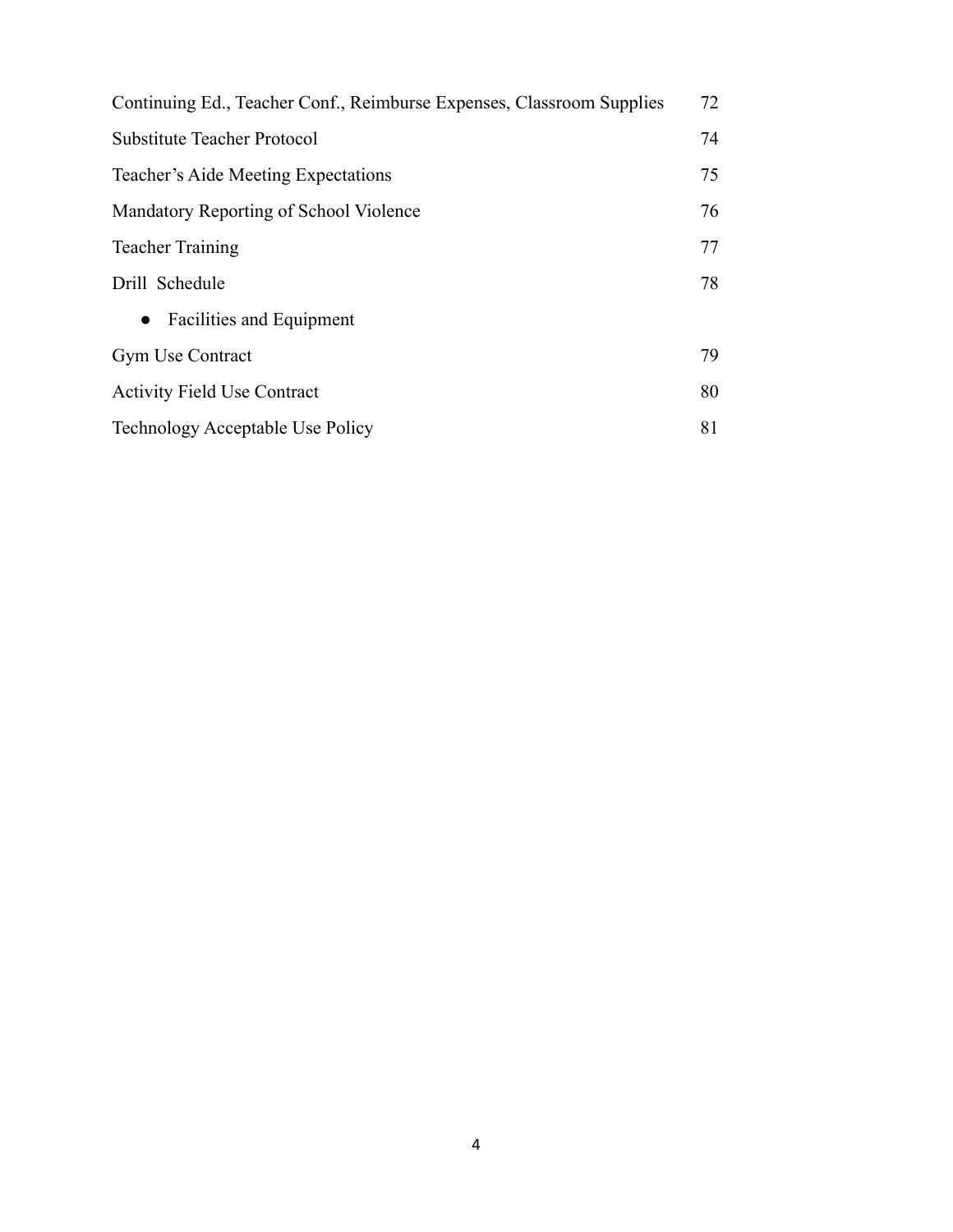| | |
|---|---|
| Continuing Ed., Teacher Conf., Reimburse Expenses, Classroom Supplies | 72 |
| Substitute Teacher Protocol | 74 |
| Teacher's Aide Meeting Expectations | 75 |
| Mandatory Reporting of School Violence | 76 |
| Teacher Training | 77 |
| Drill Schedule | 78 |
| ● Facilities and Equipment | |
| Gym Use Contract | 79 |
| Activity Field Use Contract | 80 |
| Technology Acceptable Use Policy | 81 |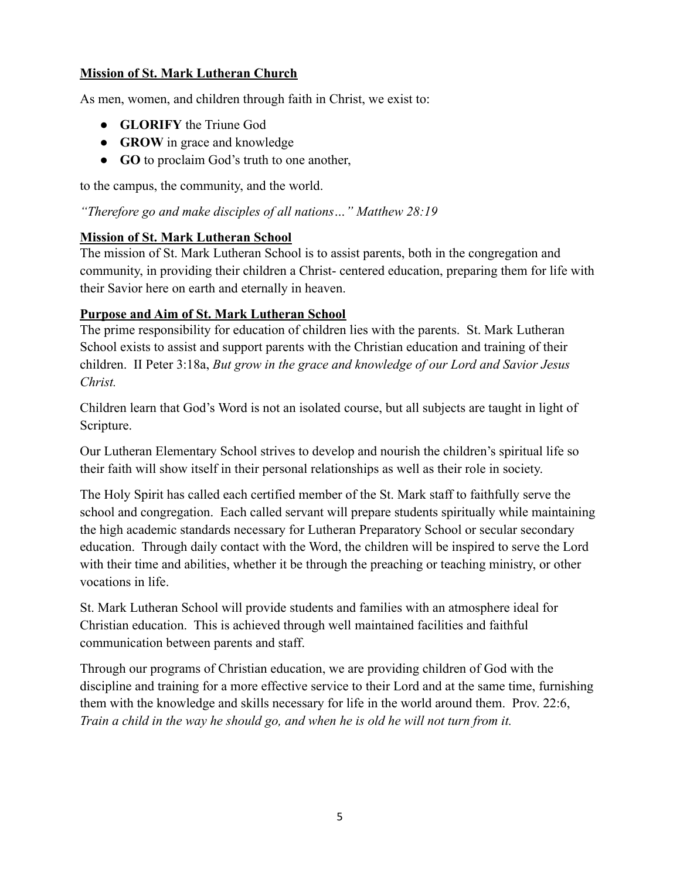## Mission of St. Mark Lutheran Church

As men, women, and children through faith in Christ, we exist to:

- **GLORIFY** the Triune God
- **GROW** in grace and knowledge
- **GO** to proclaim God's truth to one another,

to the campus, the community, and the world.

*"Therefore go and make disciples of all nations…" Matthew 28:19*

## Mission of St. Mark Lutheran School

The mission of St. Mark Lutheran School is to assist parents, both in the congregation and community, in providing their children a Christ- centered education, preparing them for life with their Savior here on earth and eternally in heaven.

## Purpose and Aim of St. Mark Lutheran School

The prime responsibility for education of children lies with the parents. St. Mark Lutheran School exists to assist and support parents with the Christian education and training of their children. II Peter 3:18a, *But grow in the grace and knowledge of our Lord and Savior Jesus Christ.*

Children learn that God's Word is not an isolated course, but all subjects are taught in light of Scripture.

Our Lutheran Elementary School strives to develop and nourish the children's spiritual life so their faith will show itself in their personal relationships as well as their role in society.

The Holy Spirit has called each certified member of the St. Mark staff to faithfully serve the school and congregation. Each called servant will prepare students spiritually while maintaining the high academic standards necessary for Lutheran Preparatory School or secular secondary education. Through daily contact with the Word, the children will be inspired to serve the Lord with their time and abilities, whether it be through the preaching or teaching ministry, or other vocations in life.

St. Mark Lutheran School will provide students and families with an atmosphere ideal for Christian education. This is achieved through well maintained facilities and faithful communication between parents and staff.

Through our programs of Christian education, we are providing children of God with the discipline and training for a more effective service to their Lord and at the same time, furnishing them with the knowledge and skills necessary for life in the world around them. Prov. 22:6, *Train a child in the way he should go, and when he is old he will not turn from it.*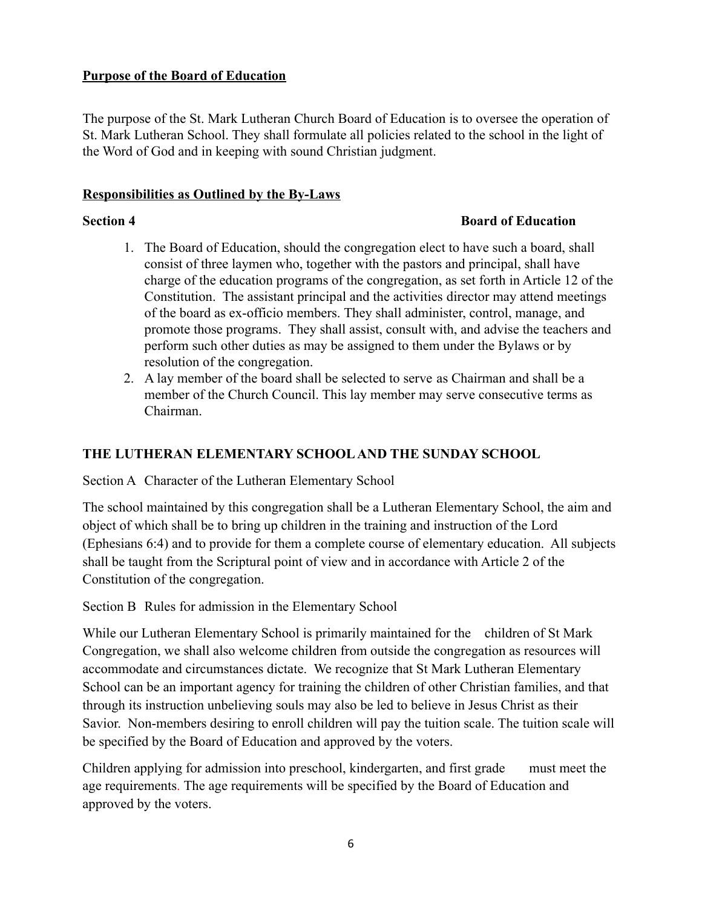**<u>Purpose of the Board of Education</u>**

The purpose of the St. Mark Lutheran Church Board of Education is to oversee the operation of St. Mark Lutheran School. They shall formulate all policies related to the school in the light of the Word of God and in keeping with sound Christian judgment.

**<u>Responsibilities as Outlined by the By-Laws</u>**

**Section 4** **Board of Education**

1. The Board of Education, should the congregation elect to have such a board, shall consist of three laymen who, together with the pastors and principal, shall have charge of the education programs of the congregation, as set forth in Article 12 of the Constitution. The assistant principal and the activities director may attend meetings of the board as ex-officio members. They shall administer, control, manage, and promote those programs. They shall assist, consult with, and advise the teachers and perform such other duties as may be assigned to them under the Bylaws or by resolution of the congregation.
2. A lay member of the board shall be selected to serve as Chairman and shall be a member of the Church Council. This lay member may serve consecutive terms as Chairman.

**THE LUTHERAN ELEMENTARY SCHOOL AND THE SUNDAY SCHOOL**

Section A Character of the Lutheran Elementary School

The school maintained by this congregation shall be a Lutheran Elementary School, the aim and object of which shall be to bring up children in the training and instruction of the Lord (Ephesians 6:4) and to provide for them a complete course of elementary education. All subjects shall be taught from the Scriptural point of view and in accordance with Article 2 of the Constitution of the congregation.

Section B Rules for admission in the Elementary School

While our Lutheran Elementary School is primarily maintained for the children of St Mark Congregation, we shall also welcome children from outside the congregation as resources will accommodate and circumstances dictate. We recognize that St Mark Lutheran Elementary School can be an important agency for training the children of other Christian families, and that through its instruction unbelieving souls may also be led to believe in Jesus Christ as their Savior. Non-members desiring to enroll children will pay the tuition scale. The tuition scale will be specified by the Board of Education and approved by the voters.

Children applying for admission into preschool, kindergarten, and first grade must meet the age requirements. The age requirements will be specified by the Board of Education and approved by the voters.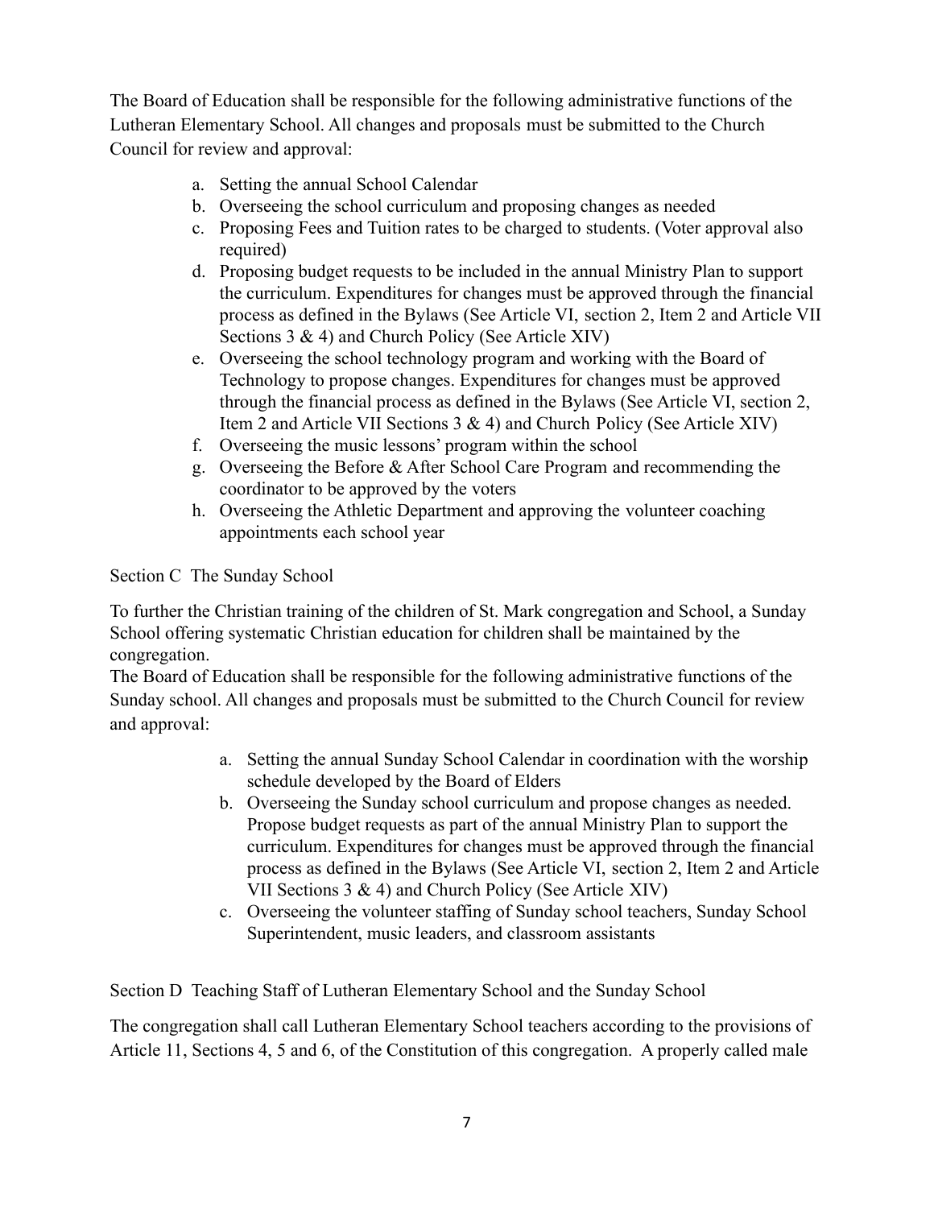The Board of Education shall be responsible for the following administrative functions of the Lutheran Elementary School. All changes and proposals must be submitted to the Church Council for review and approval:

a. Setting the annual School Calendar
b. Overseeing the school curriculum and proposing changes as needed
c. Proposing Fees and Tuition rates to be charged to students. (Voter approval also required)
d. Proposing budget requests to be included in the annual Ministry Plan to support the curriculum. Expenditures for changes must be approved through the financial process as defined in the Bylaws (See Article VI, section 2, Item 2 and Article VII Sections 3 & 4) and Church Policy (See Article XIV)
e. Overseeing the school technology program and working with the Board of Technology to propose changes. Expenditures for changes must be approved through the financial process as defined in the Bylaws (See Article VI, section 2, Item 2 and Article VII Sections 3 & 4) and Church Policy (See Article XIV)
f. Overseeing the music lessons' program within the school
g. Overseeing the Before & After School Care Program and recommending the coordinator to be approved by the voters
h. Overseeing the Athletic Department and approving the volunteer coaching appointments each school year

Section C The Sunday School

To further the Christian training of the children of St. Mark congregation and School, a Sunday School offering systematic Christian education for children shall be maintained by the congregation.
The Board of Education shall be responsible for the following administrative functions of the Sunday school. All changes and proposals must be submitted to the Church Council for review and approval:

a. Setting the annual Sunday School Calendar in coordination with the worship schedule developed by the Board of Elders
b. Overseeing the Sunday school curriculum and propose changes as needed. Propose budget requests as part of the annual Ministry Plan to support the curriculum. Expenditures for changes must be approved through the financial process as defined in the Bylaws (See Article VI, section 2, Item 2 and Article VII Sections 3 & 4) and Church Policy (See Article XIV)
c. Overseeing the volunteer staffing of Sunday school teachers, Sunday School Superintendent, music leaders, and classroom assistants

Section D Teaching Staff of Lutheran Elementary School and the Sunday School

The congregation shall call Lutheran Elementary School teachers according to the provisions of Article 11, Sections 4, 5 and 6, of the Constitution of this congregation. A properly called male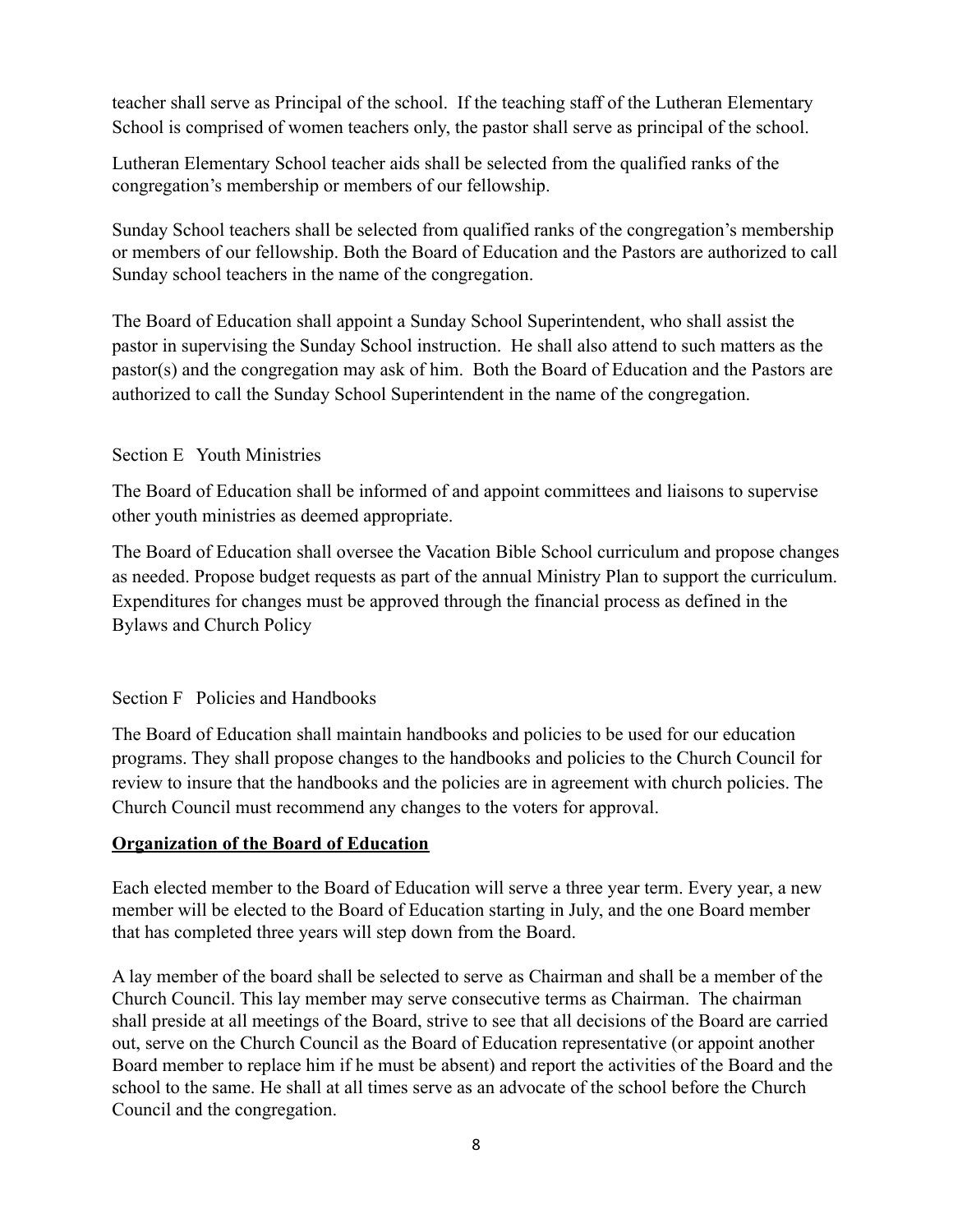teacher shall serve as Principal of the school. If the teaching staff of the Lutheran Elementary School is comprised of women teachers only, the pastor shall serve as principal of the school.

Lutheran Elementary School teacher aids shall be selected from the qualified ranks of the congregation's membership or members of our fellowship.

Sunday School teachers shall be selected from qualified ranks of the congregation's membership or members of our fellowship. Both the Board of Education and the Pastors are authorized to call Sunday school teachers in the name of the congregation.

The Board of Education shall appoint a Sunday School Superintendent, who shall assist the pastor in supervising the Sunday School instruction. He shall also attend to such matters as the pastor(s) and the congregation may ask of him. Both the Board of Education and the Pastors are authorized to call the Sunday School Superintendent in the name of the congregation.

Section E Youth Ministries

The Board of Education shall be informed of and appoint committees and liaisons to supervise other youth ministries as deemed appropriate.

The Board of Education shall oversee the Vacation Bible School curriculum and propose changes as needed. Propose budget requests as part of the annual Ministry Plan to support the curriculum. Expenditures for changes must be approved through the financial process as defined in the Bylaws and Church Policy

Section F Policies and Handbooks

The Board of Education shall maintain handbooks and policies to be used for our education programs. They shall propose changes to the handbooks and policies to the Church Council for review to insure that the handbooks and the policies are in agreement with church policies. The Church Council must recommend any changes to the voters for approval.

**<u>Organization of the Board of Education</u>**

Each elected member to the Board of Education will serve a three year term. Every year, a new member will be elected to the Board of Education starting in July, and the one Board member that has completed three years will step down from the Board.

A lay member of the board shall be selected to serve as Chairman and shall be a member of the Church Council. This lay member may serve consecutive terms as Chairman. The chairman shall preside at all meetings of the Board, strive to see that all decisions of the Board are carried out, serve on the Church Council as the Board of Education representative (or appoint another Board member to replace him if he must be absent) and report the activities of the Board and the school to the same. He shall at all times serve as an advocate of the school before the Church Council and the congregation.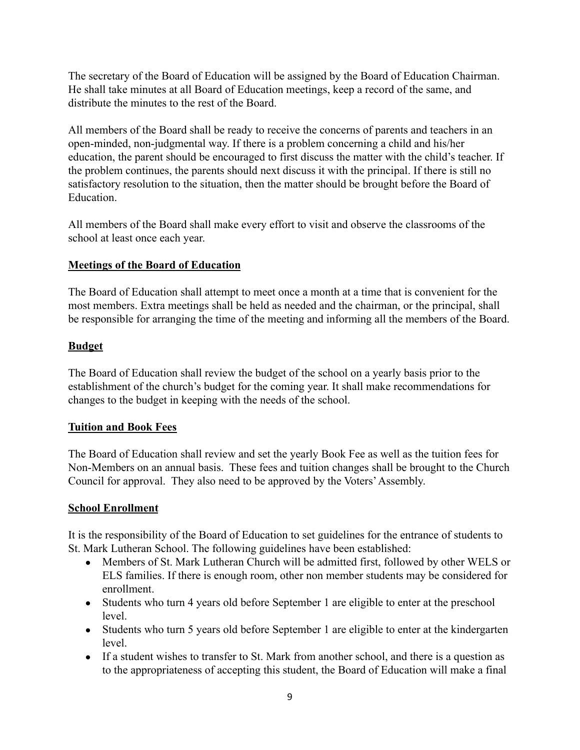The secretary of the Board of Education will be assigned by the Board of Education Chairman. He shall take minutes at all Board of Education meetings, keep a record of the same, and distribute the minutes to the rest of the Board.

All members of the Board shall be ready to receive the concerns of parents and teachers in an open-minded, non-judgmental way. If there is a problem concerning a child and his/her education, the parent should be encouraged to first discuss the matter with the child's teacher. If the problem continues, the parents should next discuss it with the principal. If there is still no satisfactory resolution to the situation, then the matter should be brought before the Board of Education.

All members of the Board shall make every effort to visit and observe the classrooms of the school at least once each year.

## Meetings of the Board of Education

The Board of Education shall attempt to meet once a month at a time that is convenient for the most members. Extra meetings shall be held as needed and the chairman, or the principal, shall be responsible for arranging the time of the meeting and informing all the members of the Board.

## Budget

The Board of Education shall review the budget of the school on a yearly basis prior to the establishment of the church's budget for the coming year. It shall make recommendations for changes to the budget in keeping with the needs of the school.

## Tuition and Book Fees

The Board of Education shall review and set the yearly Book Fee as well as the tuition fees for Non-Members on an annual basis. These fees and tuition changes shall be brought to the Church Council for approval. They also need to be approved by the Voters' Assembly.

## School Enrollment

It is the responsibility of the Board of Education to set guidelines for the entrance of students to St. Mark Lutheran School. The following guidelines have been established:

- Members of St. Mark Lutheran Church will be admitted first, followed by other WELS or ELS families. If there is enough room, other non member students may be considered for enrollment.
- Students who turn 4 years old before September 1 are eligible to enter at the preschool level.
- Students who turn 5 years old before September 1 are eligible to enter at the kindergarten level.
- If a student wishes to transfer to St. Mark from another school, and there is a question as to the appropriateness of accepting this student, the Board of Education will make a final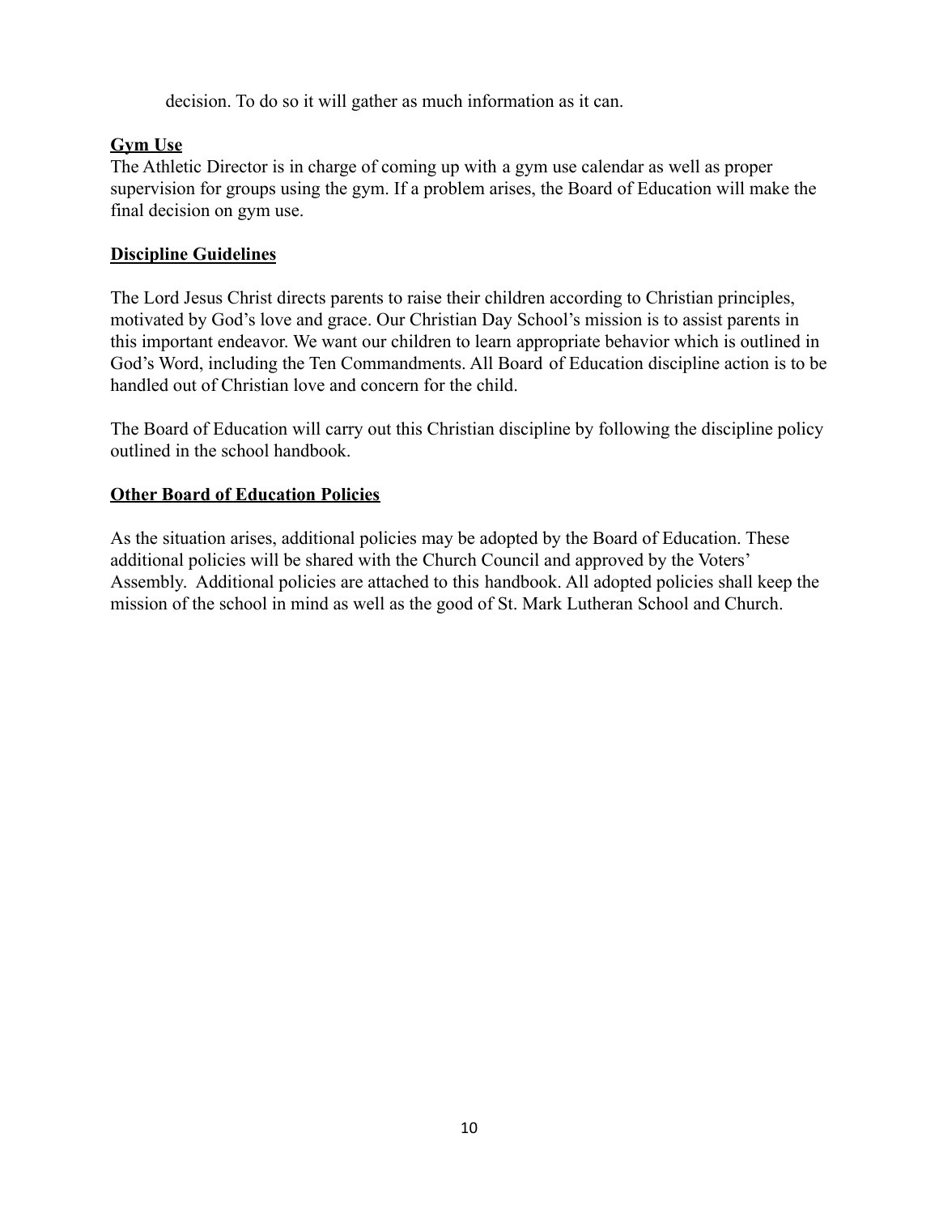decision. To do so it will gather as much information as it can.

**Gym Use**

The Athletic Director is in charge of coming up with a gym use calendar as well as proper supervision for groups using the gym. If a problem arises, the Board of Education will make the final decision on gym use.

**Discipline Guidelines**

The Lord Jesus Christ directs parents to raise their children according to Christian principles, motivated by God's love and grace. Our Christian Day School's mission is to assist parents in this important endeavor. We want our children to learn appropriate behavior which is outlined in God's Word, including the Ten Commandments. All Board of Education discipline action is to be handled out of Christian love and concern for the child.

The Board of Education will carry out this Christian discipline by following the discipline policy outlined in the school handbook.

**Other Board of Education Policies**

As the situation arises, additional policies may be adopted by the Board of Education. These additional policies will be shared with the Church Council and approved by the Voters' Assembly. Additional policies are attached to this handbook. All adopted policies shall keep the mission of the school in mind as well as the good of St. Mark Lutheran School and Church.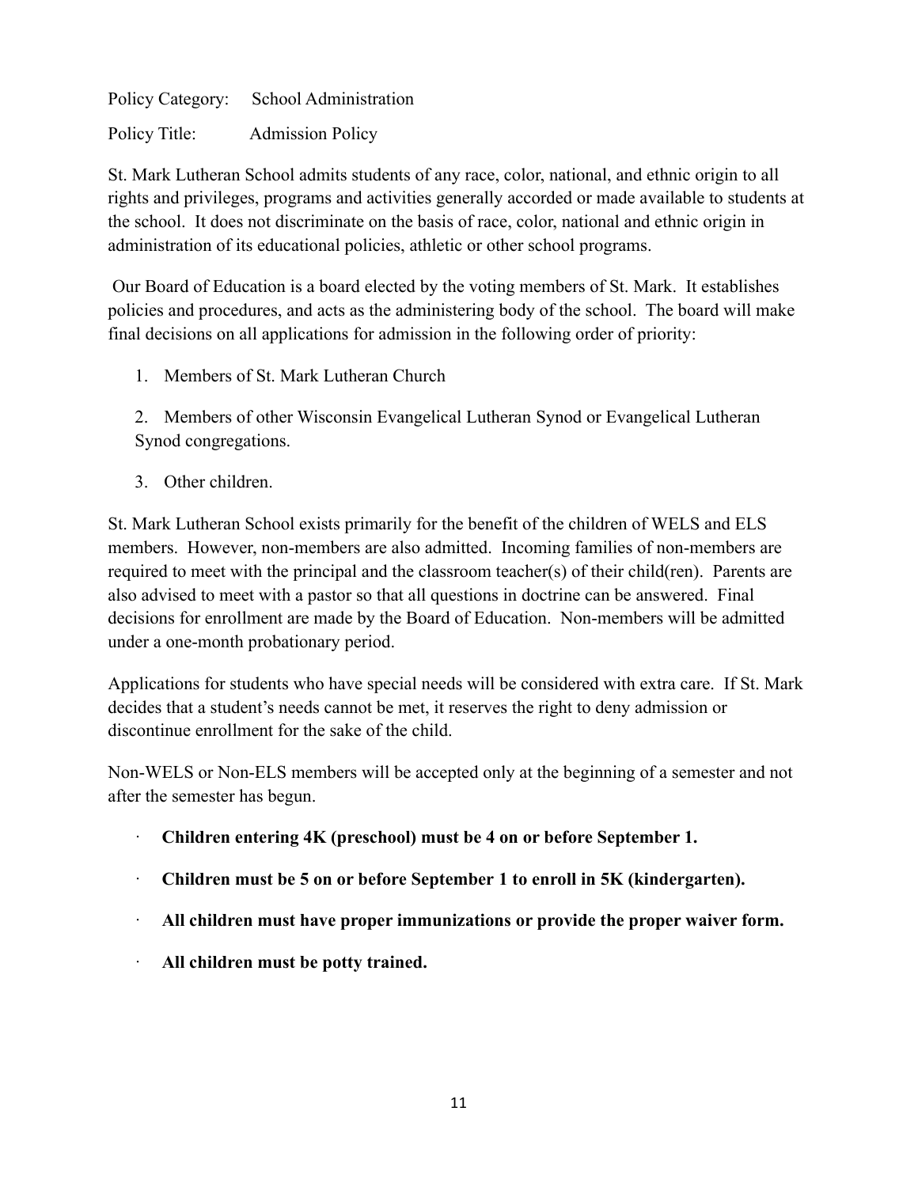Policy Category: School Administration

Policy Title: Admission Policy

St. Mark Lutheran School admits students of any race, color, national, and ethnic origin to all rights and privileges, programs and activities generally accorded or made available to students at the school. It does not discriminate on the basis of race, color, national and ethnic origin in administration of its educational policies, athletic or other school programs.

Our Board of Education is a board elected by the voting members of St. Mark. It establishes policies and procedures, and acts as the administering body of the school. The board will make final decisions on all applications for admission in the following order of priority:

1. Members of St. Mark Lutheran Church
2. Members of other Wisconsin Evangelical Lutheran Synod or Evangelical Lutheran Synod congregations.
3. Other children.

St. Mark Lutheran School exists primarily for the benefit of the children of WELS and ELS members. However, non-members are also admitted. Incoming families of non-members are required to meet with the principal and the classroom teacher(s) of their child(ren). Parents are also advised to meet with a pastor so that all questions in doctrine can be answered. Final decisions for enrollment are made by the Board of Education. Non-members will be admitted under a one-month probationary period.

Applications for students who have special needs will be considered with extra care. If St. Mark decides that a student's needs cannot be met, it reserves the right to deny admission or discontinue enrollment for the sake of the child.

Non-WELS or Non-ELS members will be accepted only at the beginning of a semester and not after the semester has begun.

- **Children entering 4K (preschool) must be 4 on or before September 1.**
- **Children must be 5 on or before September 1 to enroll in 5K (kindergarten).**
- **All children must have proper immunizations or provide the proper waiver form.**
- **All children must be potty trained.**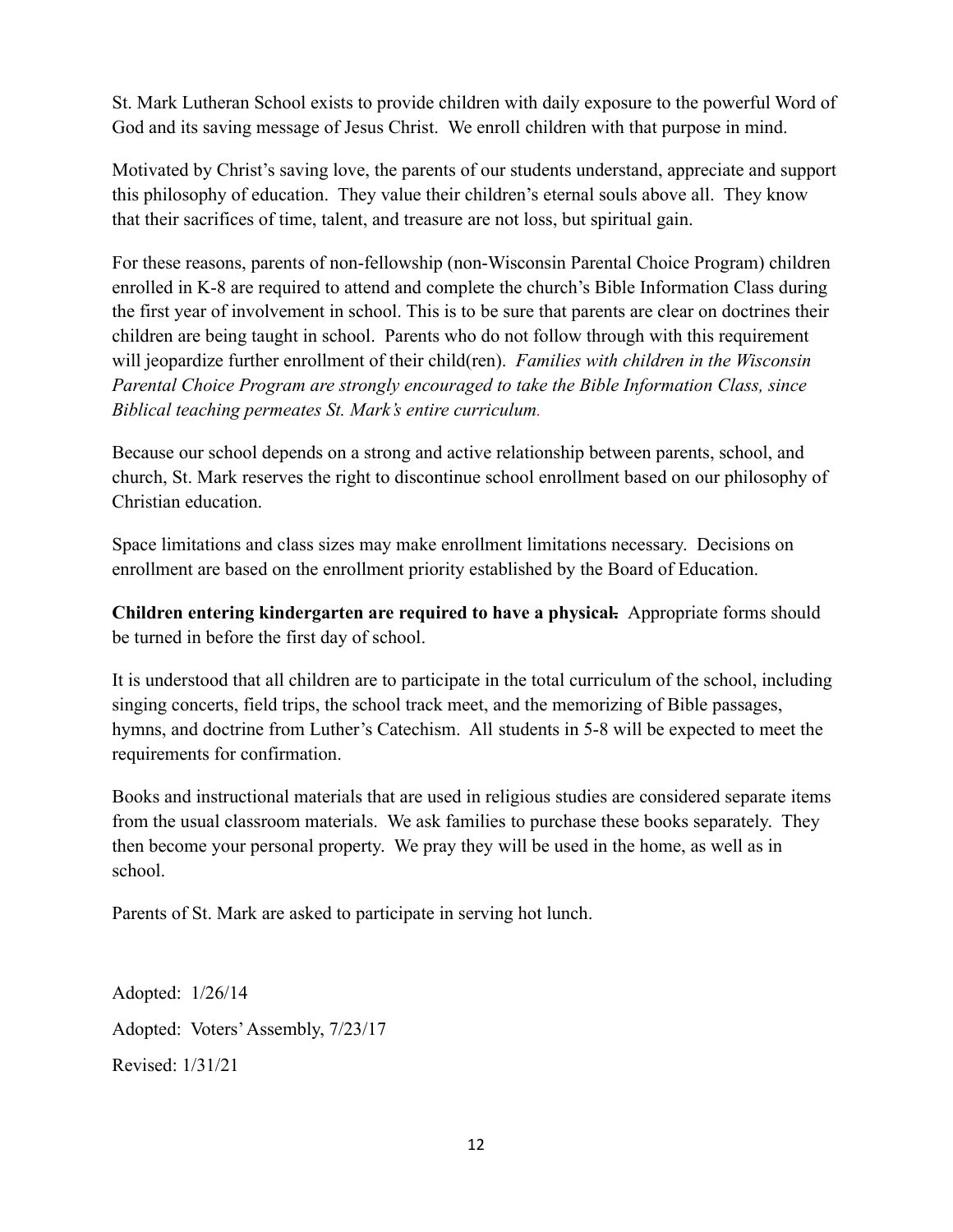St. Mark Lutheran School exists to provide children with daily exposure to the powerful Word of God and its saving message of Jesus Christ. We enroll children with that purpose in mind.

Motivated by Christ's saving love, the parents of our students understand, appreciate and support this philosophy of education. They value their children's eternal souls above all. They know that their sacrifices of time, talent, and treasure are not loss, but spiritual gain.

For these reasons, parents of non-fellowship (non-Wisconsin Parental Choice Program) children enrolled in K-8 are required to attend and complete the church's Bible Information Class during the first year of involvement in school. This is to be sure that parents are clear on doctrines their children are being taught in school. Parents who do not follow through with this requirement will jeopardize further enrollment of their child(ren). *Families with children in the Wisconsin Parental Choice Program are strongly encouraged to take the Bible Information Class, since Biblical teaching permeates St. Mark's entire curriculum.*

Because our school depends on a strong and active relationship between parents, school, and church, St. Mark reserves the right to discontinue school enrollment based on our philosophy of Christian education.

Space limitations and class sizes may make enrollment limitations necessary. Decisions on enrollment are based on the enrollment priority established by the Board of Education.

**Children entering kindergarten are required to have a physical.** Appropriate forms should be turned in before the first day of school.

It is understood that all children are to participate in the total curriculum of the school, including singing concerts, field trips, the school track meet, and the memorizing of Bible passages, hymns, and doctrine from Luther's Catechism. All students in 5-8 will be expected to meet the requirements for confirmation.

Books and instructional materials that are used in religious studies are considered separate items from the usual classroom materials. We ask families to purchase these books separately. They then become your personal property. We pray they will be used in the home, as well as in school.

Parents of St. Mark are asked to participate in serving hot lunch.

Adopted: 1/26/14

Adopted: Voters' Assembly, 7/23/17

Revised: 1/31/21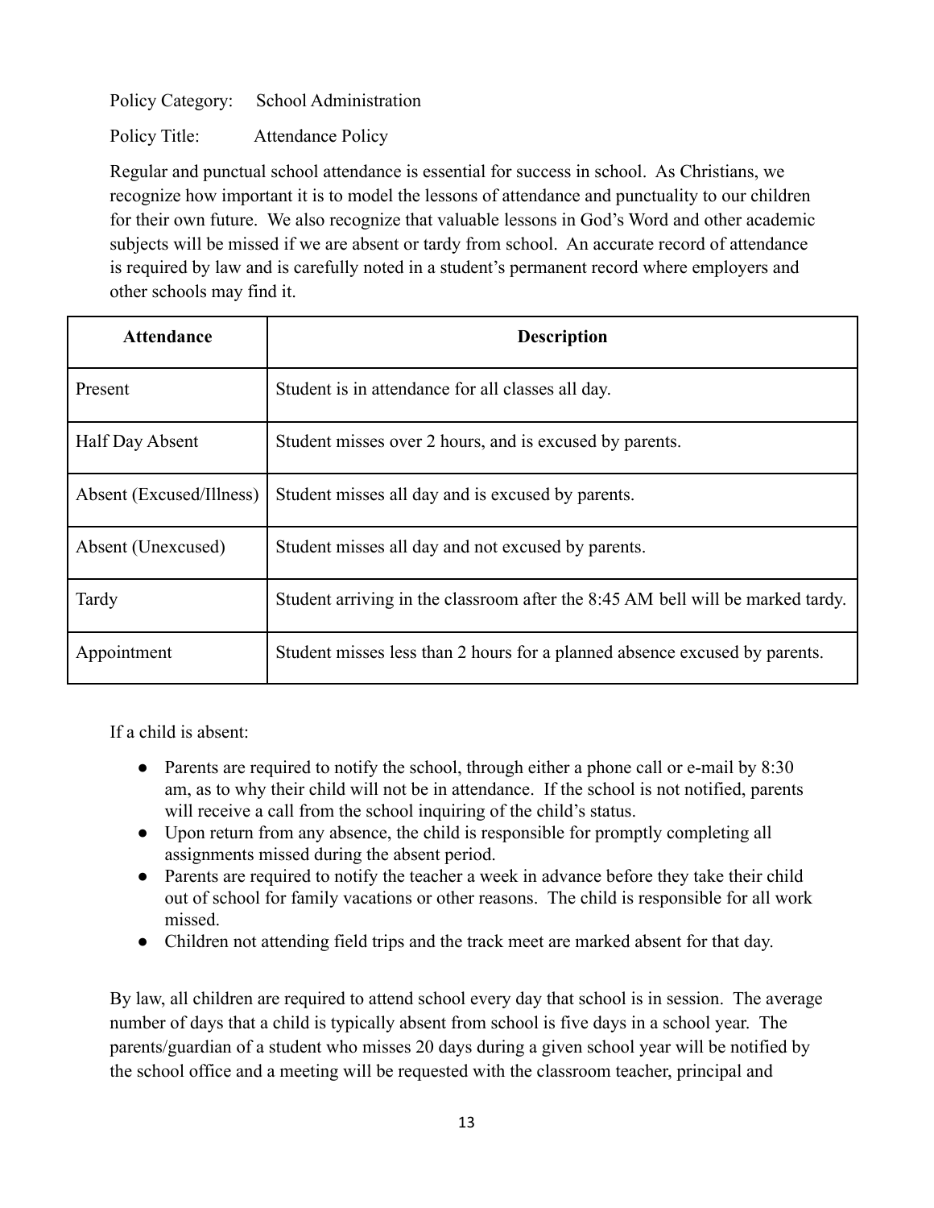Policy Category: School Administration

Policy Title: Attendance Policy

Regular and punctual school attendance is essential for success in school. As Christians, we recognize how important it is to model the lessons of attendance and punctuality to our children for their own future. We also recognize that valuable lessons in God's Word and other academic subjects will be missed if we are absent or tardy from school. An accurate record of attendance is required by law and is carefully noted in a student's permanent record where employers and other schools may find it.

| Attendance | Description |
|---|---|
| Present | Student is in attendance for all classes all day. |
| Half Day Absent | Student misses over 2 hours, and is excused by parents. |
| Absent (Excused/Illness) | Student misses all day and is excused by parents. |
| Absent (Unexcused) | Student misses all day and not excused by parents. |
| Tardy | Student arriving in the classroom after the 8:45 AM bell will be marked tardy. |
| Appointment | Student misses less than 2 hours for a planned absence excused by parents. |

If a child is absent:

- Parents are required to notify the school, through either a phone call or e-mail by 8:30 am, as to why their child will not be in attendance. If the school is not notified, parents will receive a call from the school inquiring of the child's status.
- Upon return from any absence, the child is responsible for promptly completing all assignments missed during the absent period.
- Parents are required to notify the teacher a week in advance before they take their child out of school for family vacations or other reasons. The child is responsible for all work missed.
- Children not attending field trips and the track meet are marked absent for that day.

By law, all children are required to attend school every day that school is in session. The average number of days that a child is typically absent from school is five days in a school year. The parents/guardian of a student who misses 20 days during a given school year will be notified by the school office and a meeting will be requested with the classroom teacher, principal and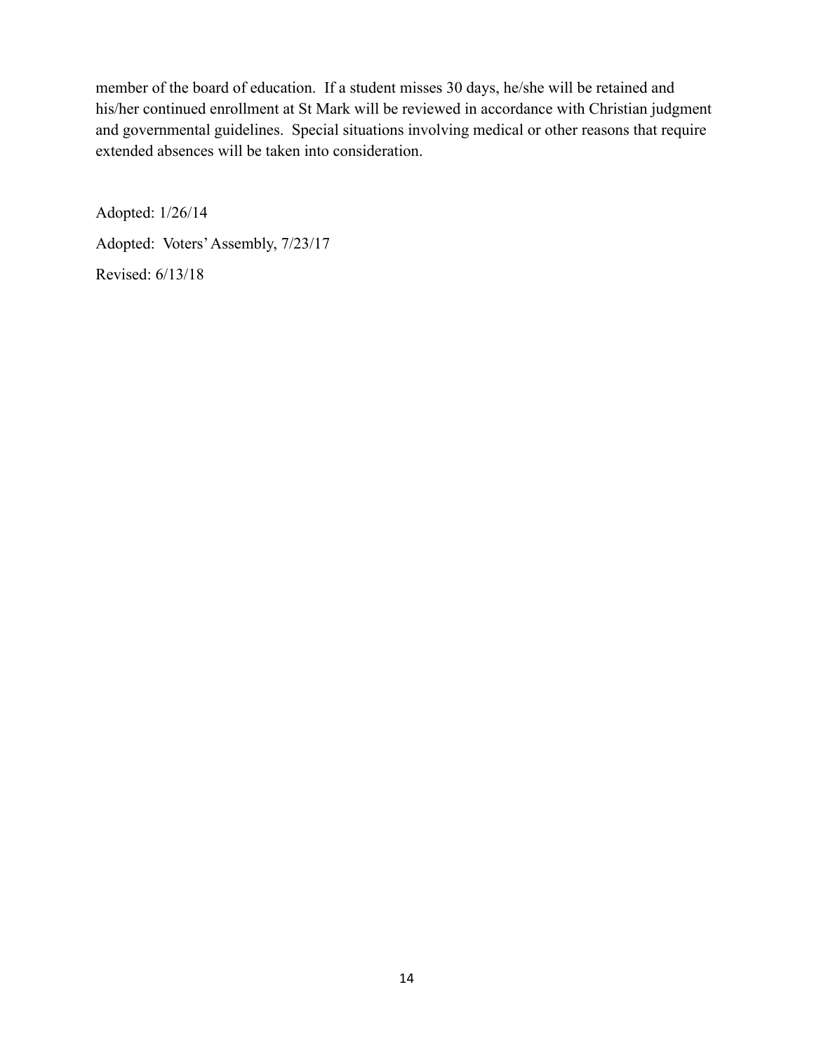member of the board of education. If a student misses 30 days, he/she will be retained and his/her continued enrollment at St Mark will be reviewed in accordance with Christian judgment and governmental guidelines. Special situations involving medical or other reasons that require extended absences will be taken into consideration.

Adopted: 1/26/14

Adopted: Voters' Assembly, 7/23/17

Revised: 6/13/18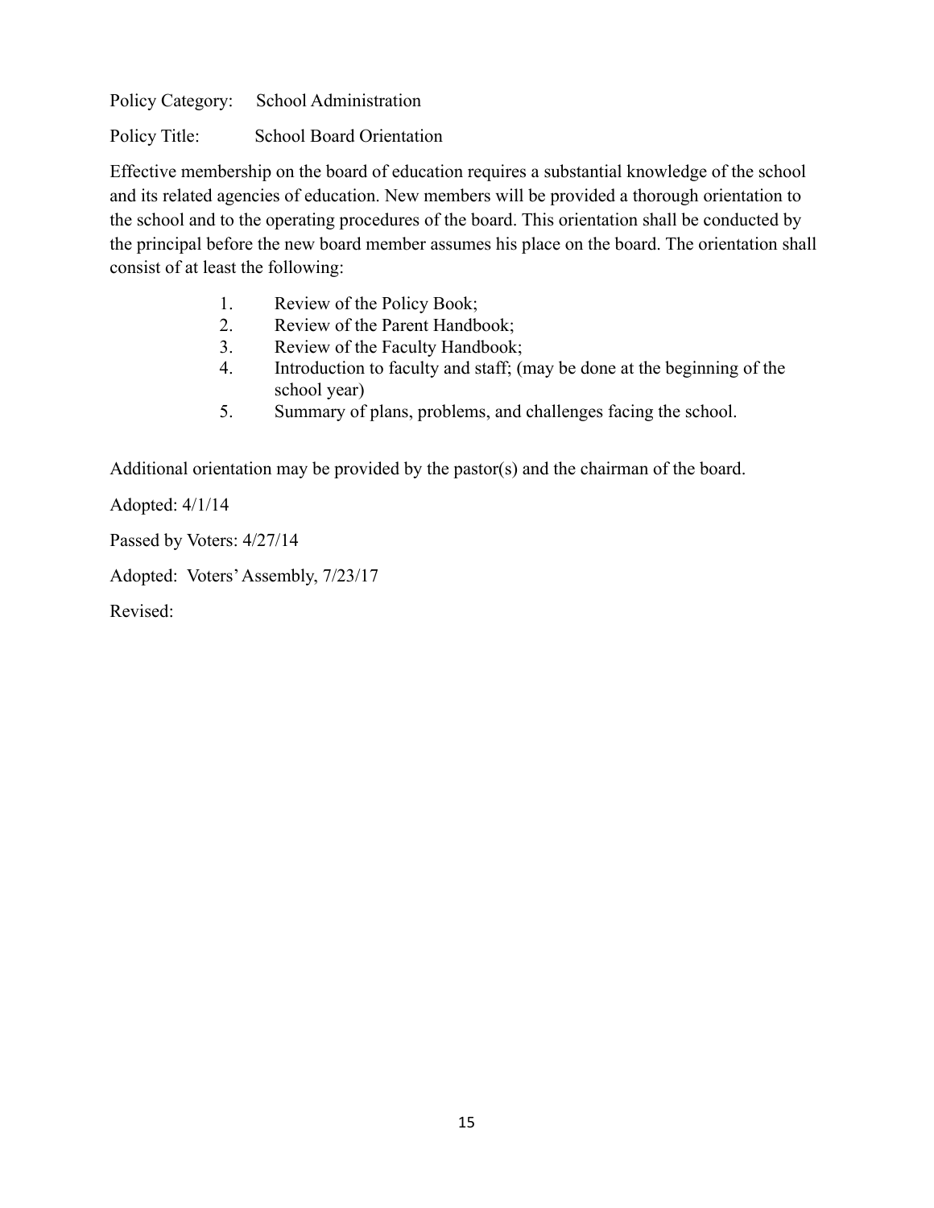Policy Category: School Administration

Policy Title: School Board Orientation

Effective membership on the board of education requires a substantial knowledge of the school and its related agencies of education. New members will be provided a thorough orientation to the school and to the operating procedures of the board. This orientation shall be conducted by the principal before the new board member assumes his place on the board. The orientation shall consist of at least the following:

1. Review of the Policy Book;
2. Review of the Parent Handbook;
3. Review of the Faculty Handbook;
4. Introduction to faculty and staff; (may be done at the beginning of the school year)
5. Summary of plans, problems, and challenges facing the school.

Additional orientation may be provided by the pastor(s) and the chairman of the board.

Adopted: 4/1/14

Passed by Voters: 4/27/14

Adopted: Voters' Assembly, 7/23/17

Revised: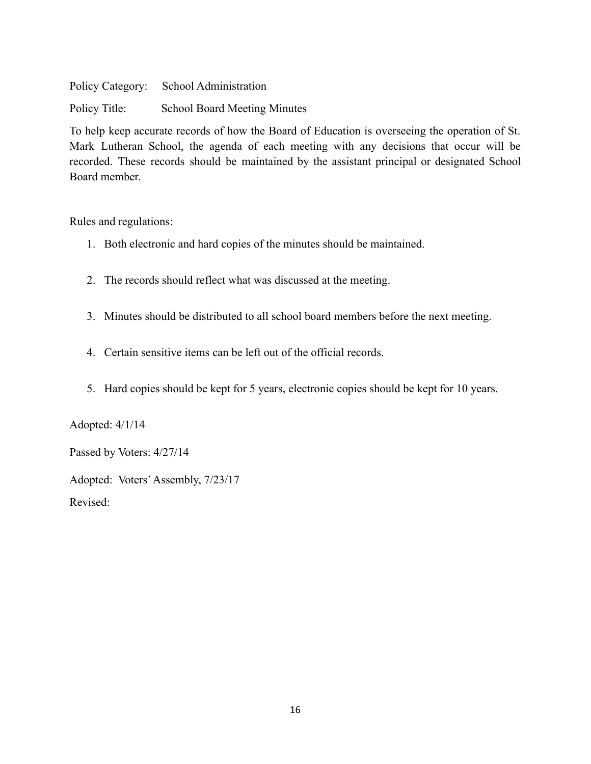Policy Category: School Administration

Policy Title: School Board Meeting Minutes

To help keep accurate records of how the Board of Education is overseeing the operation of St. Mark Lutheran School, the agenda of each meeting with any decisions that occur will be recorded. These records should be maintained by the assistant principal or designated School Board member.

Rules and regulations:

1. Both electronic and hard copies of the minutes should be maintained.

2. The records should reflect what was discussed at the meeting.

3. Minutes should be distributed to all school board members before the next meeting.

4. Certain sensitive items can be left out of the official records.

5. Hard copies should be kept for 5 years, electronic copies should be kept for 10 years.

Adopted: 4/1/14

Passed by Voters: 4/27/14

Adopted: Voters' Assembly, 7/23/17

Revised: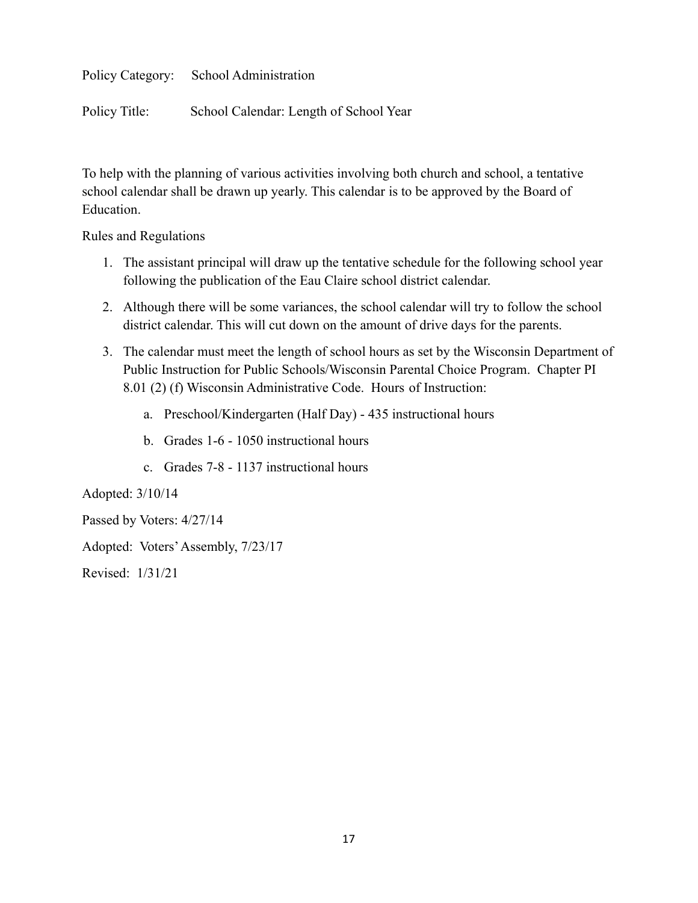Policy Category: School Administration

Policy Title: School Calendar: Length of School Year

To help with the planning of various activities involving both church and school, a tentative school calendar shall be drawn up yearly. This calendar is to be approved by the Board of Education.

Rules and Regulations

1. The assistant principal will draw up the tentative schedule for the following school year following the publication of the Eau Claire school district calendar.
2. Although there will be some variances, the school calendar will try to follow the school district calendar. This will cut down on the amount of drive days for the parents.
3. The calendar must meet the length of school hours as set by the Wisconsin Department of Public Instruction for Public Schools/Wisconsin Parental Choice Program. Chapter PI 8.01 (2) (f) Wisconsin Administrative Code. Hours of Instruction:
    a. Preschool/Kindergarten (Half Day) - 435 instructional hours
    b. Grades 1-6 - 1050 instructional hours
    c. Grades 7-8 - 1137 instructional hours

Adopted: 3/10/14

Passed by Voters: 4/27/14

Adopted: Voters' Assembly, 7/23/17

Revised: 1/31/21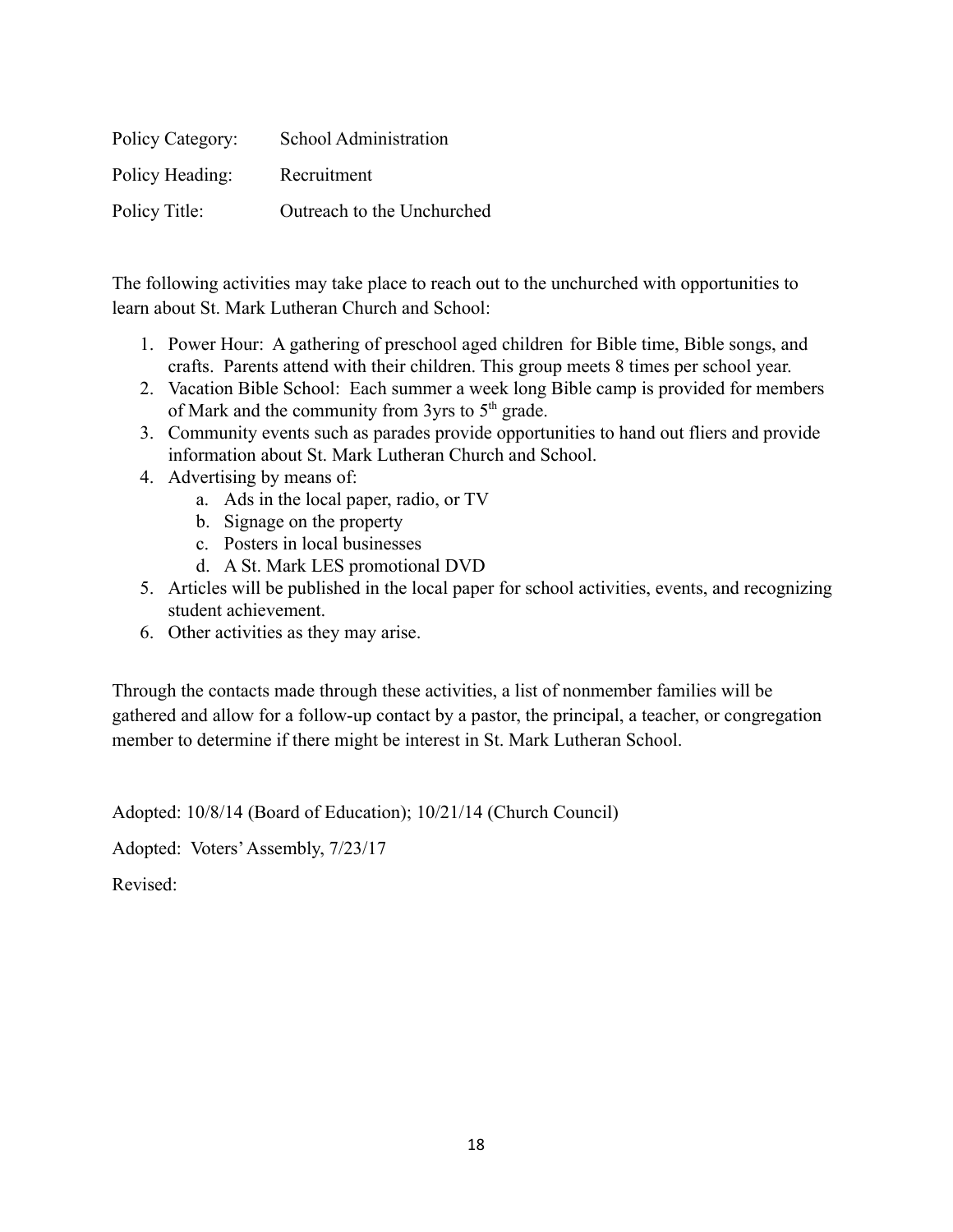Policy Category: School Administration

Policy Heading: Recruitment

Policy Title: Outreach to the Unchurched

The following activities may take place to reach out to the unchurched with opportunities to learn about St. Mark Lutheran Church and School:

1. Power Hour: A gathering of preschool aged children for Bible time, Bible songs, and crafts. Parents attend with their children. This group meets 8 times per school year.
2. Vacation Bible School: Each summer a week long Bible camp is provided for members of Mark and the community from 3yrs to 5th grade.
3. Community events such as parades provide opportunities to hand out fliers and provide information about St. Mark Lutheran Church and School.
4. Advertising by means of:
   a. Ads in the local paper, radio, or TV
   b. Signage on the property
   c. Posters in local businesses
   d. A St. Mark LES promotional DVD
5. Articles will be published in the local paper for school activities, events, and recognizing student achievement.
6. Other activities as they may arise.

Through the contacts made through these activities, a list of nonmember families will be gathered and allow for a follow-up contact by a pastor, the principal, a teacher, or congregation member to determine if there might be interest in St. Mark Lutheran School.

Adopted: 10/8/14 (Board of Education); 10/21/14 (Church Council)

Adopted: Voters' Assembly, 7/23/17

Revised: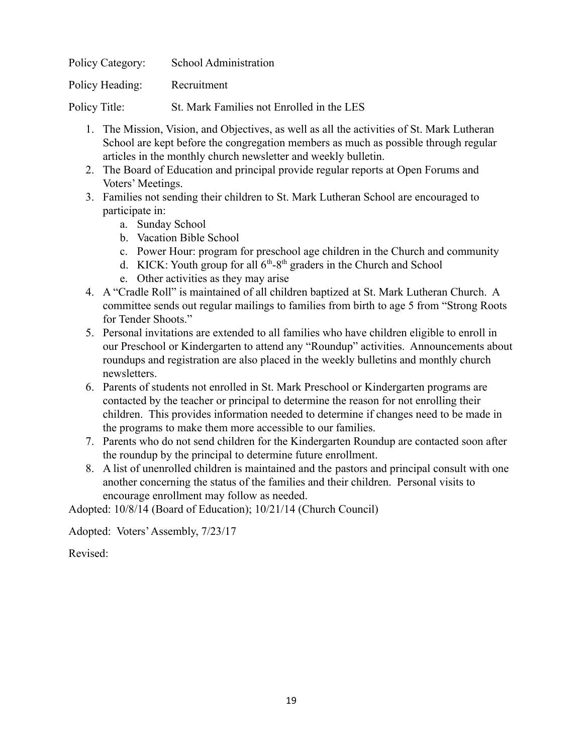Policy Category: School Administration

Policy Heading: Recruitment

Policy Title: St. Mark Families not Enrolled in the LES

1. The Mission, Vision, and Objectives, as well as all the activities of St. Mark Lutheran School are kept before the congregation members as much as possible through regular articles in the monthly church newsletter and weekly bulletin.
2. The Board of Education and principal provide regular reports at Open Forums and Voters' Meetings.
3. Families not sending their children to St. Mark Lutheran School are encouraged to participate in:
   a. Sunday School
   b. Vacation Bible School
   c. Power Hour: program for preschool age children in the Church and community
   d. KICK: Youth group for all 6th-8th graders in the Church and School
   e. Other activities as they may arise
4. A "Cradle Roll" is maintained of all children baptized at St. Mark Lutheran Church. A committee sends out regular mailings to families from birth to age 5 from "Strong Roots for Tender Shoots."
5. Personal invitations are extended to all families who have children eligible to enroll in our Preschool or Kindergarten to attend any "Roundup" activities. Announcements about roundups and registration are also placed in the weekly bulletins and monthly church newsletters.
6. Parents of students not enrolled in St. Mark Preschool or Kindergarten programs are contacted by the teacher or principal to determine the reason for not enrolling their children. This provides information needed to determine if changes need to be made in the programs to make them more accessible to our families.
7. Parents who do not send children for the Kindergarten Roundup are contacted soon after the roundup by the principal to determine future enrollment.
8. A list of unenrolled children is maintained and the pastors and principal consult with one another concerning the status of the families and their children. Personal visits to encourage enrollment may follow as needed.

Adopted: 10/8/14 (Board of Education); 10/21/14 (Church Council)

Adopted: Voters' Assembly, 7/23/17

Revised: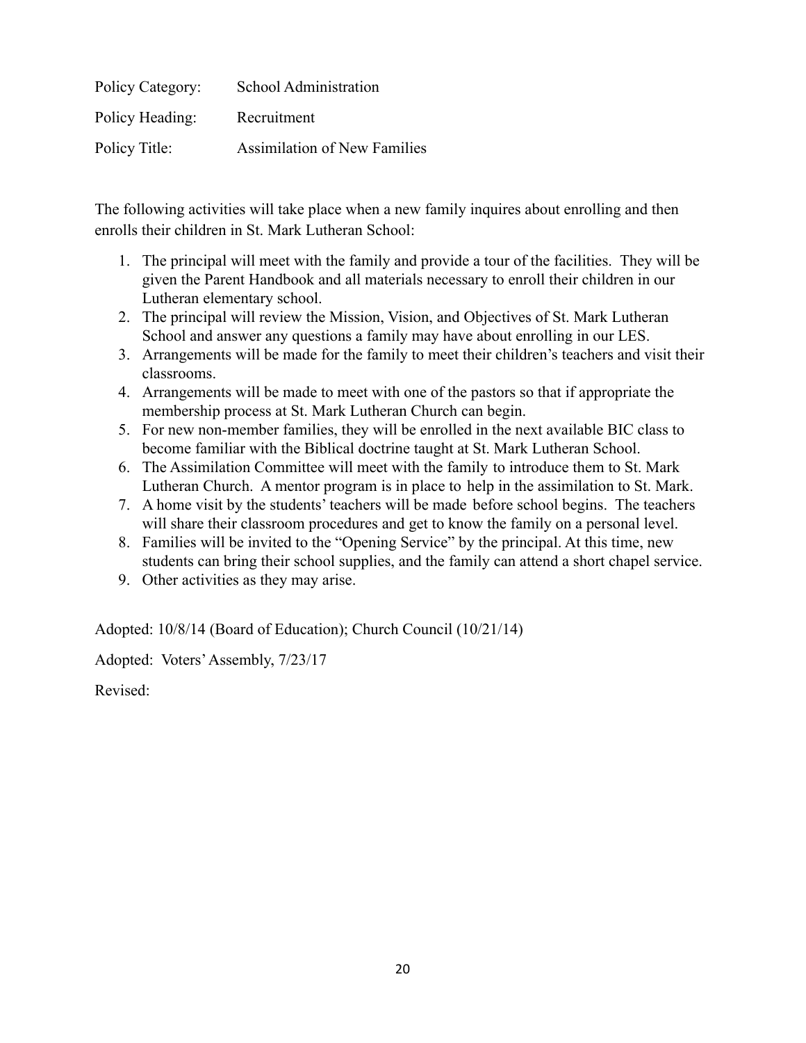Policy Category: School Administration

Policy Heading: Recruitment

Policy Title: Assimilation of New Families

The following activities will take place when a new family inquires about enrolling and then enrolls their children in St. Mark Lutheran School:

1. The principal will meet with the family and provide a tour of the facilities. They will be given the Parent Handbook and all materials necessary to enroll their children in our Lutheran elementary school.
2. The principal will review the Mission, Vision, and Objectives of St. Mark Lutheran School and answer any questions a family may have about enrolling in our LES.
3. Arrangements will be made for the family to meet their children's teachers and visit their classrooms.
4. Arrangements will be made to meet with one of the pastors so that if appropriate the membership process at St. Mark Lutheran Church can begin.
5. For new non-member families, they will be enrolled in the next available BIC class to become familiar with the Biblical doctrine taught at St. Mark Lutheran School.
6. The Assimilation Committee will meet with the family to introduce them to St. Mark Lutheran Church. A mentor program is in place to help in the assimilation to St. Mark.
7. A home visit by the students' teachers will be made before school begins. The teachers will share their classroom procedures and get to know the family on a personal level.
8. Families will be invited to the "Opening Service" by the principal. At this time, new students can bring their school supplies, and the family can attend a short chapel service.
9. Other activities as they may arise.

Adopted: 10/8/14 (Board of Education); Church Council (10/21/14)

Adopted: Voters' Assembly, 7/23/17

Revised: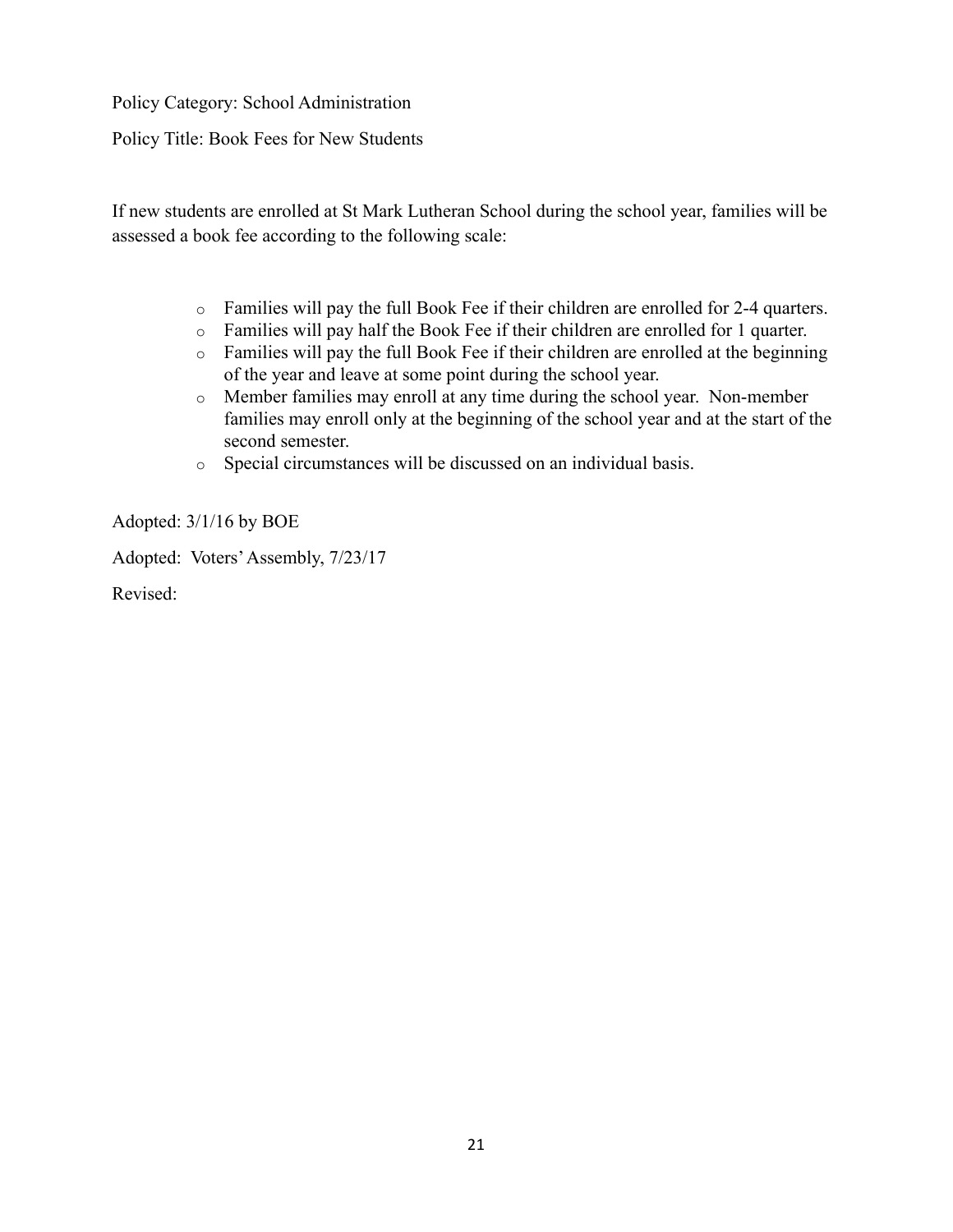Policy Category: School Administration

Policy Title: Book Fees for New Students

If new students are enrolled at St Mark Lutheran School during the school year, families will be assessed a book fee according to the following scale:

- Families will pay the full Book Fee if their children are enrolled for 2-4 quarters.
- Families will pay half the Book Fee if their children are enrolled for 1 quarter.
- Families will pay the full Book Fee if their children are enrolled at the beginning of the year and leave at some point during the school year.
- Member families may enroll at any time during the school year. Non-member families may enroll only at the beginning of the school year and at the start of the second semester.
- Special circumstances will be discussed on an individual basis.

Adopted: 3/1/16 by BOE

Adopted: Voters' Assembly, 7/23/17

Revised: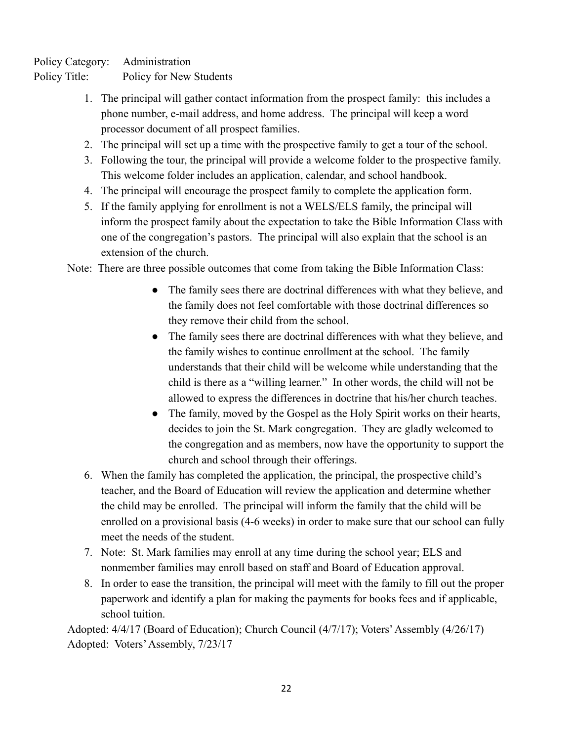Policy Category: Administration
Policy Title: Policy for New Students

1. The principal will gather contact information from the prospect family: this includes a phone number, e-mail address, and home address. The principal will keep a word processor document of all prospect families.
2. The principal will set up a time with the prospective family to get a tour of the school.
3. Following the tour, the principal will provide a welcome folder to the prospective family. This welcome folder includes an application, calendar, and school handbook.
4. The principal will encourage the prospect family to complete the application form.
5. If the family applying for enrollment is not a WELS/ELS family, the principal will inform the prospect family about the expectation to take the Bible Information Class with one of the congregation's pastors. The principal will also explain that the school is an extension of the church.

Note: There are three possible outcomes that come from taking the Bible Information Class:

- The family sees there are doctrinal differences with what they believe, and the family does not feel comfortable with those doctrinal differences so they remove their child from the school.
- The family sees there are doctrinal differences with what they believe, and the family wishes to continue enrollment at the school. The family understands that their child will be welcome while understanding that the child is there as a "willing learner." In other words, the child will not be allowed to express the differences in doctrine that his/her church teaches.
- The family, moved by the Gospel as the Holy Spirit works on their hearts, decides to join the St. Mark congregation. They are gladly welcomed to the congregation and as members, now have the opportunity to support the church and school through their offerings.

6. When the family has completed the application, the principal, the prospective child's teacher, and the Board of Education will review the application and determine whether the child may be enrolled. The principal will inform the family that the child will be enrolled on a provisional basis (4-6 weeks) in order to make sure that our school can fully meet the needs of the student.
7. Note: St. Mark families may enroll at any time during the school year; ELS and nonmember families may enroll based on staff and Board of Education approval.
8. In order to ease the transition, the principal will meet with the family to fill out the proper paperwork and identify a plan for making the payments for books fees and if applicable, school tuition.

Adopted: 4/4/17 (Board of Education); Church Council (4/7/17); Voters' Assembly (4/26/17)
Adopted: Voters' Assembly, 7/23/17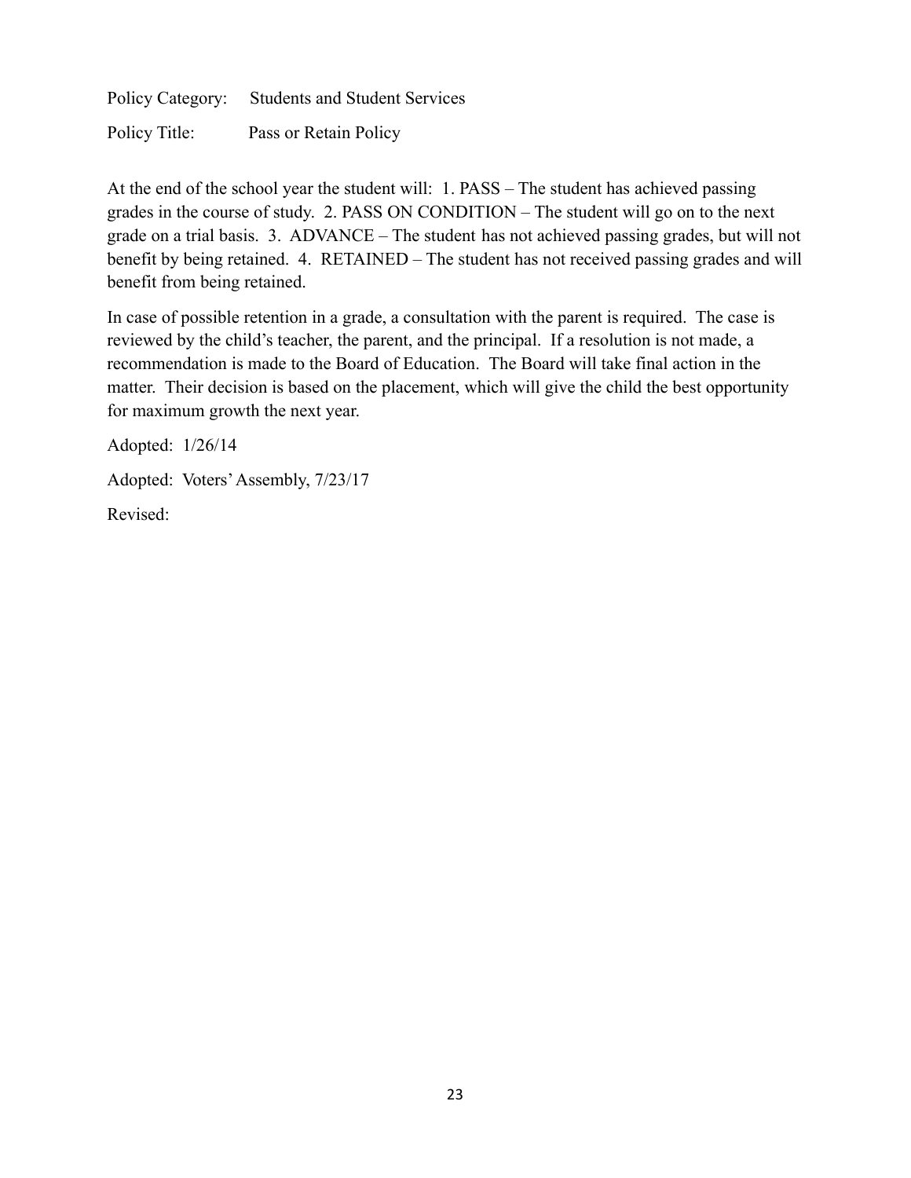Policy Category: Students and Student Services

Policy Title: Pass or Retain Policy

At the end of the school year the student will: 1. PASS – The student has achieved passing grades in the course of study. 2. PASS ON CONDITION – The student will go on to the next grade on a trial basis. 3. ADVANCE – The student has not achieved passing grades, but will not benefit by being retained. 4. RETAINED – The student has not received passing grades and will benefit from being retained.

In case of possible retention in a grade, a consultation with the parent is required. The case is reviewed by the child's teacher, the parent, and the principal. If a resolution is not made, a recommendation is made to the Board of Education. The Board will take final action in the matter. Their decision is based on the placement, which will give the child the best opportunity for maximum growth the next year.

Adopted: 1/26/14

Adopted: Voters' Assembly, 7/23/17

Revised: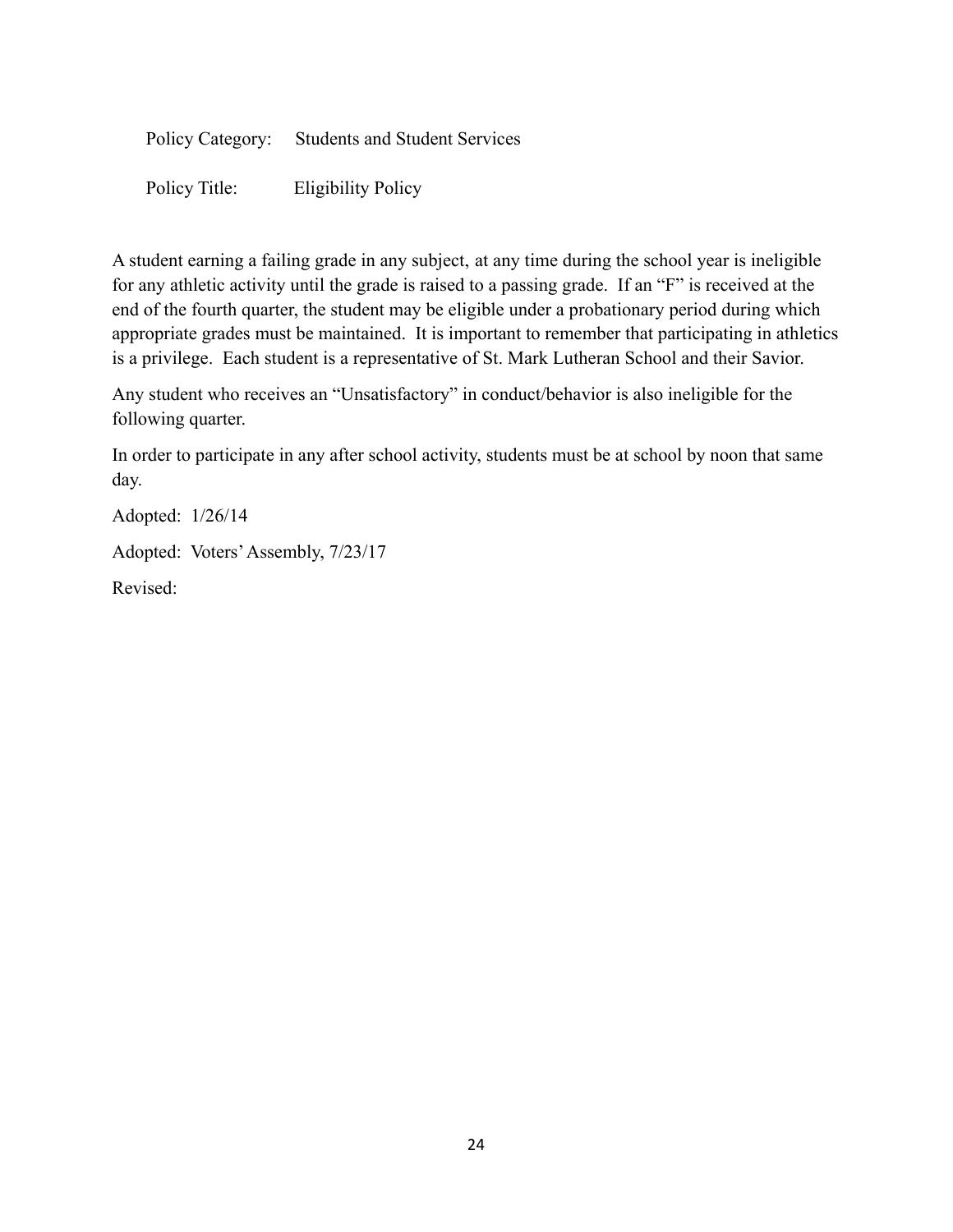Policy Category: Students and Student Services

Policy Title: Eligibility Policy

A student earning a failing grade in any subject, at any time during the school year is ineligible for any athletic activity until the grade is raised to a passing grade. If an "F" is received at the end of the fourth quarter, the student may be eligible under a probationary period during which appropriate grades must be maintained. It is important to remember that participating in athletics is a privilege. Each student is a representative of St. Mark Lutheran School and their Savior.

Any student who receives an "Unsatisfactory" in conduct/behavior is also ineligible for the following quarter.

In order to participate in any after school activity, students must be at school by noon that same day.

Adopted: 1/26/14

Adopted: Voters' Assembly, 7/23/17

Revised: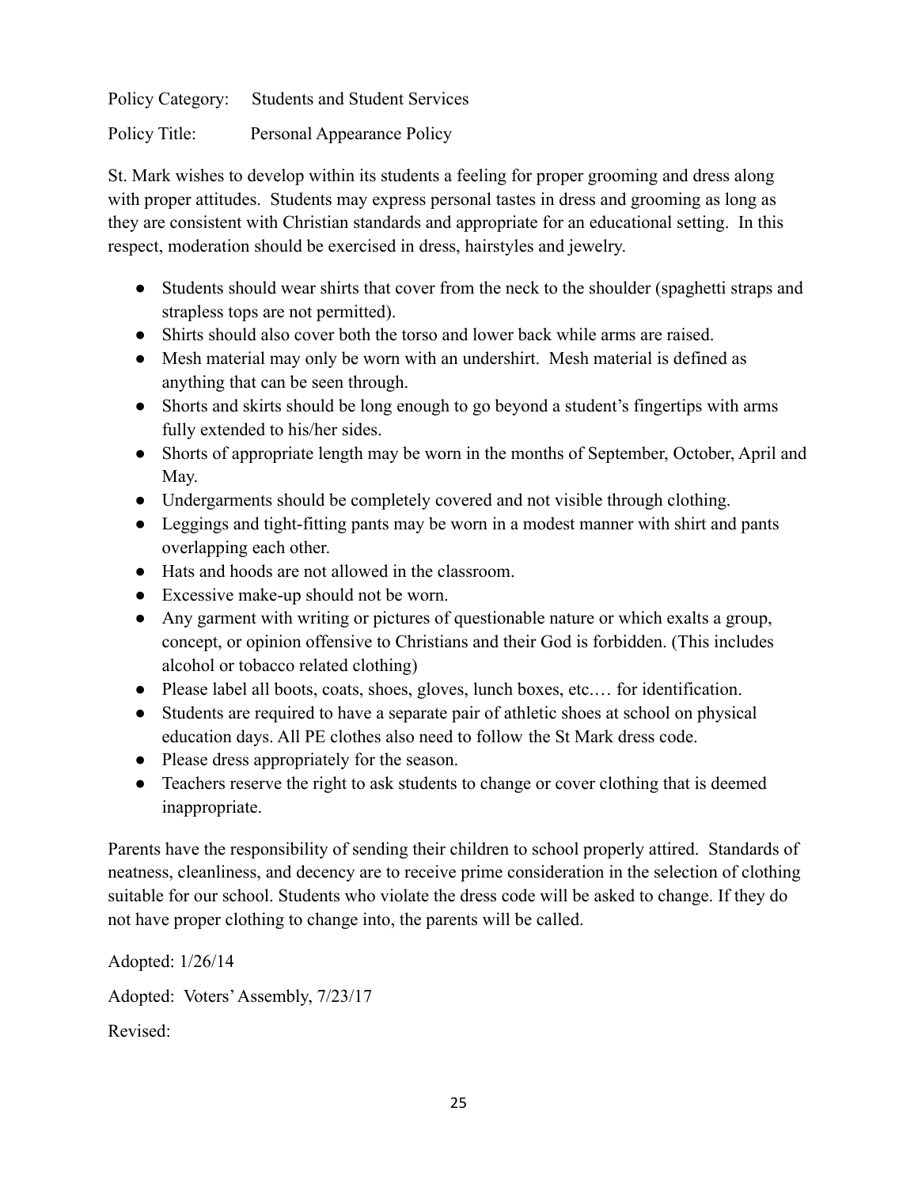Policy Category: Students and Student Services

Policy Title: Personal Appearance Policy

St. Mark wishes to develop within its students a feeling for proper grooming and dress along with proper attitudes. Students may express personal tastes in dress and grooming as long as they are consistent with Christian standards and appropriate for an educational setting. In this respect, moderation should be exercised in dress, hairstyles and jewelry.

- Students should wear shirts that cover from the neck to the shoulder (spaghetti straps and strapless tops are not permitted).
- Shirts should also cover both the torso and lower back while arms are raised.
- Mesh material may only be worn with an undershirt. Mesh material is defined as anything that can be seen through.
- Shorts and skirts should be long enough to go beyond a student's fingertips with arms fully extended to his/her sides.
- Shorts of appropriate length may be worn in the months of September, October, April and May.
- Undergarments should be completely covered and not visible through clothing.
- Leggings and tight-fitting pants may be worn in a modest manner with shirt and pants overlapping each other.
- Hats and hoods are not allowed in the classroom.
- Excessive make-up should not be worn.
- Any garment with writing or pictures of questionable nature or which exalts a group, concept, or opinion offensive to Christians and their God is forbidden. (This includes alcohol or tobacco related clothing)
- Please label all boots, coats, shoes, gloves, lunch boxes, etc.… for identification.
- Students are required to have a separate pair of athletic shoes at school on physical education days. All PE clothes also need to follow the St Mark dress code.
- Please dress appropriately for the season.
- Teachers reserve the right to ask students to change or cover clothing that is deemed inappropriate.

Parents have the responsibility of sending their children to school properly attired. Standards of neatness, cleanliness, and decency are to receive prime consideration in the selection of clothing suitable for our school. Students who violate the dress code will be asked to change. If they do not have proper clothing to change into, the parents will be called.

Adopted: 1/26/14

Adopted: Voters' Assembly, 7/23/17

Revised: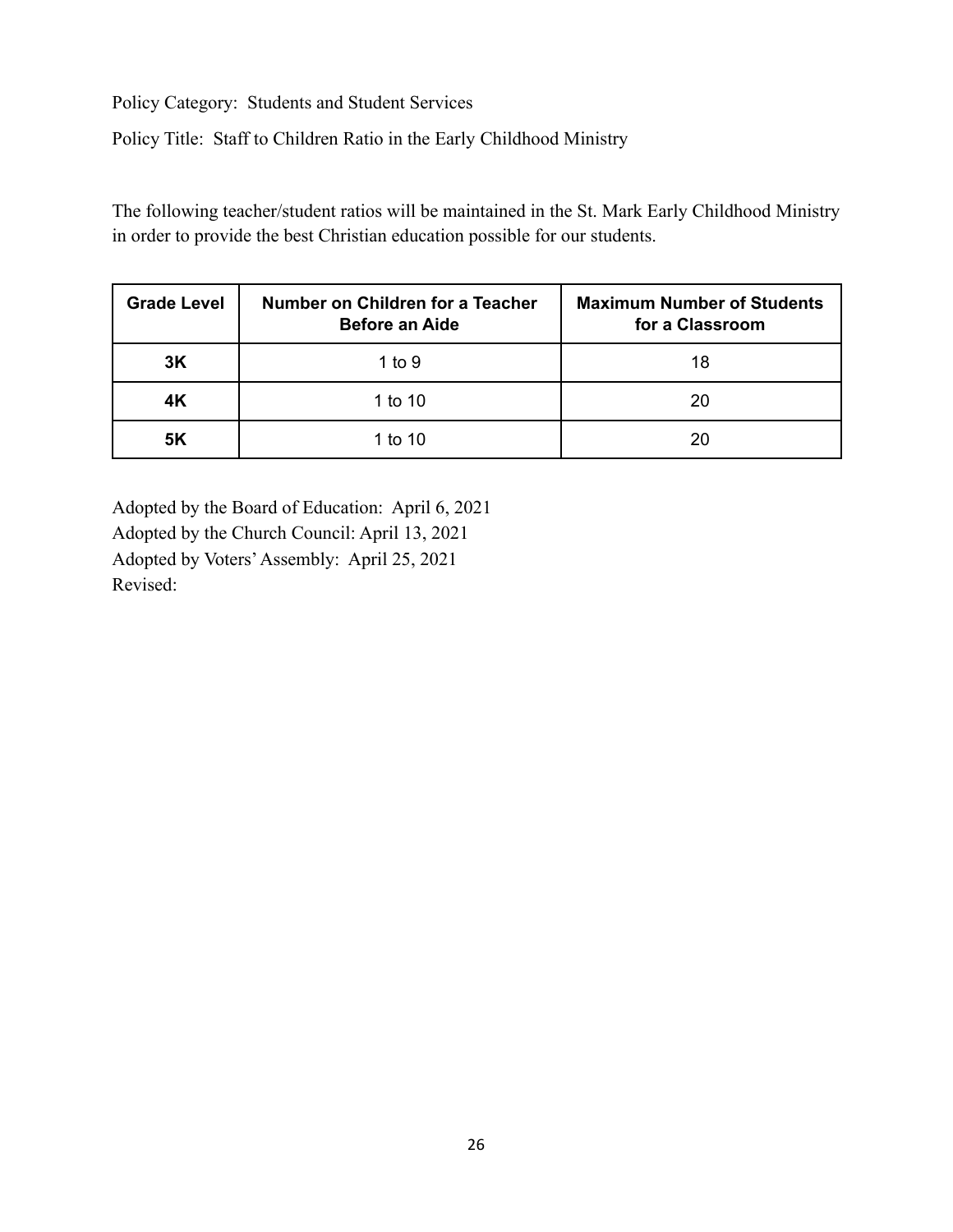Policy Category: Students and Student Services

Policy Title: Staff to Children Ratio in the Early Childhood Ministry

The following teacher/student ratios will be maintained in the St. Mark Early Childhood Ministry in order to provide the best Christian education possible for our students.

| Grade Level | Number on Children for a Teacher Before an Aide | Maximum Number of Students for a Classroom |
|---|---|---|
| **3K** | 1 to 9 | 18 |
| **4K** | 1 to 10 | 20 |
| **5K** | 1 to 10 | 20 |

Adopted by the Board of Education: April 6, 2021
Adopted by the Church Council: April 13, 2021
Adopted by Voters' Assembly: April 25, 2021
Revised: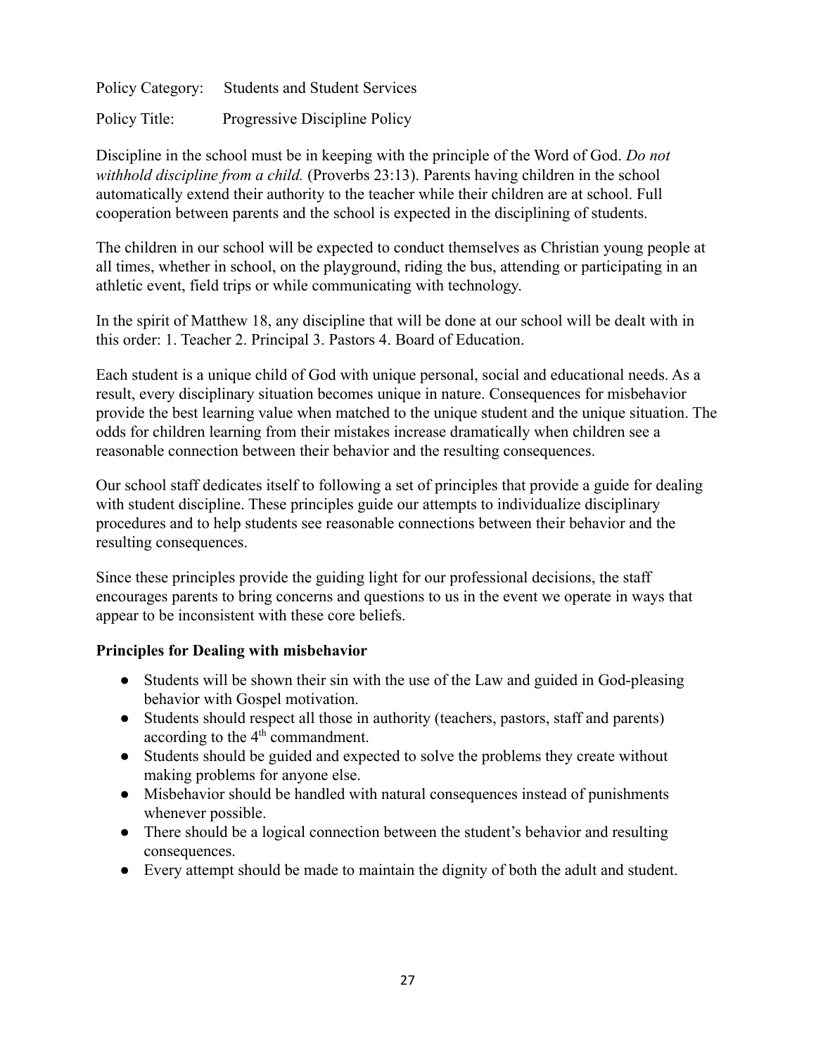Policy Category: Students and Student Services

Policy Title: Progressive Discipline Policy

Discipline in the school must be in keeping with the principle of the Word of God. *Do not withhold discipline from a child.* (Proverbs 23:13). Parents having children in the school automatically extend their authority to the teacher while their children are at school. Full cooperation between parents and the school is expected in the disciplining of students.

The children in our school will be expected to conduct themselves as Christian young people at all times, whether in school, on the playground, riding the bus, attending or participating in an athletic event, field trips or while communicating with technology.

In the spirit of Matthew 18, any discipline that will be done at our school will be dealt with in this order: 1. Teacher 2. Principal 3. Pastors 4. Board of Education.

Each student is a unique child of God with unique personal, social and educational needs. As a result, every disciplinary situation becomes unique in nature. Consequences for misbehavior provide the best learning value when matched to the unique student and the unique situation. The odds for children learning from their mistakes increase dramatically when children see a reasonable connection between their behavior and the resulting consequences.

Our school staff dedicates itself to following a set of principles that provide a guide for dealing with student discipline. These principles guide our attempts to individualize disciplinary procedures and to help students see reasonable connections between their behavior and the resulting consequences.

Since these principles provide the guiding light for our professional decisions, the staff encourages parents to bring concerns and questions to us in the event we operate in ways that appear to be inconsistent with these core beliefs.

**Principles for Dealing with misbehavior**

- Students will be shown their sin with the use of the Law and guided in God-pleasing behavior with Gospel motivation.
- Students should respect all those in authority (teachers, pastors, staff and parents) according to the 4th commandment.
- Students should be guided and expected to solve the problems they create without making problems for anyone else.
- Misbehavior should be handled with natural consequences instead of punishments whenever possible.
- There should be a logical connection between the student's behavior and resulting consequences.
- Every attempt should be made to maintain the dignity of both the adult and student.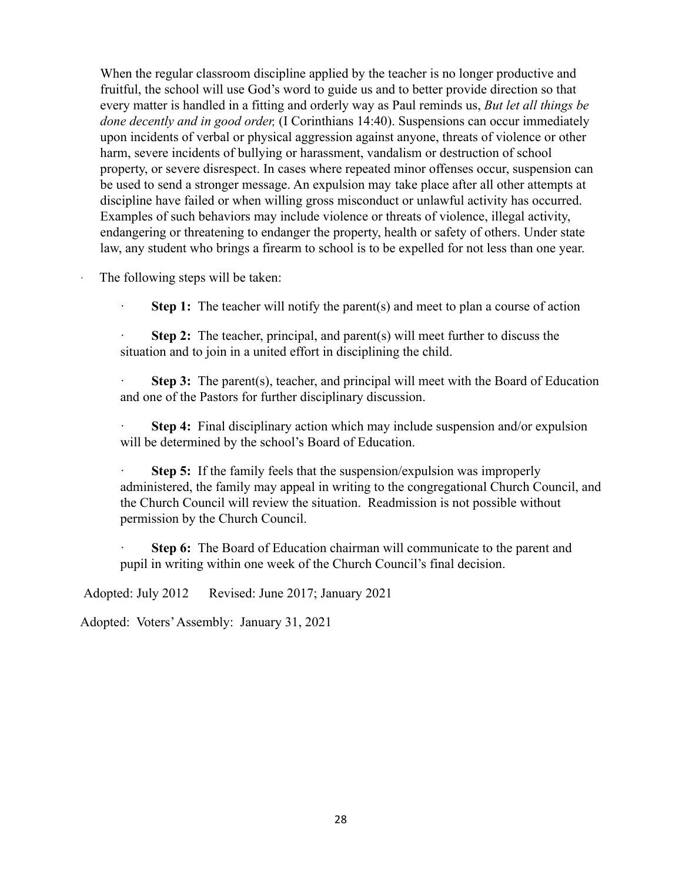When the regular classroom discipline applied by the teacher is no longer productive and fruitful, the school will use God's word to guide us and to better provide direction so that every matter is handled in a fitting and orderly way as Paul reminds us, *But let all things be done decently and in good order,* (I Corinthians 14:40). Suspensions can occur immediately upon incidents of verbal or physical aggression against anyone, threats of violence or other harm, severe incidents of bullying or harassment, vandalism or destruction of school property, or severe disrespect. In cases where repeated minor offenses occur, suspension can be used to send a stronger message. An expulsion may take place after all other attempts at discipline have failed or when willing gross misconduct or unlawful activity has occurred. Examples of such behaviors may include violence or threats of violence, illegal activity, endangering or threatening to endanger the property, health or safety of others. Under state law, any student who brings a firearm to school is to be expelled for not less than one year.

- The following steps will be taken:
  - **Step 1:** The teacher will notify the parent(s) and meet to plan a course of action
  - **Step 2:** The teacher, principal, and parent(s) will meet further to discuss the situation and to join in a united effort in disciplining the child.
  - **Step 3:** The parent(s), teacher, and principal will meet with the Board of Education and one of the Pastors for further disciplinary discussion.
  - **Step 4:** Final disciplinary action which may include suspension and/or expulsion will be determined by the school's Board of Education.
  - **Step 5:** If the family feels that the suspension/expulsion was improperly administered, the family may appeal in writing to the congregational Church Council, and the Church Council will review the situation. Readmission is not possible without permission by the Church Council.
  - **Step 6:** The Board of Education chairman will communicate to the parent and pupil in writing within one week of the Church Council's final decision.

Adopted: July 2012 Revised: June 2017; January 2021

Adopted: Voters' Assembly: January 31, 2021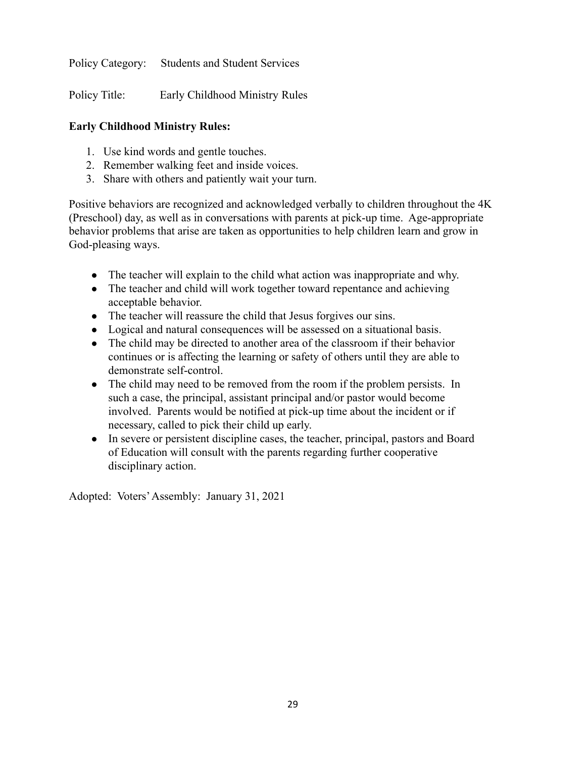Policy Category: Students and Student Services

Policy Title: Early Childhood Ministry Rules

**Early Childhood Ministry Rules:**

1. Use kind words and gentle touches.
2. Remember walking feet and inside voices.
3. Share with others and patiently wait your turn.

Positive behaviors are recognized and acknowledged verbally to children throughout the 4K (Preschool) day, as well as in conversations with parents at pick-up time. Age-appropriate behavior problems that arise are taken as opportunities to help children learn and grow in God-pleasing ways.

- The teacher will explain to the child what action was inappropriate and why.
- The teacher and child will work together toward repentance and achieving acceptable behavior.
- The teacher will reassure the child that Jesus forgives our sins.
- Logical and natural consequences will be assessed on a situational basis.
- The child may be directed to another area of the classroom if their behavior continues or is affecting the learning or safety of others until they are able to demonstrate self-control.
- The child may need to be removed from the room if the problem persists. In such a case, the principal, assistant principal and/or pastor would become involved. Parents would be notified at pick-up time about the incident or if necessary, called to pick their child up early.
- In severe or persistent discipline cases, the teacher, principal, pastors and Board of Education will consult with the parents regarding further cooperative disciplinary action.

Adopted: Voters' Assembly: January 31, 2021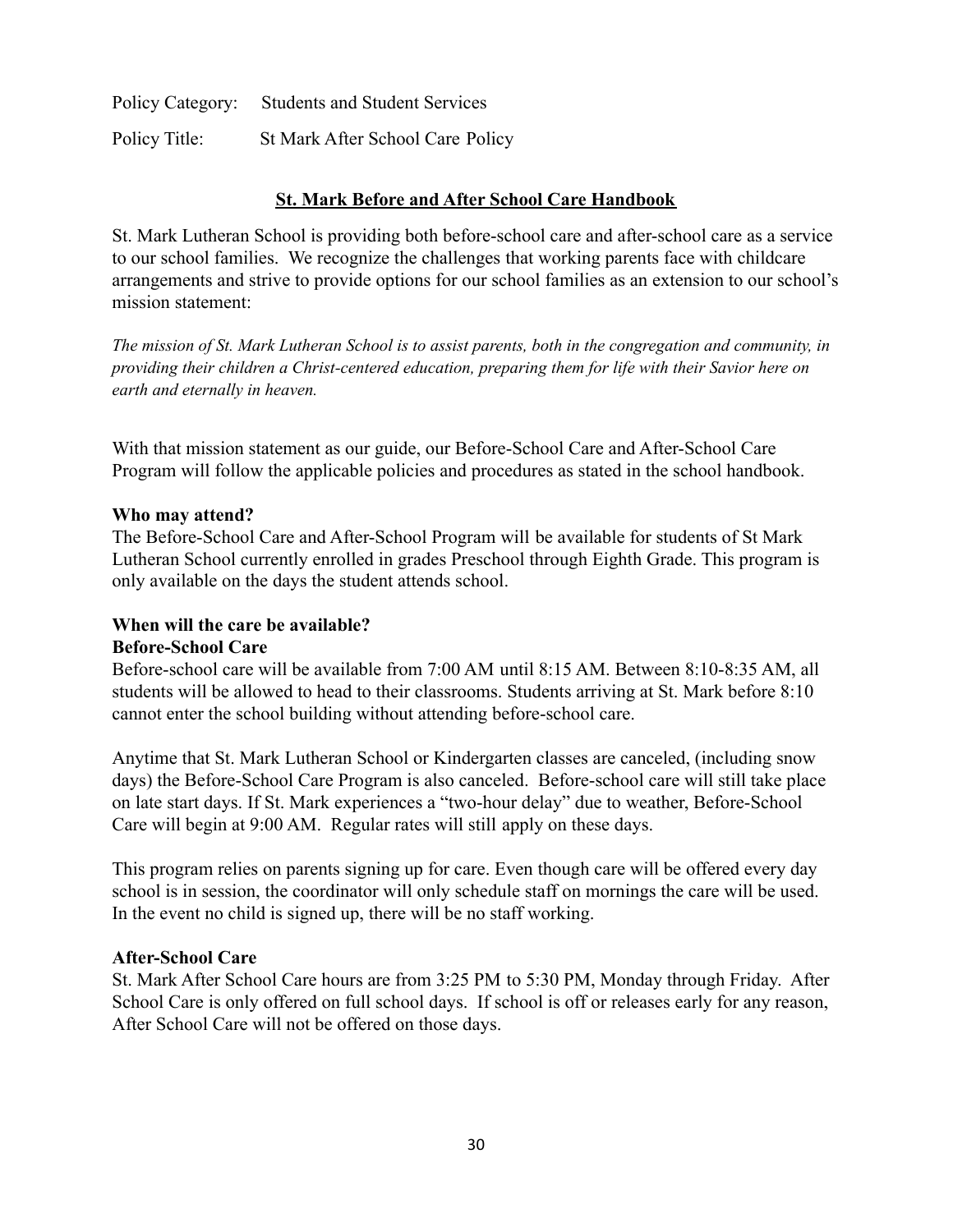Policy Category: Students and Student Services

Policy Title: St Mark After School Care Policy

## St. Mark Before and After School Care Handbook

St. Mark Lutheran School is providing both before-school care and after-school care as a service to our school families. We recognize the challenges that working parents face with childcare arrangements and strive to provide options for our school families as an extension to our school's mission statement:

*The mission of St. Mark Lutheran School is to assist parents, both in the congregation and community, in providing their children a Christ-centered education, preparing them for life with their Savior here on earth and eternally in heaven.*

With that mission statement as our guide, our Before-School Care and After-School Care Program will follow the applicable policies and procedures as stated in the school handbook.

**Who may attend?**

The Before-School Care and After-School Program will be available for students of St Mark Lutheran School currently enrolled in grades Preschool through Eighth Grade. This program is only available on the days the student attends school.

**When will the care be available?**

**Before-School Care**

Before-school care will be available from 7:00 AM until 8:15 AM. Between 8:10-8:35 AM, all students will be allowed to head to their classrooms. Students arriving at St. Mark before 8:10 cannot enter the school building without attending before-school care.

Anytime that St. Mark Lutheran School or Kindergarten classes are canceled, (including snow days) the Before-School Care Program is also canceled. Before-school care will still take place on late start days. If St. Mark experiences a "two-hour delay" due to weather, Before-School Care will begin at 9:00 AM. Regular rates will still apply on these days.

This program relies on parents signing up for care. Even though care will be offered every day school is in session, the coordinator will only schedule staff on mornings the care will be used. In the event no child is signed up, there will be no staff working.

**After-School Care**

St. Mark After School Care hours are from 3:25 PM to 5:30 PM, Monday through Friday. After School Care is only offered on full school days. If school is off or releases early for any reason, After School Care will not be offered on those days.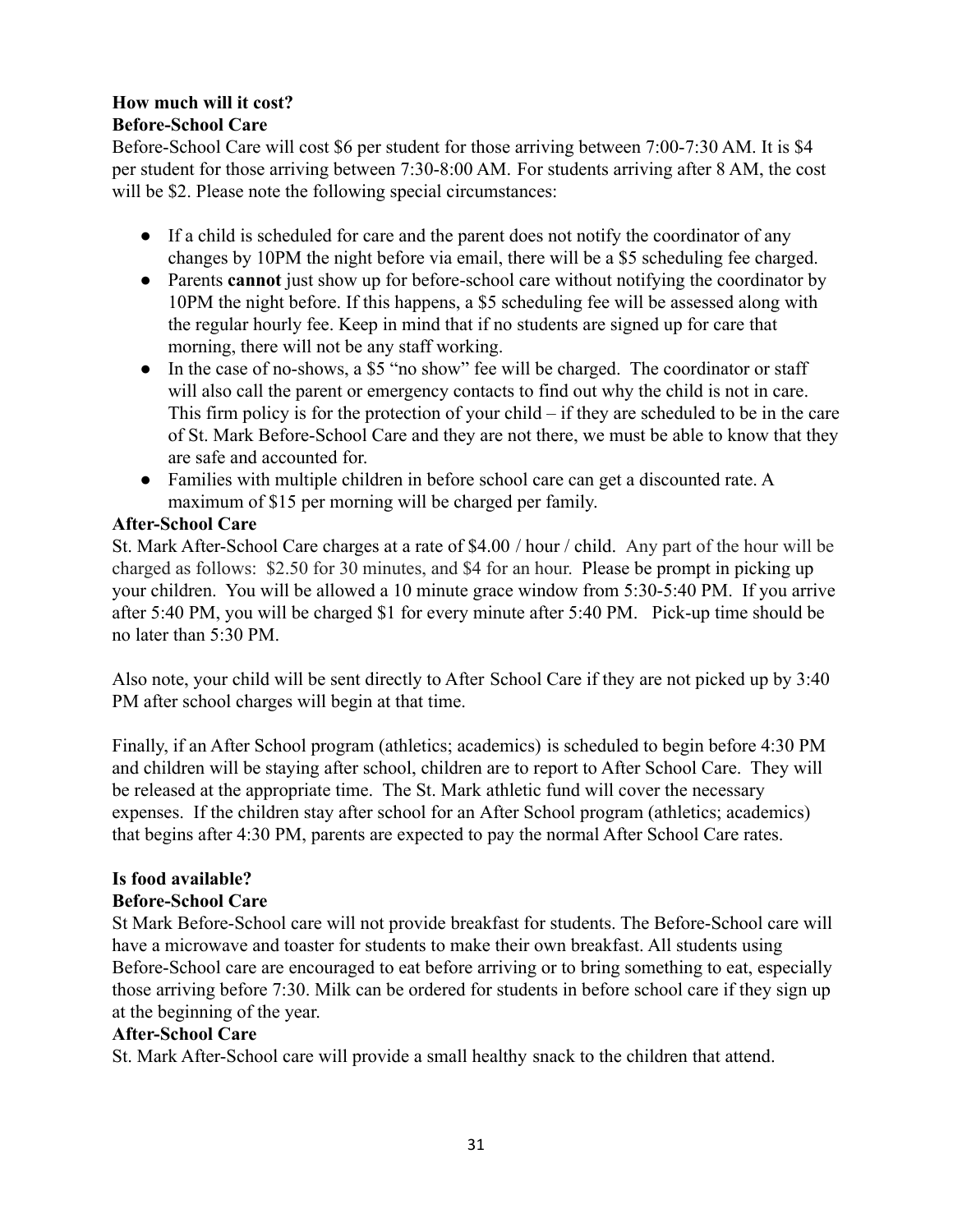**How much will it cost?**

**Before-School Care**

Before-School Care will cost $6 per student for those arriving between 7:00-7:30 AM. It is $4 per student for those arriving between 7:30-8:00 AM. For students arriving after 8 AM, the cost will be $2. Please note the following special circumstances:

- If a child is scheduled for care and the parent does not notify the coordinator of any changes by 10PM the night before via email, there will be a $5 scheduling fee charged.
- Parents **cannot** just show up for before-school care without notifying the coordinator by 10PM the night before. If this happens, a $5 scheduling fee will be assessed along with the regular hourly fee. Keep in mind that if no students are signed up for care that morning, there will not be any staff working.
- In the case of no-shows, a $5 "no show" fee will be charged. The coordinator or staff will also call the parent or emergency contacts to find out why the child is not in care. This firm policy is for the protection of your child – if they are scheduled to be in the care of St. Mark Before-School Care and they are not there, we must be able to know that they are safe and accounted for.
- Families with multiple children in before school care can get a discounted rate. A maximum of $15 per morning will be charged per family.

**After-School Care**

St. Mark After-School Care charges at a rate of $4.00 / hour / child. Any part of the hour will be charged as follows: $2.50 for 30 minutes, and $4 for an hour. Please be prompt in picking up your children. You will be allowed a 10 minute grace window from 5:30-5:40 PM. If you arrive after 5:40 PM, you will be charged $1 for every minute after 5:40 PM. Pick-up time should be no later than 5:30 PM.

Also note, your child will be sent directly to After School Care if they are not picked up by 3:40 PM after school charges will begin at that time.

Finally, if an After School program (athletics; academics) is scheduled to begin before 4:30 PM and children will be staying after school, children are to report to After School Care. They will be released at the appropriate time. The St. Mark athletic fund will cover the necessary expenses. If the children stay after school for an After School program (athletics; academics) that begins after 4:30 PM, parents are expected to pay the normal After School Care rates.

**Is food available?**

**Before-School Care**

St Mark Before-School care will not provide breakfast for students. The Before-School care will have a microwave and toaster for students to make their own breakfast. All students using Before-School care are encouraged to eat before arriving or to bring something to eat, especially those arriving before 7:30. Milk can be ordered for students in before school care if they sign up at the beginning of the year.

**After-School Care**

St. Mark After-School care will provide a small healthy snack to the children that attend.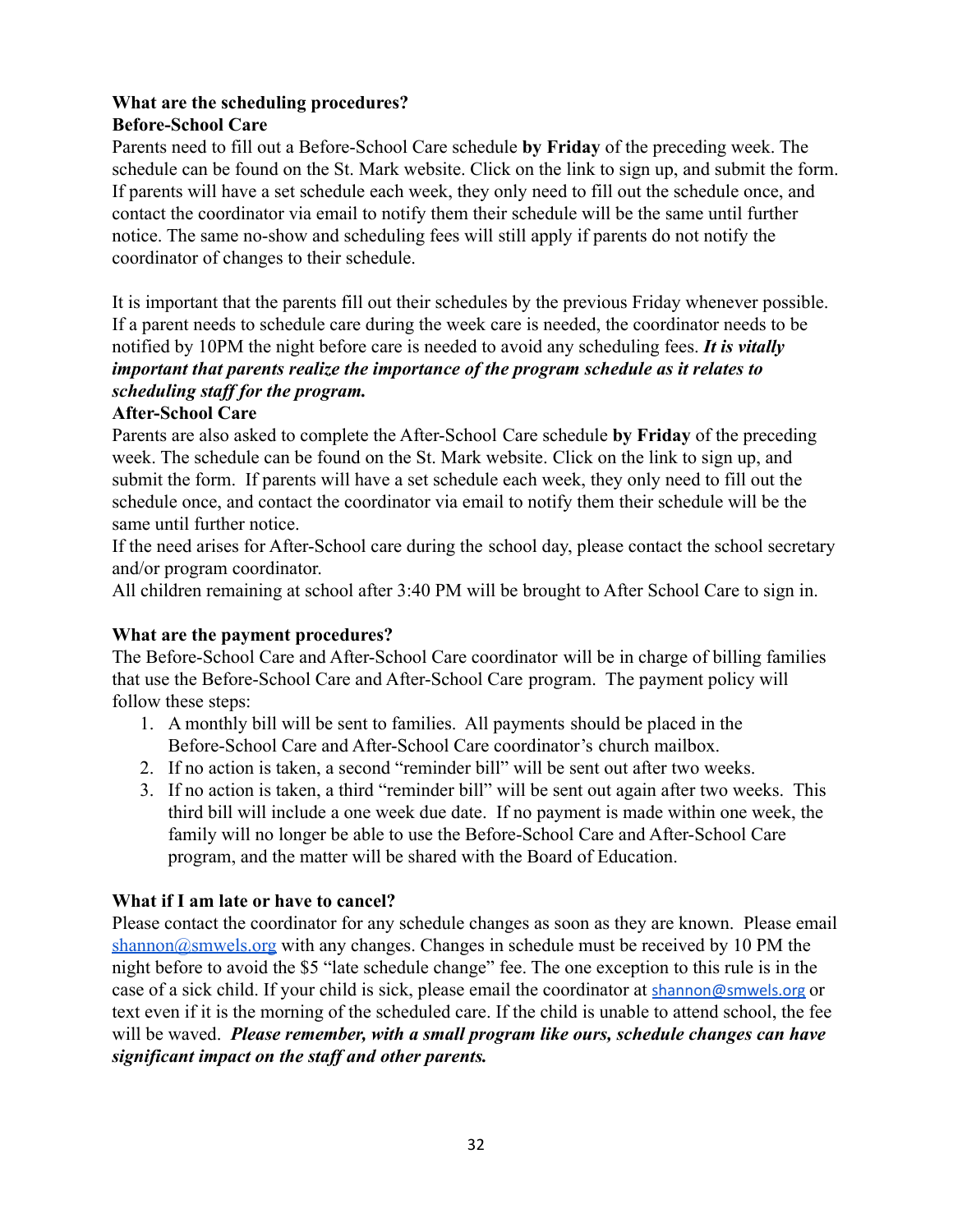**What are the scheduling procedures?**

**Before-School Care**

Parents need to fill out a Before-School Care schedule **by Friday** of the preceding week. The schedule can be found on the St. Mark website. Click on the link to sign up, and submit the form. If parents will have a set schedule each week, they only need to fill out the schedule once, and contact the coordinator via email to notify them their schedule will be the same until further notice. The same no-show and scheduling fees will still apply if parents do not notify the coordinator of changes to their schedule.

It is important that the parents fill out their schedules by the previous Friday whenever possible. If a parent needs to schedule care during the week care is needed, the coordinator needs to be notified by 10PM the night before care is needed to avoid any scheduling fees. ***It is vitally important that parents realize the importance of the program schedule as it relates to scheduling staff for the program.***

**After-School Care**

Parents are also asked to complete the After-School Care schedule **by Friday** of the preceding week. The schedule can be found on the St. Mark website. Click on the link to sign up, and submit the form. If parents will have a set schedule each week, they only need to fill out the schedule once, and contact the coordinator via email to notify them their schedule will be the same until further notice.

If the need arises for After-School care during the school day, please contact the school secretary and/or program coordinator.

All children remaining at school after 3:40 PM will be brought to After School Care to sign in.

**What are the payment procedures?**

The Before-School Care and After-School Care coordinator will be in charge of billing families that use the Before-School Care and After-School Care program. The payment policy will follow these steps:

1. A monthly bill will be sent to families. All payments should be placed in the Before-School Care and After-School Care coordinator's church mailbox.
2. If no action is taken, a second "reminder bill" will be sent out after two weeks.
3. If no action is taken, a third "reminder bill" will be sent out again after two weeks. This third bill will include a one week due date. If no payment is made within one week, the family will no longer be able to use the Before-School Care and After-School Care program, and the matter will be shared with the Board of Education.

**What if I am late or have to cancel?**

Please contact the coordinator for any schedule changes as soon as they are known. Please email shannon@smwels.org with any changes. Changes in schedule must be received by 10 PM the night before to avoid the $5 "late schedule change" fee. The one exception to this rule is in the case of a sick child. If your child is sick, please email the coordinator at shannon@smwels.org or text even if it is the morning of the scheduled care. If the child is unable to attend school, the fee will be waved. ***Please remember, with a small program like ours, schedule changes can have significant impact on the staff and other parents.***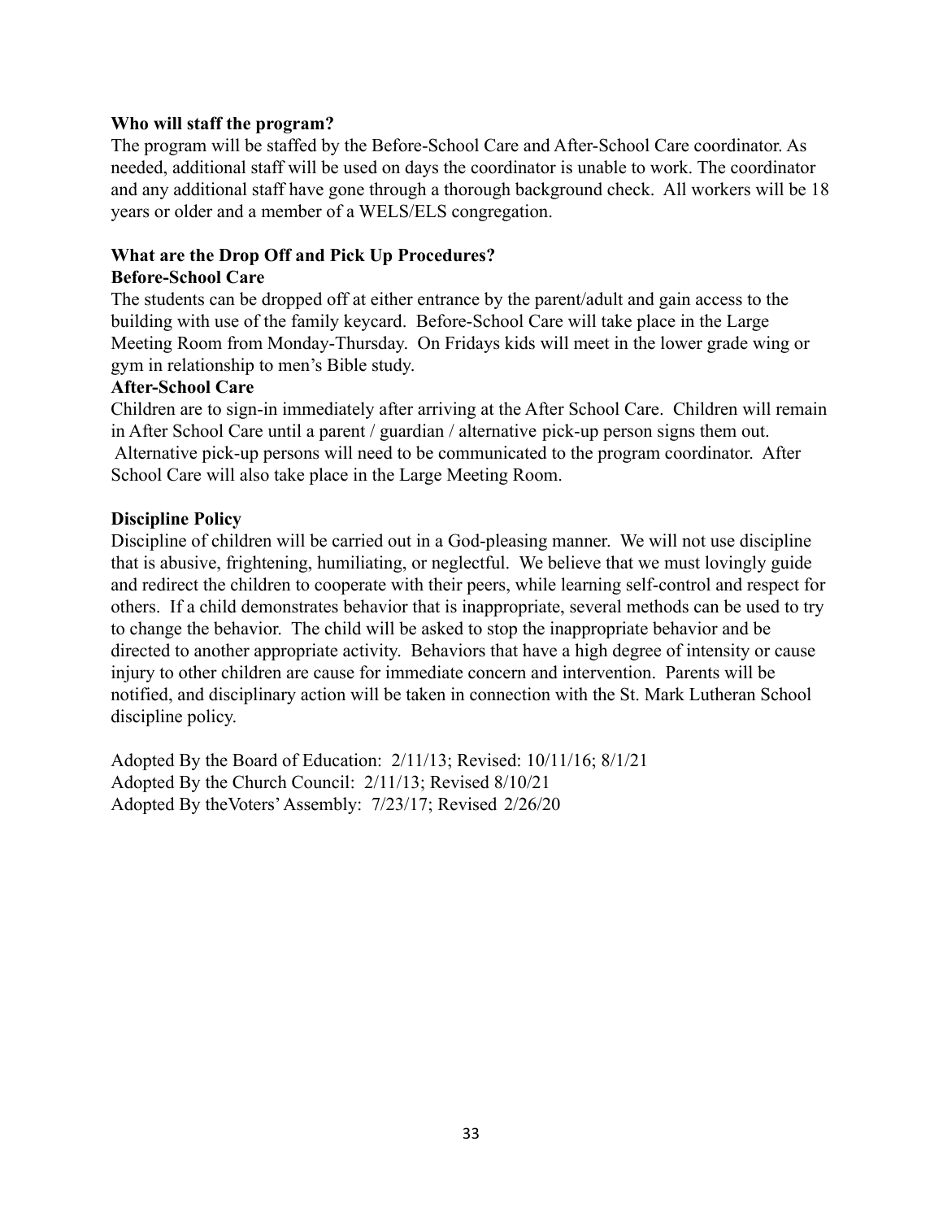**Who will staff the program?**

The program will be staffed by the Before-School Care and After-School Care coordinator. As needed, additional staff will be used on days the coordinator is unable to work. The coordinator and any additional staff have gone through a thorough background check. All workers will be 18 years or older and a member of a WELS/ELS congregation.

**What are the Drop Off and Pick Up Procedures?**

**Before-School Care**

The students can be dropped off at either entrance by the parent/adult and gain access to the building with use of the family keycard. Before-School Care will take place in the Large Meeting Room from Monday-Thursday. On Fridays kids will meet in the lower grade wing or gym in relationship to men's Bible study.

**After-School Care**

Children are to sign-in immediately after arriving at the After School Care. Children will remain in After School Care until a parent / guardian / alternative pick-up person signs them out. Alternative pick-up persons will need to be communicated to the program coordinator. After School Care will also take place in the Large Meeting Room.

**Discipline Policy**

Discipline of children will be carried out in a God-pleasing manner. We will not use discipline that is abusive, frightening, humiliating, or neglectful. We believe that we must lovingly guide and redirect the children to cooperate with their peers, while learning self-control and respect for others. If a child demonstrates behavior that is inappropriate, several methods can be used to try to change the behavior. The child will be asked to stop the inappropriate behavior and be directed to another appropriate activity. Behaviors that have a high degree of intensity or cause injury to other children are cause for immediate concern and intervention. Parents will be notified, and disciplinary action will be taken in connection with the St. Mark Lutheran School discipline policy.

Adopted By the Board of Education: 2/11/13; Revised: 10/11/16; 8/1/21
Adopted By the Church Council: 2/11/13; Revised 8/10/21
Adopted By theVoters' Assembly: 7/23/17; Revised 2/26/20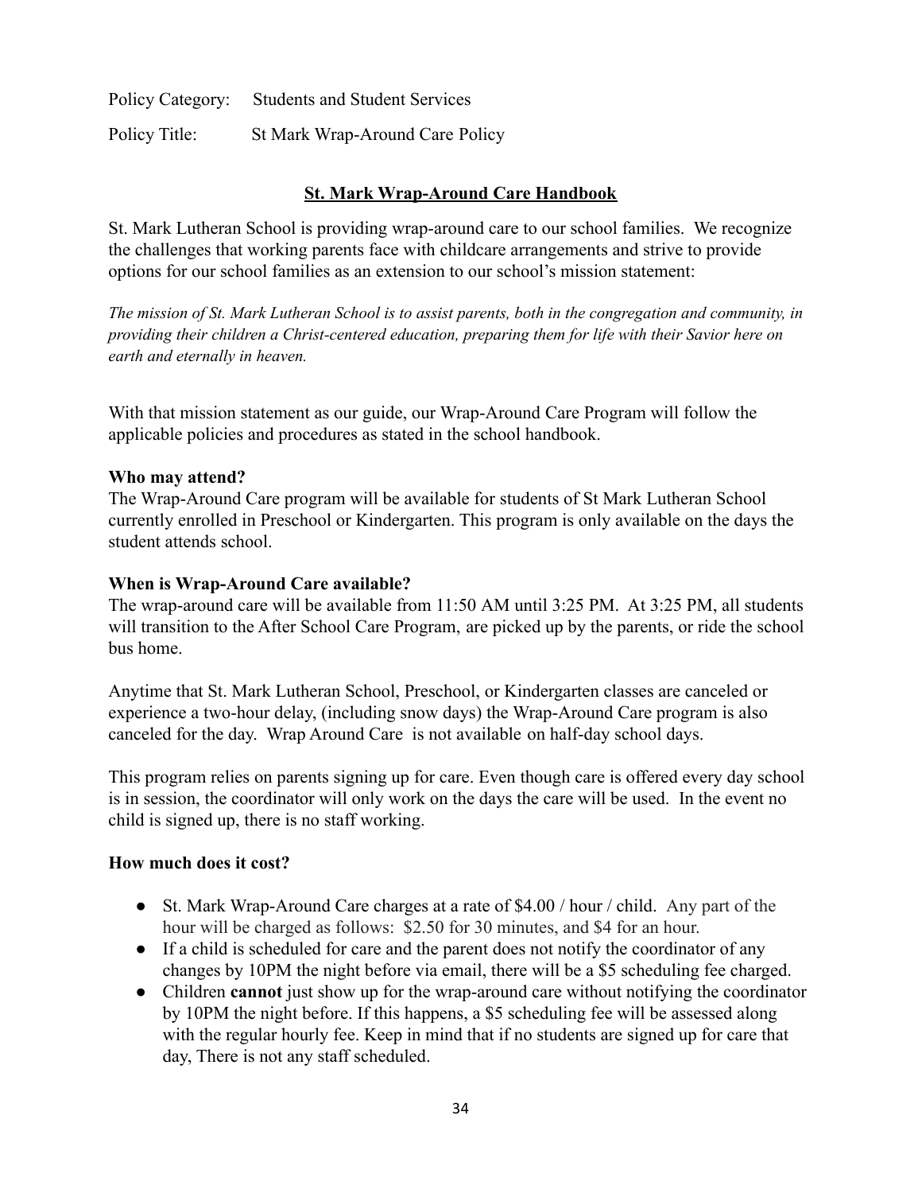Policy Category: Students and Student Services

Policy Title: St Mark Wrap-Around Care Policy

## St. Mark Wrap-Around Care Handbook

St. Mark Lutheran School is providing wrap-around care to our school families. We recognize the challenges that working parents face with childcare arrangements and strive to provide options for our school families as an extension to our school's mission statement:

*The mission of St. Mark Lutheran School is to assist parents, both in the congregation and community, in providing their children a Christ-centered education, preparing them for life with their Savior here on earth and eternally in heaven.*

With that mission statement as our guide, our Wrap-Around Care Program will follow the applicable policies and procedures as stated in the school handbook.

**Who may attend?**

The Wrap-Around Care program will be available for students of St Mark Lutheran School currently enrolled in Preschool or Kindergarten. This program is only available on the days the student attends school.

**When is Wrap-Around Care available?**

The wrap-around care will be available from 11:50 AM until 3:25 PM. At 3:25 PM, all students will transition to the After School Care Program, are picked up by the parents, or ride the school bus home.

Anytime that St. Mark Lutheran School, Preschool, or Kindergarten classes are canceled or experience a two-hour delay, (including snow days) the Wrap-Around Care program is also canceled for the day. Wrap Around Care is not available on half-day school days.

This program relies on parents signing up for care. Even though care is offered every day school is in session, the coordinator will only work on the days the care will be used. In the event no child is signed up, there is no staff working.

**How much does it cost?**

- St. Mark Wrap-Around Care charges at a rate of $4.00 / hour / child. Any part of the hour will be charged as follows: $2.50 for 30 minutes, and $4 for an hour.
- If a child is scheduled for care and the parent does not notify the coordinator of any changes by 10PM the night before via email, there will be a $5 scheduling fee charged.
- Children **cannot** just show up for the wrap-around care without notifying the coordinator by 10PM the night before. If this happens, a $5 scheduling fee will be assessed along with the regular hourly fee. Keep in mind that if no students are signed up for care that day, There is not any staff scheduled.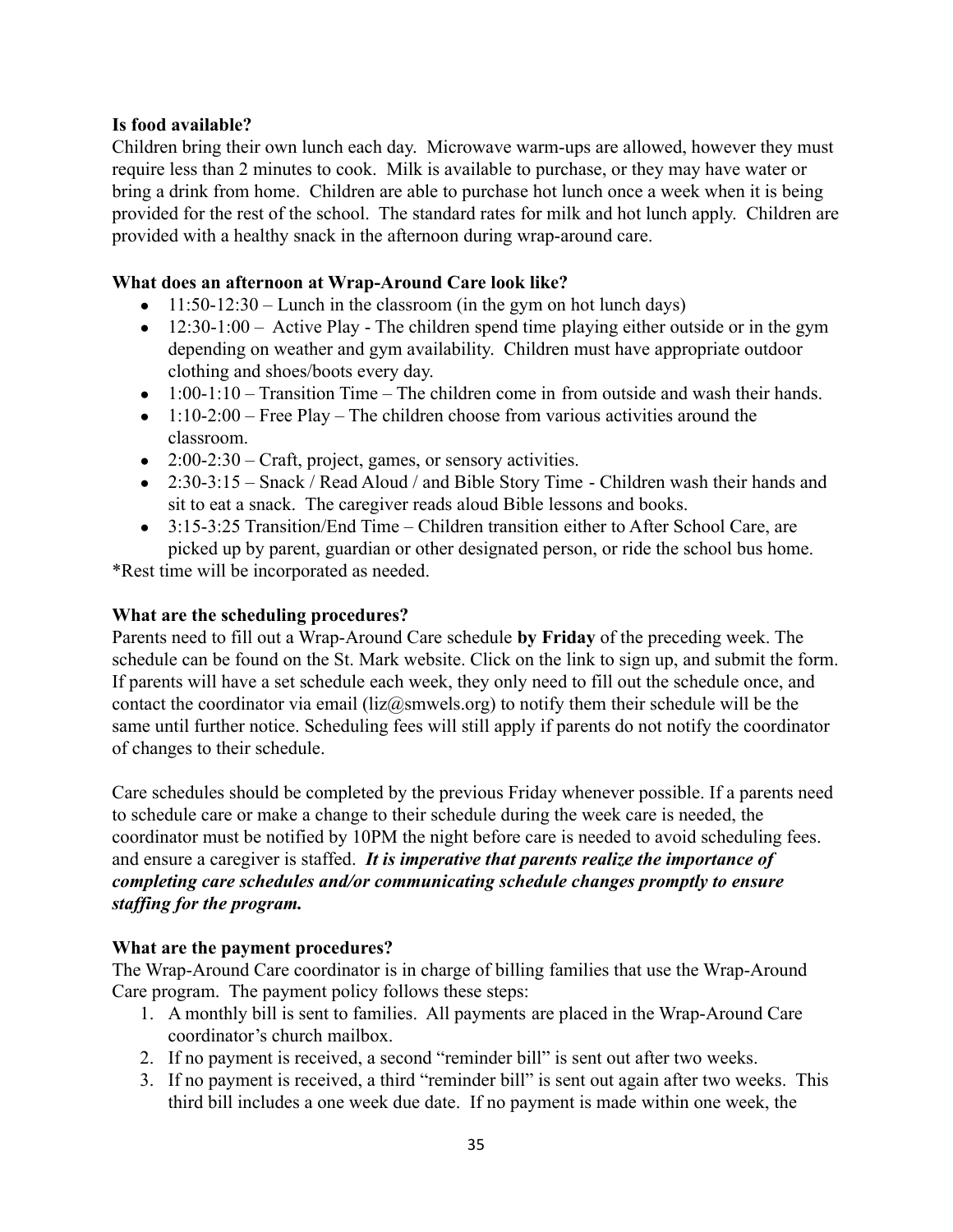**Is food available?**

Children bring their own lunch each day. Microwave warm-ups are allowed, however they must require less than 2 minutes to cook. Milk is available to purchase, or they may have water or bring a drink from home. Children are able to purchase hot lunch once a week when it is being provided for the rest of the school. The standard rates for milk and hot lunch apply. Children are provided with a healthy snack in the afternoon during wrap-around care.

**What does an afternoon at Wrap-Around Care look like?**

- 11:50-12:30 – Lunch in the classroom (in the gym on hot lunch days)
- 12:30-1:00 – Active Play - The children spend time playing either outside or in the gym depending on weather and gym availability. Children must have appropriate outdoor clothing and shoes/boots every day.
- 1:00-1:10 – Transition Time – The children come in from outside and wash their hands.
- 1:10-2:00 – Free Play – The children choose from various activities around the classroom.
- 2:00-2:30 – Craft, project, games, or sensory activities.
- 2:30-3:15 – Snack / Read Aloud / and Bible Story Time - Children wash their hands and sit to eat a snack. The caregiver reads aloud Bible lessons and books.
- 3:15-3:25 Transition/End Time – Children transition either to After School Care, are picked up by parent, guardian or other designated person, or ride the school bus home.

*Rest time will be incorporated as needed.

**What are the scheduling procedures?**

Parents need to fill out a Wrap-Around Care schedule **by Friday** of the preceding week. The schedule can be found on the St. Mark website. Click on the link to sign up, and submit the form. If parents will have a set schedule each week, they only need to fill out the schedule once, and contact the coordinator via email (liz@smwels.org) to notify them their schedule will be the same until further notice. Scheduling fees will still apply if parents do not notify the coordinator of changes to their schedule.

Care schedules should be completed by the previous Friday whenever possible. If a parents need to schedule care or make a change to their schedule during the week care is needed, the coordinator must be notified by 10PM the night before care is needed to avoid scheduling fees. and ensure a caregiver is staffed. ***It is imperative that parents realize the importance of completing care schedules and/or communicating schedule changes promptly to ensure staffing for the program.***

**What are the payment procedures?**

The Wrap-Around Care coordinator is in charge of billing families that use the Wrap-Around Care program. The payment policy follows these steps:

1. A monthly bill is sent to families. All payments are placed in the Wrap-Around Care coordinator's church mailbox.
2. If no payment is received, a second "reminder bill" is sent out after two weeks.
3. If no payment is received, a third "reminder bill" is sent out again after two weeks. This third bill includes a one week due date. If no payment is made within one week, the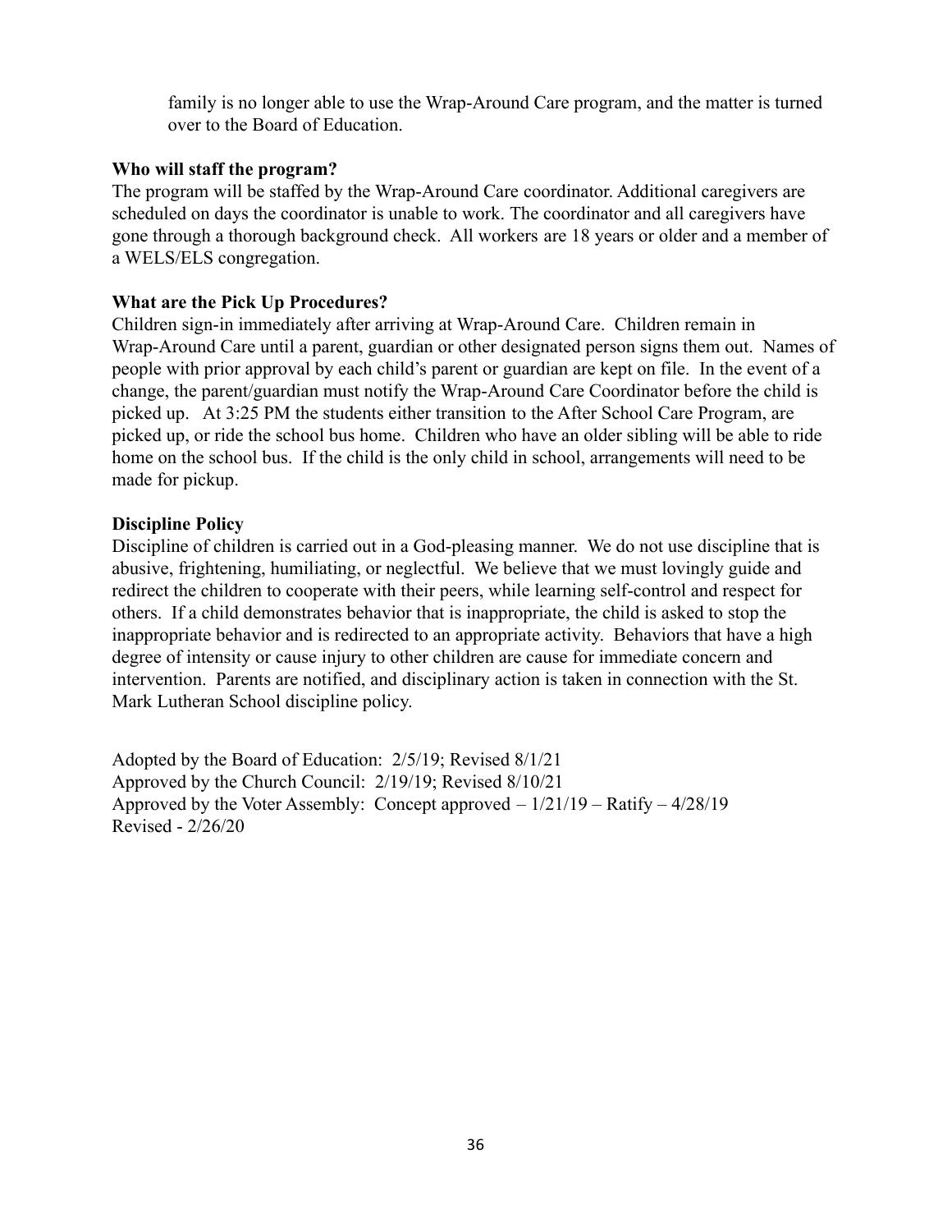family is no longer able to use the Wrap-Around Care program, and the matter is turned over to the Board of Education.

**Who will staff the program?**

The program will be staffed by the Wrap-Around Care coordinator. Additional caregivers are scheduled on days the coordinator is unable to work. The coordinator and all caregivers have gone through a thorough background check. All workers are 18 years or older and a member of a WELS/ELS congregation.

**What are the Pick Up Procedures?**

Children sign-in immediately after arriving at Wrap-Around Care. Children remain in Wrap-Around Care until a parent, guardian or other designated person signs them out. Names of people with prior approval by each child's parent or guardian are kept on file. In the event of a change, the parent/guardian must notify the Wrap-Around Care Coordinator before the child is picked up. At 3:25 PM the students either transition to the After School Care Program, are picked up, or ride the school bus home. Children who have an older sibling will be able to ride home on the school bus. If the child is the only child in school, arrangements will need to be made for pickup.

**Discipline Policy**

Discipline of children is carried out in a God-pleasing manner. We do not use discipline that is abusive, frightening, humiliating, or neglectful. We believe that we must lovingly guide and redirect the children to cooperate with their peers, while learning self-control and respect for others. If a child demonstrates behavior that is inappropriate, the child is asked to stop the inappropriate behavior and is redirected to an appropriate activity. Behaviors that have a high degree of intensity or cause injury to other children are cause for immediate concern and intervention. Parents are notified, and disciplinary action is taken in connection with the St. Mark Lutheran School discipline policy.

Adopted by the Board of Education: 2/5/19; Revised 8/1/21
Approved by the Church Council: 2/19/19; Revised 8/10/21
Approved by the Voter Assembly: Concept approved – 1/21/19 – Ratify – 4/28/19
Revised - 2/26/20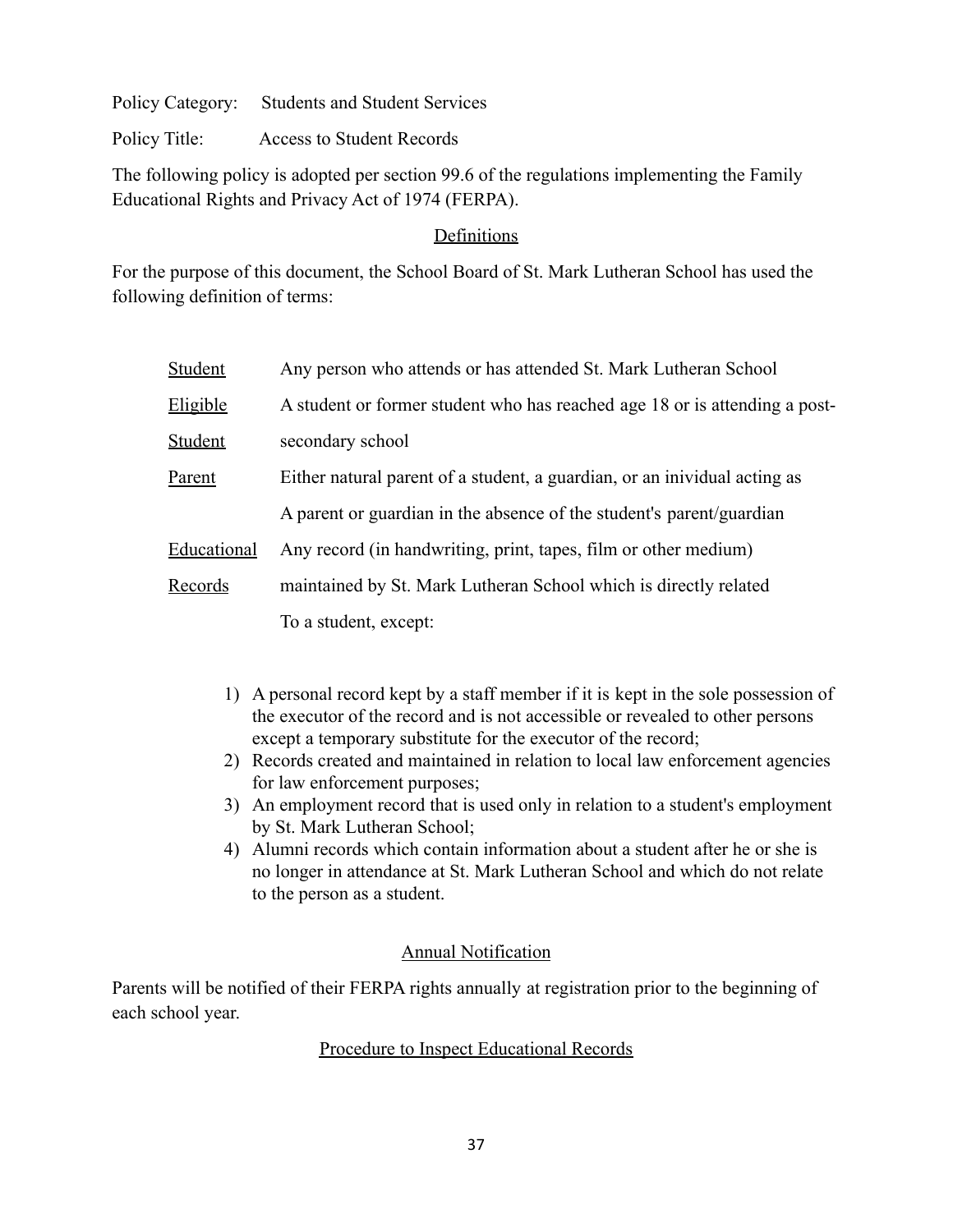Policy Category: Students and Student Services

Policy Title: Access to Student Records

The following policy is adopted per section 99.6 of the regulations implementing the Family Educational Rights and Privacy Act of 1974 (FERPA).

## Definitions

For the purpose of this document, the School Board of St. Mark Lutheran School has used the following definition of terms:

| | |
|---|---|
| Student | Any person who attends or has attended St. Mark Lutheran School |
| Eligible Student | A student or former student who has reached age 18 or is attending a post-secondary school |
| Parent | Either natural parent of a student, a guardian, or an inividual acting as A parent or guardian in the absence of the student's parent/guardian |
| Educational Records | Any record (in handwriting, print, tapes, film or other medium) maintained by St. Mark Lutheran School which is directly related To a student, except: |

1) A personal record kept by a staff member if it is kept in the sole possession of the executor of the record and is not accessible or revealed to other persons except a temporary substitute for the executor of the record;
2) Records created and maintained in relation to local law enforcement agencies for law enforcement purposes;
3) An employment record that is used only in relation to a student's employment by St. Mark Lutheran School;
4) Alumni records which contain information about a student after he or she is no longer in attendance at St. Mark Lutheran School and which do not relate to the person as a student.

## Annual Notification

Parents will be notified of their FERPA rights annually at registration prior to the beginning of each school year.

## Procedure to Inspect Educational Records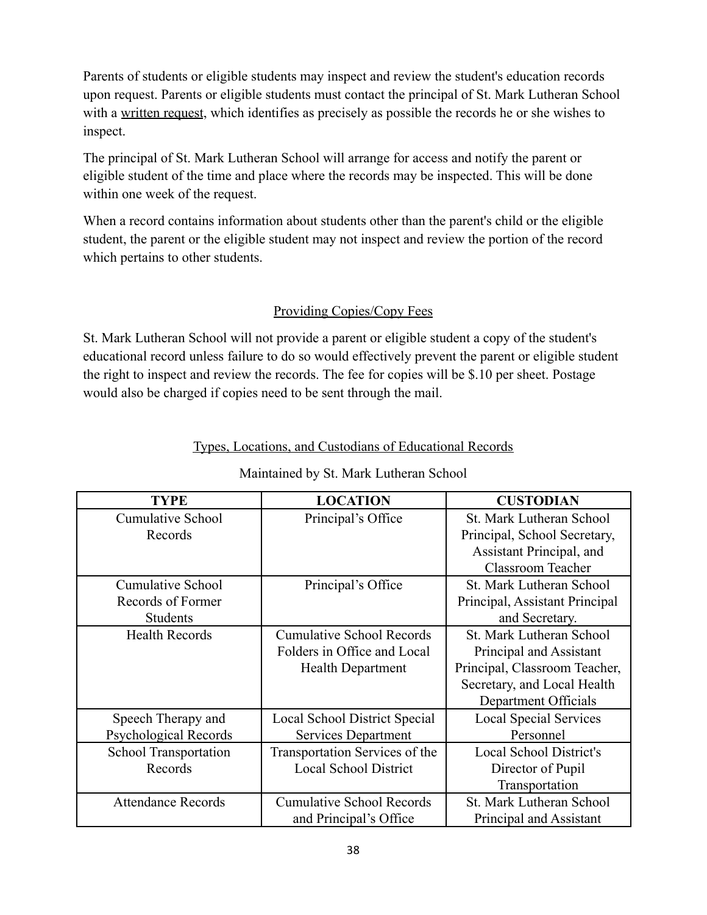Parents of students or eligible students may inspect and review the student's education records upon request. Parents or eligible students must contact the principal of St. Mark Lutheran School with a written request, which identifies as precisely as possible the records he or she wishes to inspect.

The principal of St. Mark Lutheran School will arrange for access and notify the parent or eligible student of the time and place where the records may be inspected. This will be done within one week of the request.

When a record contains information about students other than the parent's child or the eligible student, the parent or the eligible student may not inspect and review the portion of the record which pertains to other students.

## Providing Copies/Copy Fees

St. Mark Lutheran School will not provide a parent or eligible student a copy of the student's educational record unless failure to do so would effectively prevent the parent or eligible student the right to inspect and review the records. The fee for copies will be $.10 per sheet. Postage would also be charged if copies need to be sent through the mail.

## Types, Locations, and Custodians of Educational Records

Maintained by St. Mark Lutheran School

| TYPE | LOCATION | CUSTODIAN |
|---|---|---|
| Cumulative School Records | Principal's Office | St. Mark Lutheran School Principal, School Secretary, Assistant Principal, and Classroom Teacher |
| Cumulative School Records of Former Students | Principal's Office | St. Mark Lutheran School Principal, Assistant Principal and Secretary. |
| Health Records | Cumulative School Records Folders in Office and Local Health Department | St. Mark Lutheran School Principal and Assistant Principal, Classroom Teacher, Secretary, and Local Health Department Officials |
| Speech Therapy and Psychological Records | Local School District Special Services Department | Local Special Services Personnel |
| School Transportation Records | Transportation Services of the Local School District | Local School District's Director of Pupil Transportation |
| Attendance Records | Cumulative School Records and Principal's Office | St. Mark Lutheran School Principal and Assistant |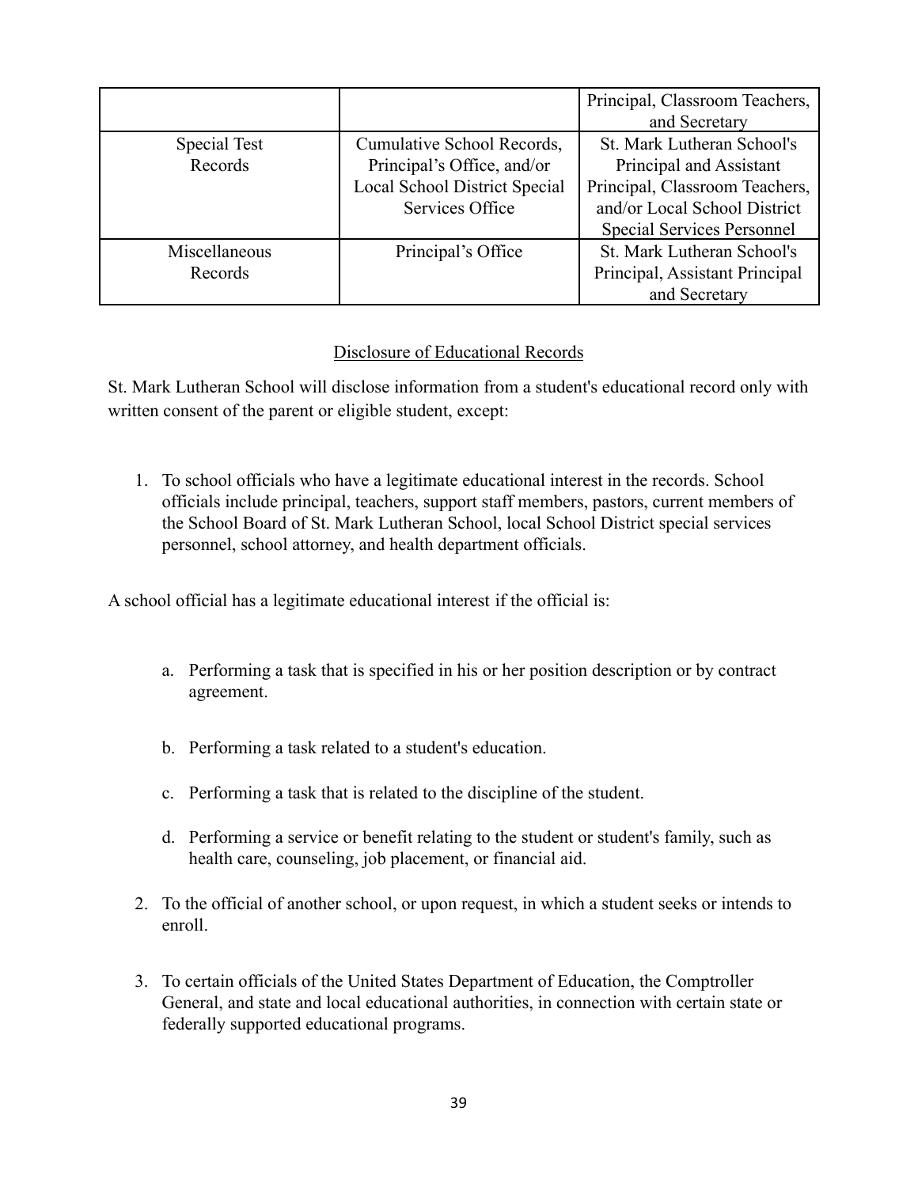| | | |
|---|---|---|
| | | Principal, Classroom Teachers, and Secretary |
| Special Test Records | Cumulative School Records, Principal's Office, and/or Local School District Special Services Office | St. Mark Lutheran School's Principal and Assistant Principal, Classroom Teachers, and/or Local School District Special Services Personnel |
| Miscellaneous Records | Principal's Office | St. Mark Lutheran School's Principal, Assistant Principal and Secretary |

<u>Disclosure of Educational Records</u>

St. Mark Lutheran School will disclose information from a student's educational record only with written consent of the parent or eligible student, except:

1. To school officials who have a legitimate educational interest in the records. School officials include principal, teachers, support staff members, pastors, current members of the School Board of St. Mark Lutheran School, local School District special services personnel, school attorney, and health department officials.

A school official has a legitimate educational interest if the official is:

   a. Performing a task that is specified in his or her position description or by contract agreement.

   b. Performing a task related to a student's education.

   c. Performing a task that is related to the discipline of the student.

   d. Performing a service or benefit relating to the student or student's family, such as health care, counseling, job placement, or financial aid.

2. To the official of another school, or upon request, in which a student seeks or intends to enroll.

3. To certain officials of the United States Department of Education, the Comptroller General, and state and local educational authorities, in connection with certain state or federally supported educational programs.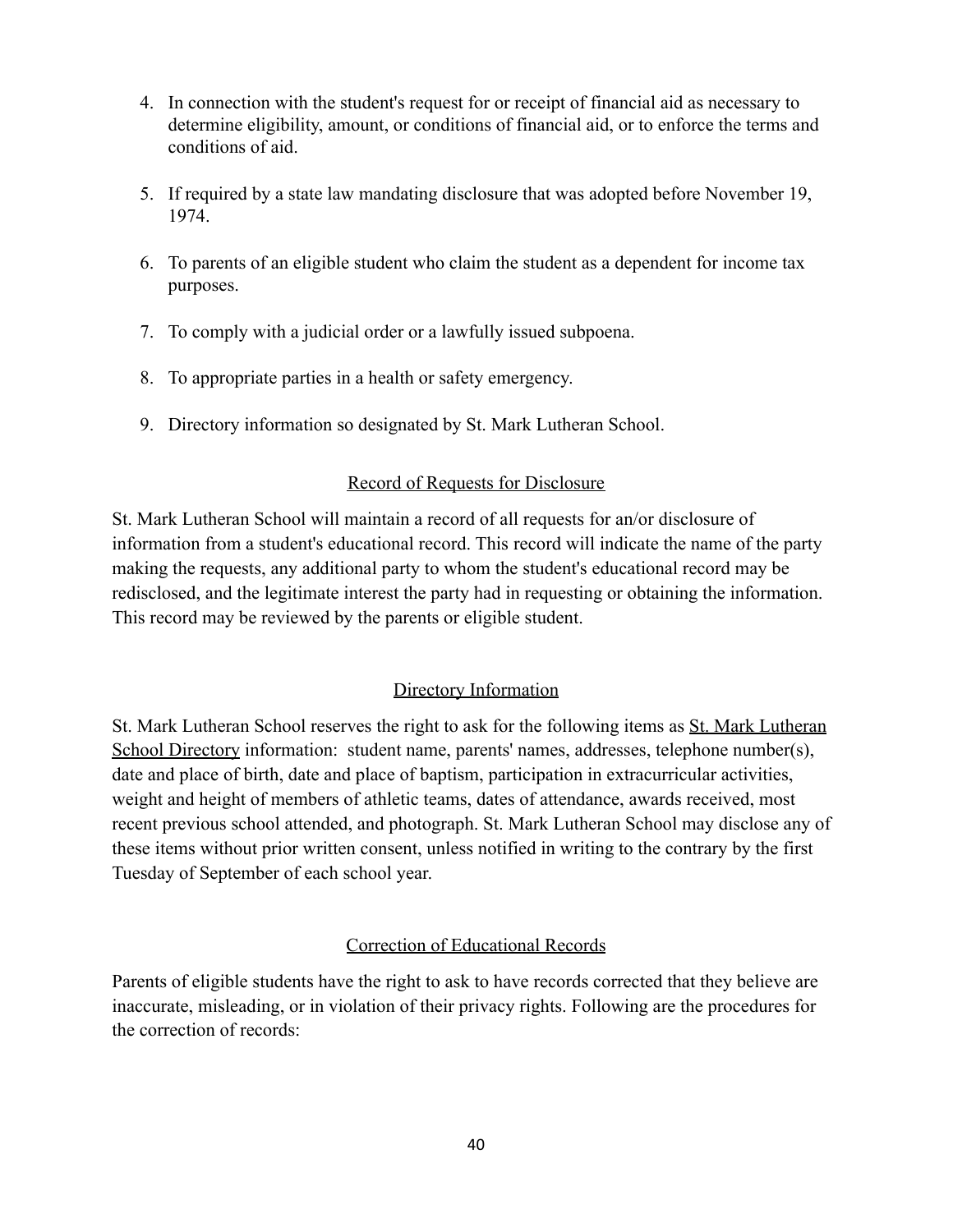4. In connection with the student's request for or receipt of financial aid as necessary to determine eligibility, amount, or conditions of financial aid, or to enforce the terms and conditions of aid.

5. If required by a state law mandating disclosure that was adopted before November 19, 1974.

6. To parents of an eligible student who claim the student as a dependent for income tax purposes.

7. To comply with a judicial order or a lawfully issued subpoena.

8. To appropriate parties in a health or safety emergency.

9. Directory information so designated by St. Mark Lutheran School.

### Record of Requests for Disclosure

St. Mark Lutheran School will maintain a record of all requests for an/or disclosure of information from a student's educational record. This record will indicate the name of the party making the requests, any additional party to whom the student's educational record may be redisclosed, and the legitimate interest the party had in requesting or obtaining the information. This record may be reviewed by the parents or eligible student.

### Directory Information

St. Mark Lutheran School reserves the right to ask for the following items as St. Mark Lutheran School Directory information: student name, parents' names, addresses, telephone number(s), date and place of birth, date and place of baptism, participation in extracurricular activities, weight and height of members of athletic teams, dates of attendance, awards received, most recent previous school attended, and photograph. St. Mark Lutheran School may disclose any of these items without prior written consent, unless notified in writing to the contrary by the first Tuesday of September of each school year.

### Correction of Educational Records

Parents of eligible students have the right to ask to have records corrected that they believe are inaccurate, misleading, or in violation of their privacy rights. Following are the procedures for the correction of records: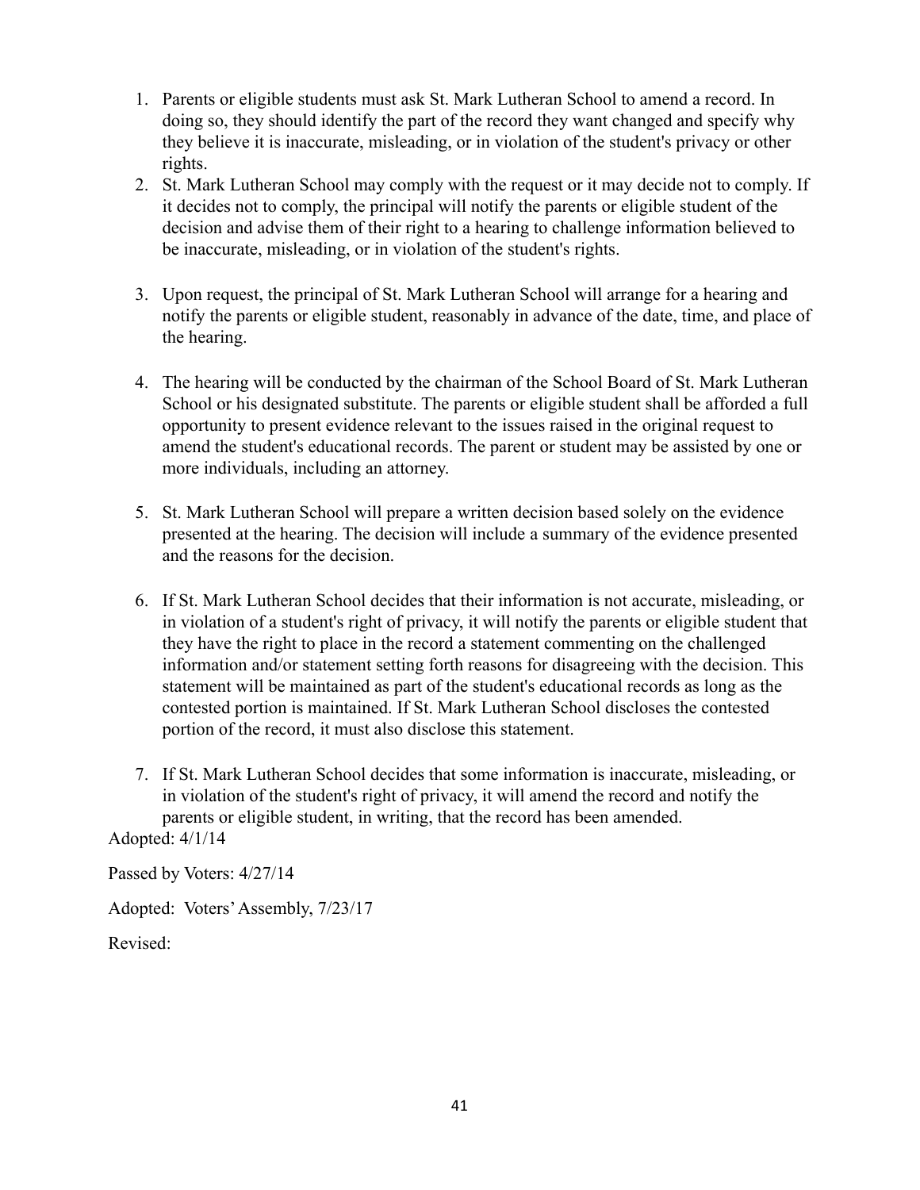1. Parents or eligible students must ask St. Mark Lutheran School to amend a record. In doing so, they should identify the part of the record they want changed and specify why they believe it is inaccurate, misleading, or in violation of the student's privacy or other rights.
2. St. Mark Lutheran School may comply with the request or it may decide not to comply. If it decides not to comply, the principal will notify the parents or eligible student of the decision and advise them of their right to a hearing to challenge information believed to be inaccurate, misleading, or in violation of the student's rights.
3. Upon request, the principal of St. Mark Lutheran School will arrange for a hearing and notify the parents or eligible student, reasonably in advance of the date, time, and place of the hearing.
4. The hearing will be conducted by the chairman of the School Board of St. Mark Lutheran School or his designated substitute. The parents or eligible student shall be afforded a full opportunity to present evidence relevant to the issues raised in the original request to amend the student's educational records. The parent or student may be assisted by one or more individuals, including an attorney.
5. St. Mark Lutheran School will prepare a written decision based solely on the evidence presented at the hearing. The decision will include a summary of the evidence presented and the reasons for the decision.
6. If St. Mark Lutheran School decides that their information is not accurate, misleading, or in violation of a student's right of privacy, it will notify the parents or eligible student that they have the right to place in the record a statement commenting on the challenged information and/or statement setting forth reasons for disagreeing with the decision. This statement will be maintained as part of the student's educational records as long as the contested portion is maintained. If St. Mark Lutheran School discloses the contested portion of the record, it must also disclose this statement.
7. If St. Mark Lutheran School decides that some information is inaccurate, misleading, or in violation of the student's right of privacy, it will amend the record and notify the parents or eligible student, in writing, that the record has been amended.

Adopted: 4/1/14

Passed by Voters: 4/27/14

Adopted: Voters' Assembly, 7/23/17

Revised: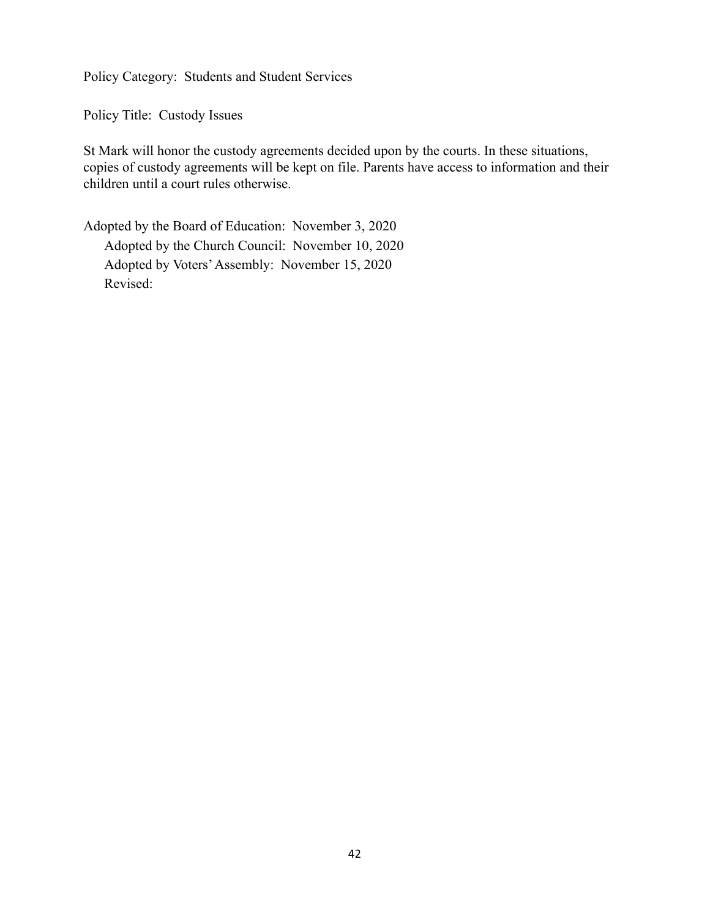Policy Category: Students and Student Services

Policy Title: Custody Issues

St Mark will honor the custody agreements decided upon by the courts. In these situations, copies of custody agreements will be kept on file. Parents have access to information and their children until a court rules otherwise.

Adopted by the Board of Education: November 3, 2020
Adopted by the Church Council: November 10, 2020
Adopted by Voters' Assembly: November 15, 2020
Revised: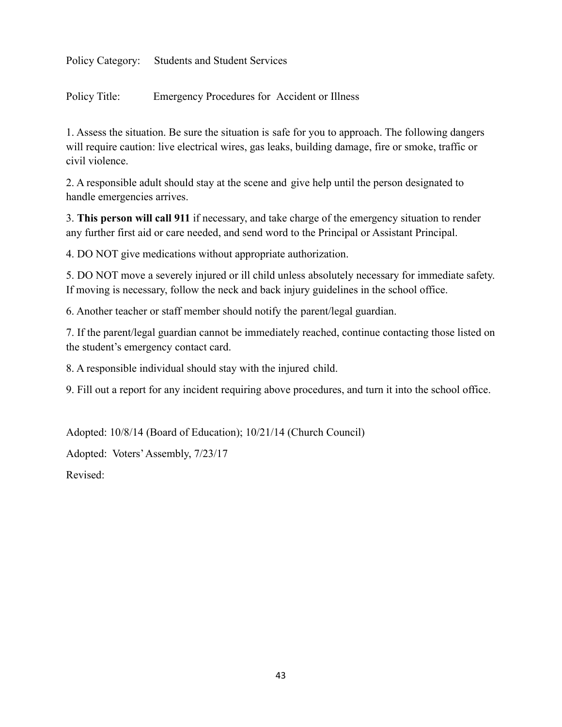Policy Category: Students and Student Services

Policy Title: Emergency Procedures for Accident or Illness

1. Assess the situation. Be sure the situation is safe for you to approach. The following dangers will require caution: live electrical wires, gas leaks, building damage, fire or smoke, traffic or civil violence.

2. A responsible adult should stay at the scene and give help until the person designated to handle emergencies arrives.

3. **This person will call 911** if necessary, and take charge of the emergency situation to render any further first aid or care needed, and send word to the Principal or Assistant Principal.

4. DO NOT give medications without appropriate authorization.

5. DO NOT move a severely injured or ill child unless absolutely necessary for immediate safety. If moving is necessary, follow the neck and back injury guidelines in the school office.

6. Another teacher or staff member should notify the parent/legal guardian.

7. If the parent/legal guardian cannot be immediately reached, continue contacting those listed on the student's emergency contact card.

8. A responsible individual should stay with the injured child.

9. Fill out a report for any incident requiring above procedures, and turn it into the school office.

Adopted: 10/8/14 (Board of Education); 10/21/14 (Church Council)

Adopted: Voters' Assembly, 7/23/17

Revised: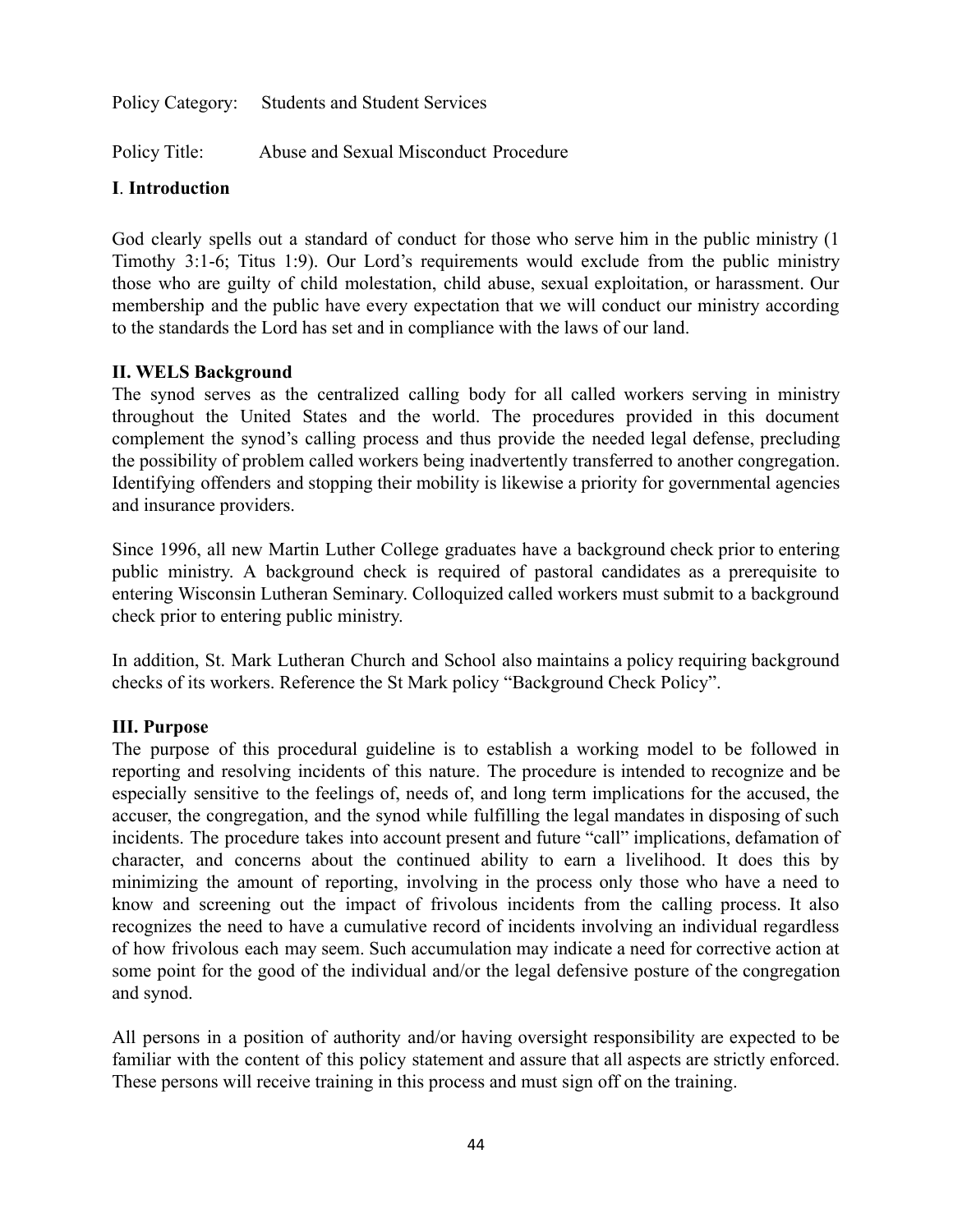Policy Category: Students and Student Services

Policy Title: Abuse and Sexual Misconduct Procedure

**I**. **Introduction**

God clearly spells out a standard of conduct for those who serve him in the public ministry (1 Timothy 3:1-6; Titus 1:9). Our Lord's requirements would exclude from the public ministry those who are guilty of child molestation, child abuse, sexual exploitation, or harassment. Our membership and the public have every expectation that we will conduct our ministry according to the standards the Lord has set and in compliance with the laws of our land.

**II. WELS Background**

The synod serves as the centralized calling body for all called workers serving in ministry throughout the United States and the world. The procedures provided in this document complement the synod's calling process and thus provide the needed legal defense, precluding the possibility of problem called workers being inadvertently transferred to another congregation. Identifying offenders and stopping their mobility is likewise a priority for governmental agencies and insurance providers.

Since 1996, all new Martin Luther College graduates have a background check prior to entering public ministry. A background check is required of pastoral candidates as a prerequisite to entering Wisconsin Lutheran Seminary. Colloquized called workers must submit to a background check prior to entering public ministry.

In addition, St. Mark Lutheran Church and School also maintains a policy requiring background checks of its workers. Reference the St Mark policy "Background Check Policy".

**III. Purpose**

The purpose of this procedural guideline is to establish a working model to be followed in reporting and resolving incidents of this nature. The procedure is intended to recognize and be especially sensitive to the feelings of, needs of, and long term implications for the accused, the accuser, the congregation, and the synod while fulfilling the legal mandates in disposing of such incidents. The procedure takes into account present and future "call" implications, defamation of character, and concerns about the continued ability to earn a livelihood. It does this by minimizing the amount of reporting, involving in the process only those who have a need to know and screening out the impact of frivolous incidents from the calling process. It also recognizes the need to have a cumulative record of incidents involving an individual regardless of how frivolous each may seem. Such accumulation may indicate a need for corrective action at some point for the good of the individual and/or the legal defensive posture of the congregation and synod.

All persons in a position of authority and/or having oversight responsibility are expected to be familiar with the content of this policy statement and assure that all aspects are strictly enforced. These persons will receive training in this process and must sign off on the training.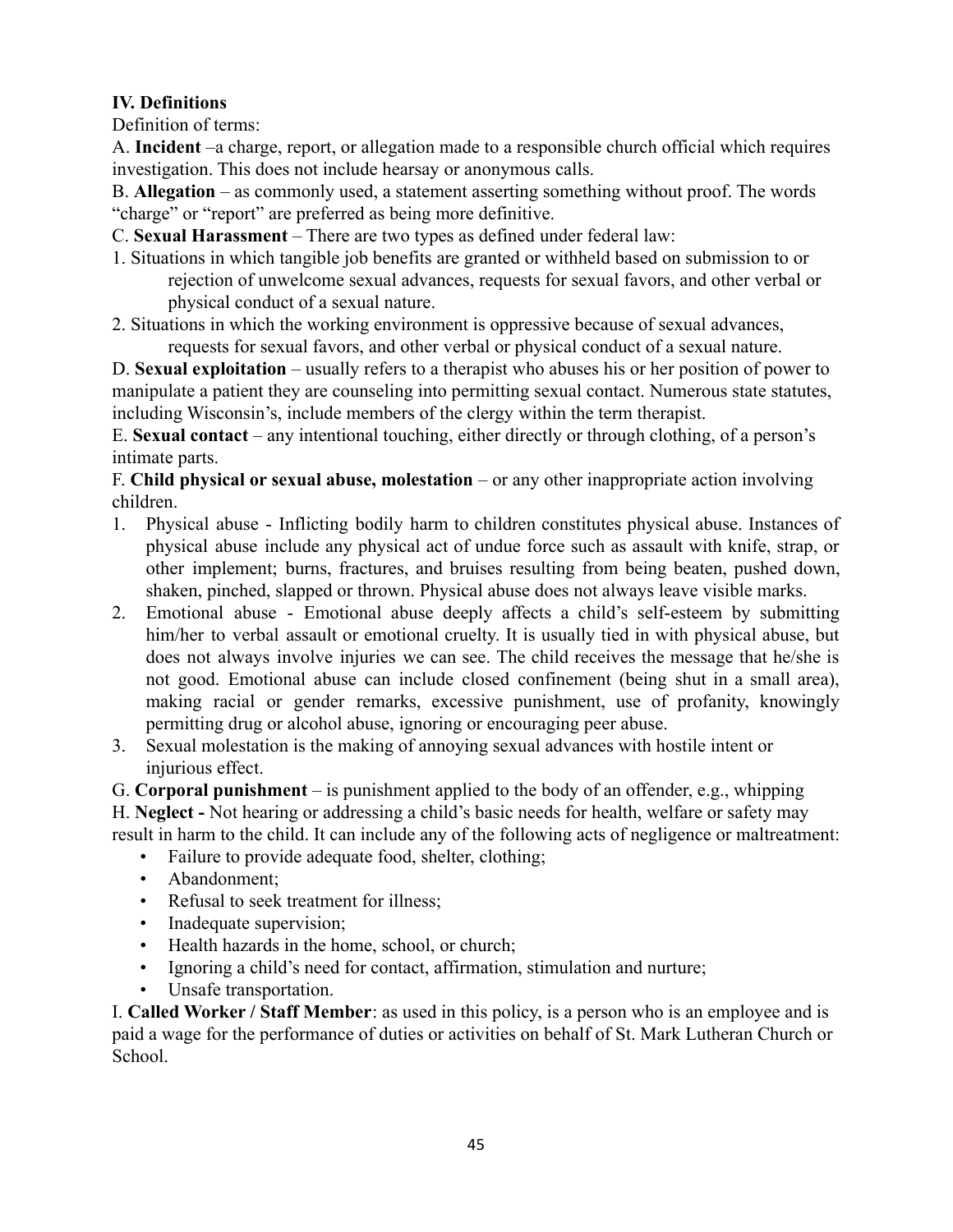**IV. Definitions**

Definition of terms:

A. **Incident** –a charge, report, or allegation made to a responsible church official which requires investigation. This does not include hearsay or anonymous calls.

B. **Allegation** – as commonly used, a statement asserting something without proof. The words "charge" or "report" are preferred as being more definitive.

C. **Sexual Harassment** – There are two types as defined under federal law:

1. Situations in which tangible job benefits are granted or withheld based on submission to or rejection of unwelcome sexual advances, requests for sexual favors, and other verbal or physical conduct of a sexual nature.
2. Situations in which the working environment is oppressive because of sexual advances, requests for sexual favors, and other verbal or physical conduct of a sexual nature.

D. **Sexual exploitation** – usually refers to a therapist who abuses his or her position of power to manipulate a patient they are counseling into permitting sexual contact. Numerous state statutes, including Wisconsin's, include members of the clergy within the term therapist.

E. **Sexual contact** – any intentional touching, either directly or through clothing, of a person's intimate parts.

F. **Child physical or sexual abuse, molestation** – or any other inappropriate action involving children.

1. Physical abuse - Inflicting bodily harm to children constitutes physical abuse. Instances of physical abuse include any physical act of undue force such as assault with knife, strap, or other implement; burns, fractures, and bruises resulting from being beaten, pushed down, shaken, pinched, slapped or thrown. Physical abuse does not always leave visible marks.
2. Emotional abuse - Emotional abuse deeply affects a child's self-esteem by submitting him/her to verbal assault or emotional cruelty. It is usually tied in with physical abuse, but does not always involve injuries we can see. The child receives the message that he/she is not good. Emotional abuse can include closed confinement (being shut in a small area), making racial or gender remarks, excessive punishment, use of profanity, knowingly permitting drug or alcohol abuse, ignoring or encouraging peer abuse.
3. Sexual molestation is the making of annoying sexual advances with hostile intent or injurious effect.

G. **Corporal punishment** – is punishment applied to the body of an offender, e.g., whipping

H. **Neglect -** Not hearing or addressing a child's basic needs for health, welfare or safety may result in harm to the child. It can include any of the following acts of negligence or maltreatment:

- Failure to provide adequate food, shelter, clothing;
- Abandonment;
- Refusal to seek treatment for illness;
- Inadequate supervision;
- Health hazards in the home, school, or church;
- Ignoring a child's need for contact, affirmation, stimulation and nurture;
- Unsafe transportation.

I. **Called Worker / Staff Member**: as used in this policy, is a person who is an employee and is paid a wage for the performance of duties or activities on behalf of St. Mark Lutheran Church or School.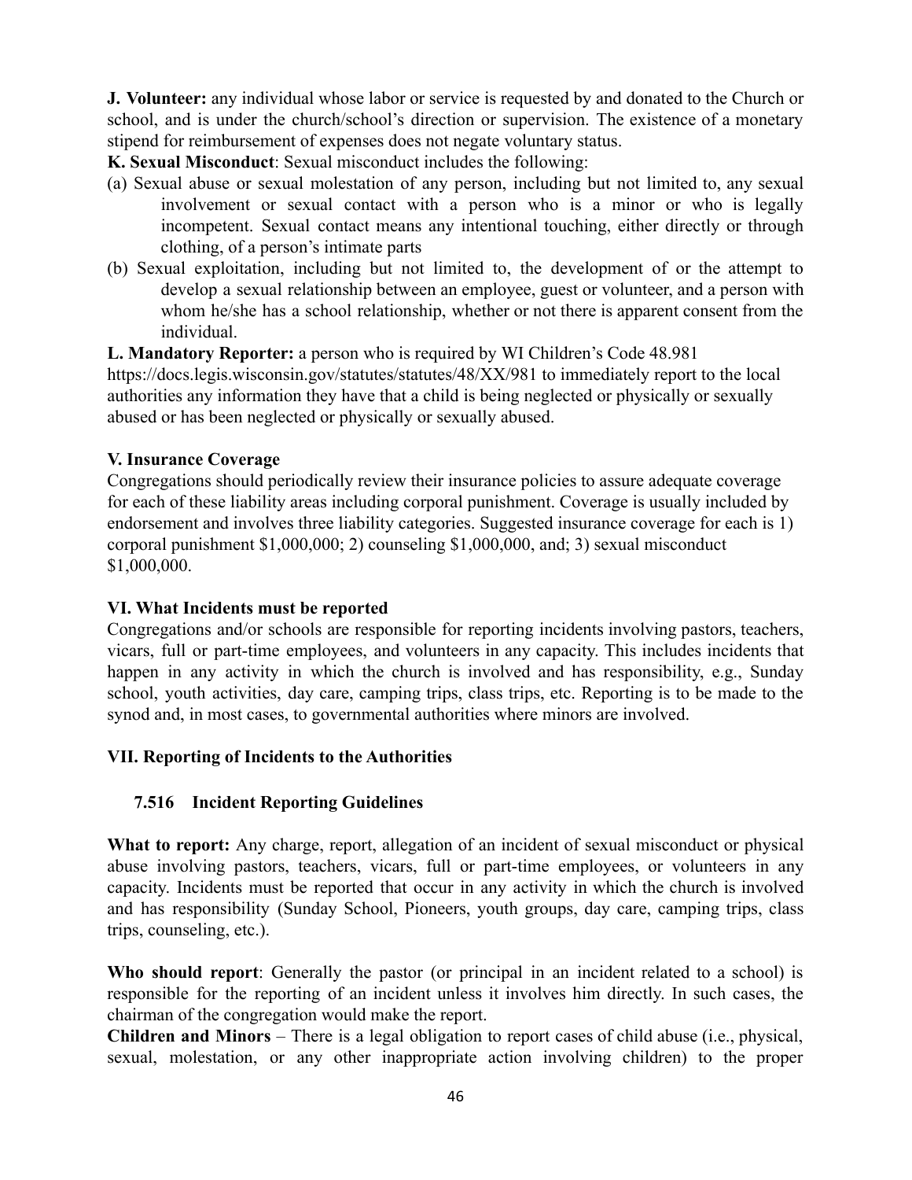**J. Volunteer:** any individual whose labor or service is requested by and donated to the Church or school, and is under the church/school's direction or supervision. The existence of a monetary stipend for reimbursement of expenses does not negate voluntary status.

**K. Sexual Misconduct**: Sexual misconduct includes the following:

(a) Sexual abuse or sexual molestation of any person, including but not limited to, any sexual involvement or sexual contact with a person who is a minor or who is legally incompetent. Sexual contact means any intentional touching, either directly or through clothing, of a person's intimate parts

(b) Sexual exploitation, including but not limited to, the development of or the attempt to develop a sexual relationship between an employee, guest or volunteer, and a person with whom he/she has a school relationship, whether or not there is apparent consent from the individual.

**L. Mandatory Reporter:** a person who is required by WI Children's Code 48.981 https://docs.legis.wisconsin.gov/statutes/statutes/48/XX/981 to immediately report to the local authorities any information they have that a child is being neglected or physically or sexually abused or has been neglected or physically or sexually abused.

### V. Insurance Coverage

Congregations should periodically review their insurance policies to assure adequate coverage for each of these liability areas including corporal punishment. Coverage is usually included by endorsement and involves three liability categories. Suggested insurance coverage for each is 1) corporal punishment $1,000,000; 2) counseling $1,000,000, and; 3) sexual misconduct $1,000,000.

### VI. What Incidents must be reported

Congregations and/or schools are responsible for reporting incidents involving pastors, teachers, vicars, full or part-time employees, and volunteers in any capacity. This includes incidents that happen in any activity in which the church is involved and has responsibility, e.g., Sunday school, youth activities, day care, camping trips, class trips, etc. Reporting is to be made to the synod and, in most cases, to governmental authorities where minors are involved.

### VII. Reporting of Incidents to the Authorities

#### 7.516 Incident Reporting Guidelines

**What to report:** Any charge, report, allegation of an incident of sexual misconduct or physical abuse involving pastors, teachers, vicars, full or part-time employees, or volunteers in any capacity. Incidents must be reported that occur in any activity in which the church is involved and has responsibility (Sunday School, Pioneers, youth groups, day care, camping trips, class trips, counseling, etc.).

**Who should report**: Generally the pastor (or principal in an incident related to a school) is responsible for the reporting of an incident unless it involves him directly. In such cases, the chairman of the congregation would make the report.

**Children and Minors** – There is a legal obligation to report cases of child abuse (i.e., physical, sexual, molestation, or any other inappropriate action involving children) to the proper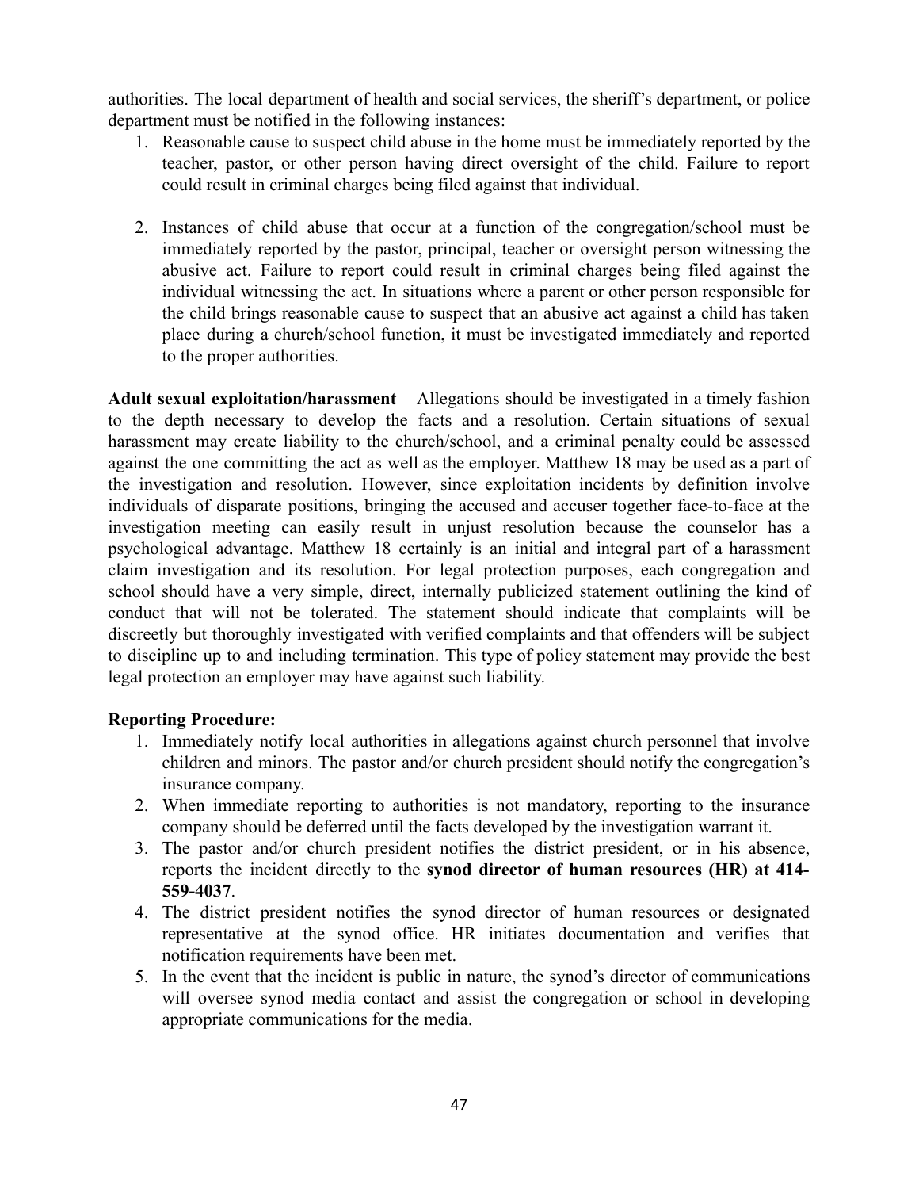authorities. The local department of health and social services, the sheriff's department, or police department must be notified in the following instances:

1. Reasonable cause to suspect child abuse in the home must be immediately reported by the teacher, pastor, or other person having direct oversight of the child. Failure to report could result in criminal charges being filed against that individual.

2. Instances of child abuse that occur at a function of the congregation/school must be immediately reported by the pastor, principal, teacher or oversight person witnessing the abusive act. Failure to report could result in criminal charges being filed against the individual witnessing the act. In situations where a parent or other person responsible for the child brings reasonable cause to suspect that an abusive act against a child has taken place during a church/school function, it must be investigated immediately and reported to the proper authorities.

**Adult sexual exploitation/harassment** – Allegations should be investigated in a timely fashion to the depth necessary to develop the facts and a resolution. Certain situations of sexual harassment may create liability to the church/school, and a criminal penalty could be assessed against the one committing the act as well as the employer. Matthew 18 may be used as a part of the investigation and resolution. However, since exploitation incidents by definition involve individuals of disparate positions, bringing the accused and accuser together face-to-face at the investigation meeting can easily result in unjust resolution because the counselor has a psychological advantage. Matthew 18 certainly is an initial and integral part of a harassment claim investigation and its resolution. For legal protection purposes, each congregation and school should have a very simple, direct, internally publicized statement outlining the kind of conduct that will not be tolerated. The statement should indicate that complaints will be discreetly but thoroughly investigated with verified complaints and that offenders will be subject to discipline up to and including termination. This type of policy statement may provide the best legal protection an employer may have against such liability.

**Reporting Procedure:**

1. Immediately notify local authorities in allegations against church personnel that involve children and minors. The pastor and/or church president should notify the congregation's insurance company.
2. When immediate reporting to authorities is not mandatory, reporting to the insurance company should be deferred until the facts developed by the investigation warrant it.
3. The pastor and/or church president notifies the district president, or in his absence, reports the incident directly to the **synod director of human resources (HR) at 414-559-4037**.
4. The district president notifies the synod director of human resources or designated representative at the synod office. HR initiates documentation and verifies that notification requirements have been met.
5. In the event that the incident is public in nature, the synod's director of communications will oversee synod media contact and assist the congregation or school in developing appropriate communications for the media.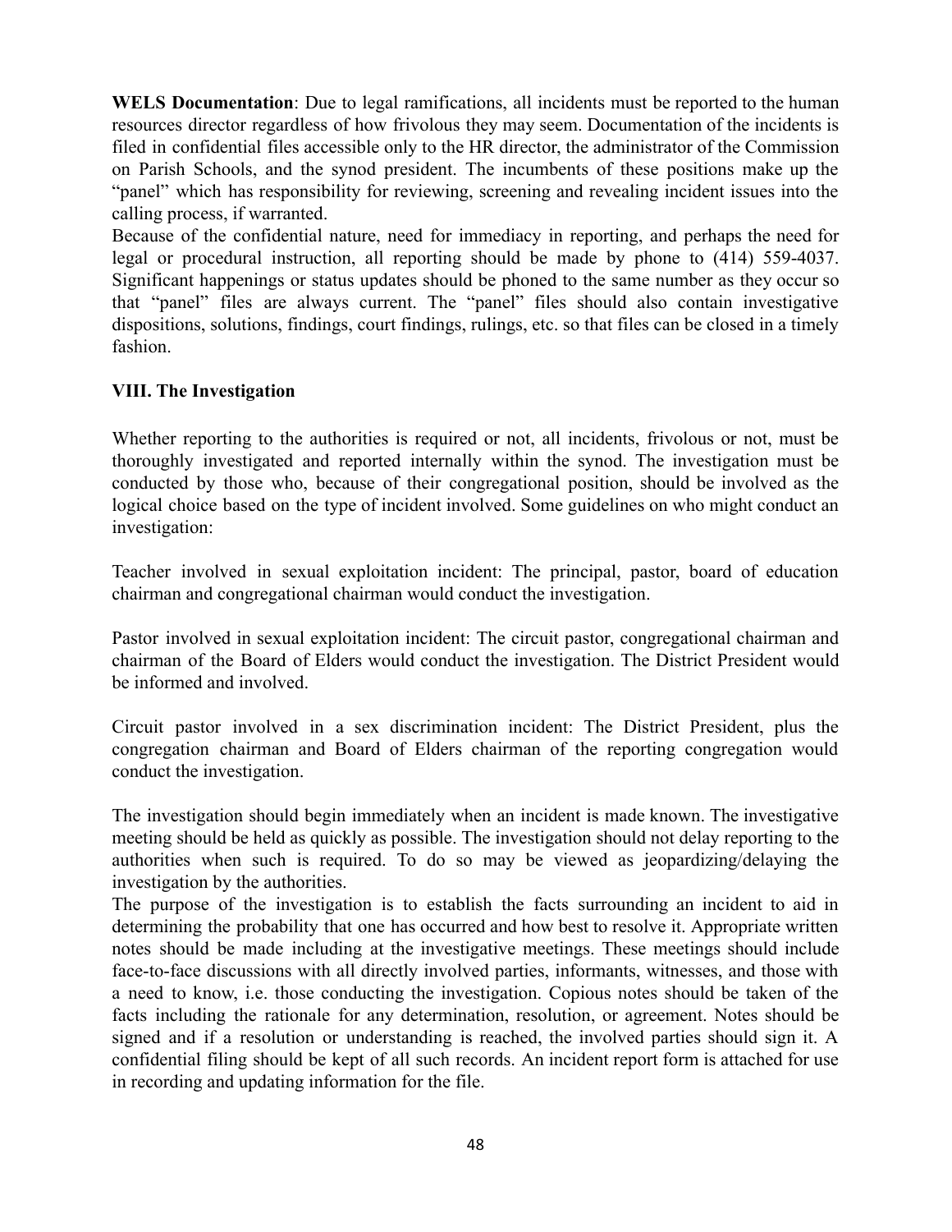**WELS Documentation**: Due to legal ramifications, all incidents must be reported to the human resources director regardless of how frivolous they may seem. Documentation of the incidents is filed in confidential files accessible only to the HR director, the administrator of the Commission on Parish Schools, and the synod president. The incumbents of these positions make up the "panel" which has responsibility for reviewing, screening and revealing incident issues into the calling process, if warranted.

Because of the confidential nature, need for immediacy in reporting, and perhaps the need for legal or procedural instruction, all reporting should be made by phone to (414) 559-4037. Significant happenings or status updates should be phoned to the same number as they occur so that "panel" files are always current. The "panel" files should also contain investigative dispositions, solutions, findings, court findings, rulings, etc. so that files can be closed in a timely fashion.

## VIII. The Investigation

Whether reporting to the authorities is required or not, all incidents, frivolous or not, must be thoroughly investigated and reported internally within the synod. The investigation must be conducted by those who, because of their congregational position, should be involved as the logical choice based on the type of incident involved. Some guidelines on who might conduct an investigation:

Teacher involved in sexual exploitation incident: The principal, pastor, board of education chairman and congregational chairman would conduct the investigation.

Pastor involved in sexual exploitation incident: The circuit pastor, congregational chairman and chairman of the Board of Elders would conduct the investigation. The District President would be informed and involved.

Circuit pastor involved in a sex discrimination incident: The District President, plus the congregation chairman and Board of Elders chairman of the reporting congregation would conduct the investigation.

The investigation should begin immediately when an incident is made known. The investigative meeting should be held as quickly as possible. The investigation should not delay reporting to the authorities when such is required. To do so may be viewed as jeopardizing/delaying the investigation by the authorities.

The purpose of the investigation is to establish the facts surrounding an incident to aid in determining the probability that one has occurred and how best to resolve it. Appropriate written notes should be made including at the investigative meetings. These meetings should include face-to-face discussions with all directly involved parties, informants, witnesses, and those with a need to know, i.e. those conducting the investigation. Copious notes should be taken of the facts including the rationale for any determination, resolution, or agreement. Notes should be signed and if a resolution or understanding is reached, the involved parties should sign it. A confidential filing should be kept of all such records. An incident report form is attached for use in recording and updating information for the file.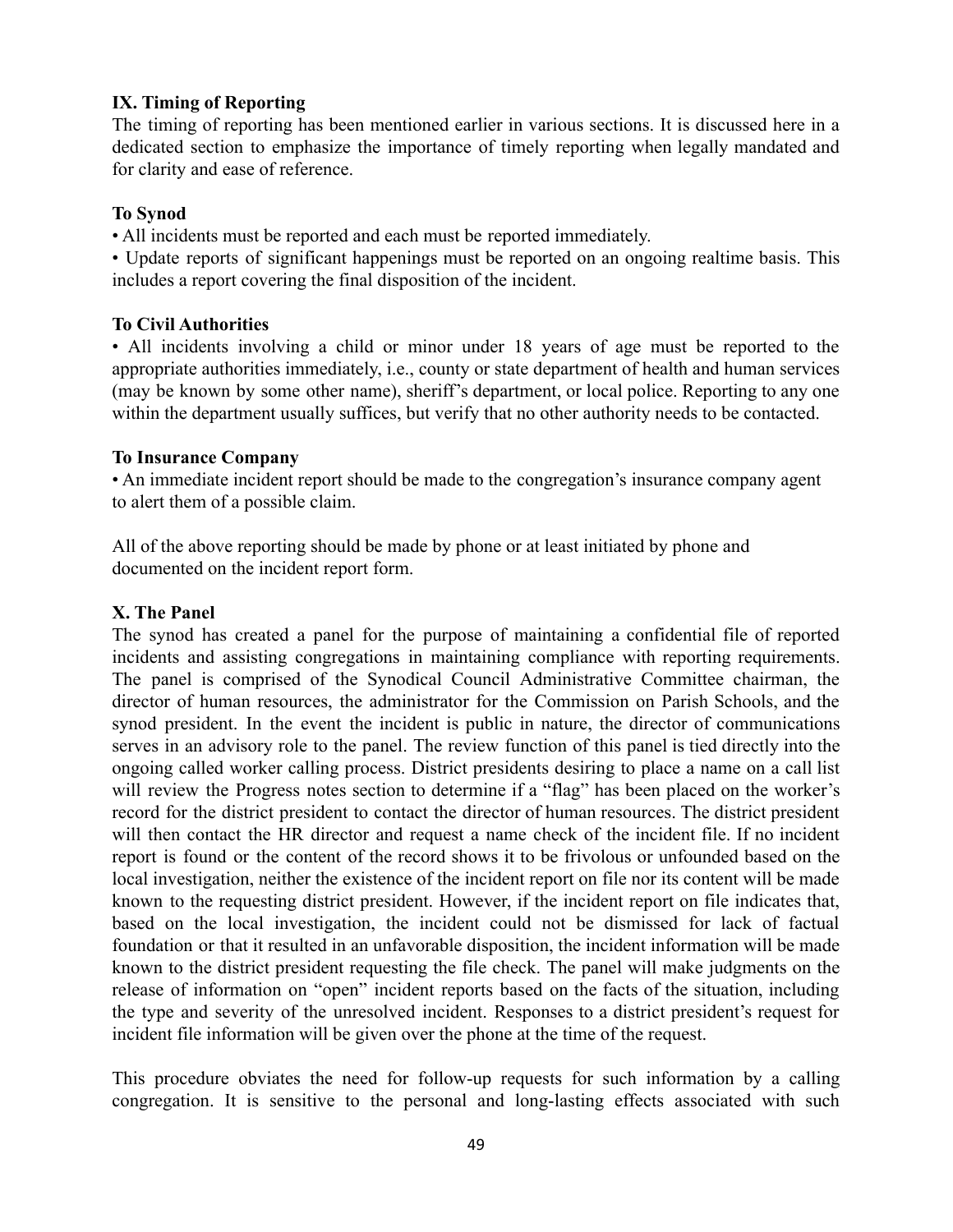## IX. Timing of Reporting

The timing of reporting has been mentioned earlier in various sections. It is discussed here in a dedicated section to emphasize the importance of timely reporting when legally mandated and for clarity and ease of reference.

### To Synod

- All incidents must be reported and each must be reported immediately.
- Update reports of significant happenings must be reported on an ongoing realtime basis. This includes a report covering the final disposition of the incident.

### To Civil Authorities

- All incidents involving a child or minor under 18 years of age must be reported to the appropriate authorities immediately, i.e., county or state department of health and human services (may be known by some other name), sheriff's department, or local police. Reporting to any one within the department usually suffices, but verify that no other authority needs to be contacted.

### To Insurance Company

- An immediate incident report should be made to the congregation's insurance company agent to alert them of a possible claim.

All of the above reporting should be made by phone or at least initiated by phone and documented on the incident report form.

## X. The Panel

The synod has created a panel for the purpose of maintaining a confidential file of reported incidents and assisting congregations in maintaining compliance with reporting requirements. The panel is comprised of the Synodical Council Administrative Committee chairman, the director of human resources, the administrator for the Commission on Parish Schools, and the synod president. In the event the incident is public in nature, the director of communications serves in an advisory role to the panel. The review function of this panel is tied directly into the ongoing called worker calling process. District presidents desiring to place a name on a call list will review the Progress notes section to determine if a "flag" has been placed on the worker's record for the district president to contact the director of human resources. The district president will then contact the HR director and request a name check of the incident file. If no incident report is found or the content of the record shows it to be frivolous or unfounded based on the local investigation, neither the existence of the incident report on file nor its content will be made known to the requesting district president. However, if the incident report on file indicates that, based on the local investigation, the incident could not be dismissed for lack of factual foundation or that it resulted in an unfavorable disposition, the incident information will be made known to the district president requesting the file check. The panel will make judgments on the release of information on "open" incident reports based on the facts of the situation, including the type and severity of the unresolved incident. Responses to a district president's request for incident file information will be given over the phone at the time of the request.

This procedure obviates the need for follow-up requests for such information by a calling congregation. It is sensitive to the personal and long-lasting effects associated with such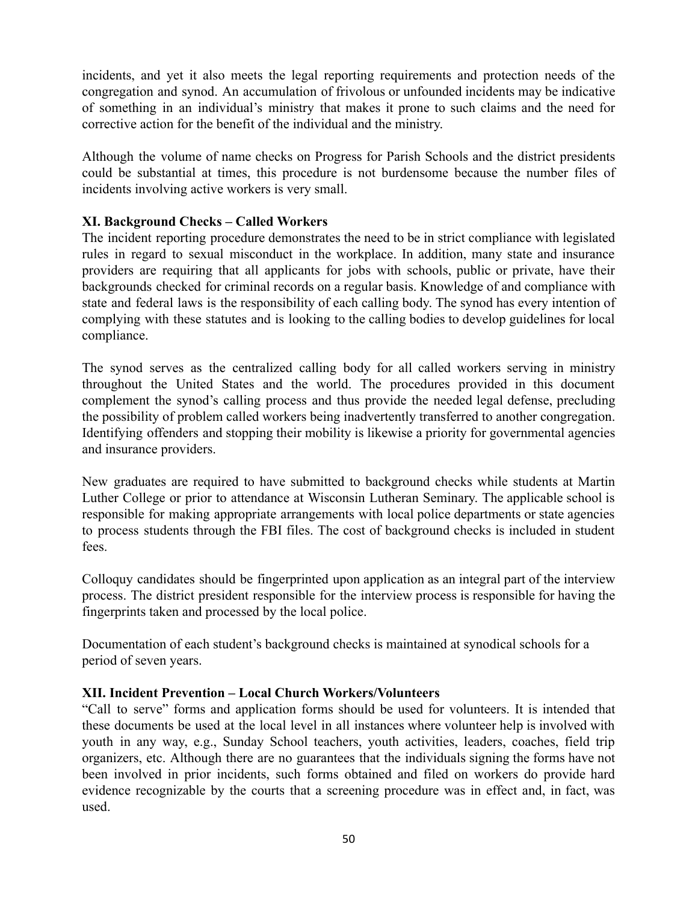incidents, and yet it also meets the legal reporting requirements and protection needs of the congregation and synod. An accumulation of frivolous or unfounded incidents may be indicative of something in an individual's ministry that makes it prone to such claims and the need for corrective action for the benefit of the individual and the ministry.

Although the volume of name checks on Progress for Parish Schools and the district presidents could be substantial at times, this procedure is not burdensome because the number files of incidents involving active workers is very small.

**XI. Background Checks – Called Workers**

The incident reporting procedure demonstrates the need to be in strict compliance with legislated rules in regard to sexual misconduct in the workplace. In addition, many state and insurance providers are requiring that all applicants for jobs with schools, public or private, have their backgrounds checked for criminal records on a regular basis. Knowledge of and compliance with state and federal laws is the responsibility of each calling body. The synod has every intention of complying with these statutes and is looking to the calling bodies to develop guidelines for local compliance.

The synod serves as the centralized calling body for all called workers serving in ministry throughout the United States and the world. The procedures provided in this document complement the synod's calling process and thus provide the needed legal defense, precluding the possibility of problem called workers being inadvertently transferred to another congregation. Identifying offenders and stopping their mobility is likewise a priority for governmental agencies and insurance providers.

New graduates are required to have submitted to background checks while students at Martin Luther College or prior to attendance at Wisconsin Lutheran Seminary. The applicable school is responsible for making appropriate arrangements with local police departments or state agencies to process students through the FBI files. The cost of background checks is included in student fees.

Colloquy candidates should be fingerprinted upon application as an integral part of the interview process. The district president responsible for the interview process is responsible for having the fingerprints taken and processed by the local police.

Documentation of each student's background checks is maintained at synodical schools for a period of seven years.

**XII. Incident Prevention – Local Church Workers/Volunteers**

"Call to serve" forms and application forms should be used for volunteers. It is intended that these documents be used at the local level in all instances where volunteer help is involved with youth in any way, e.g., Sunday School teachers, youth activities, leaders, coaches, field trip organizers, etc. Although there are no guarantees that the individuals signing the forms have not been involved in prior incidents, such forms obtained and filed on workers do provide hard evidence recognizable by the courts that a screening procedure was in effect and, in fact, was used.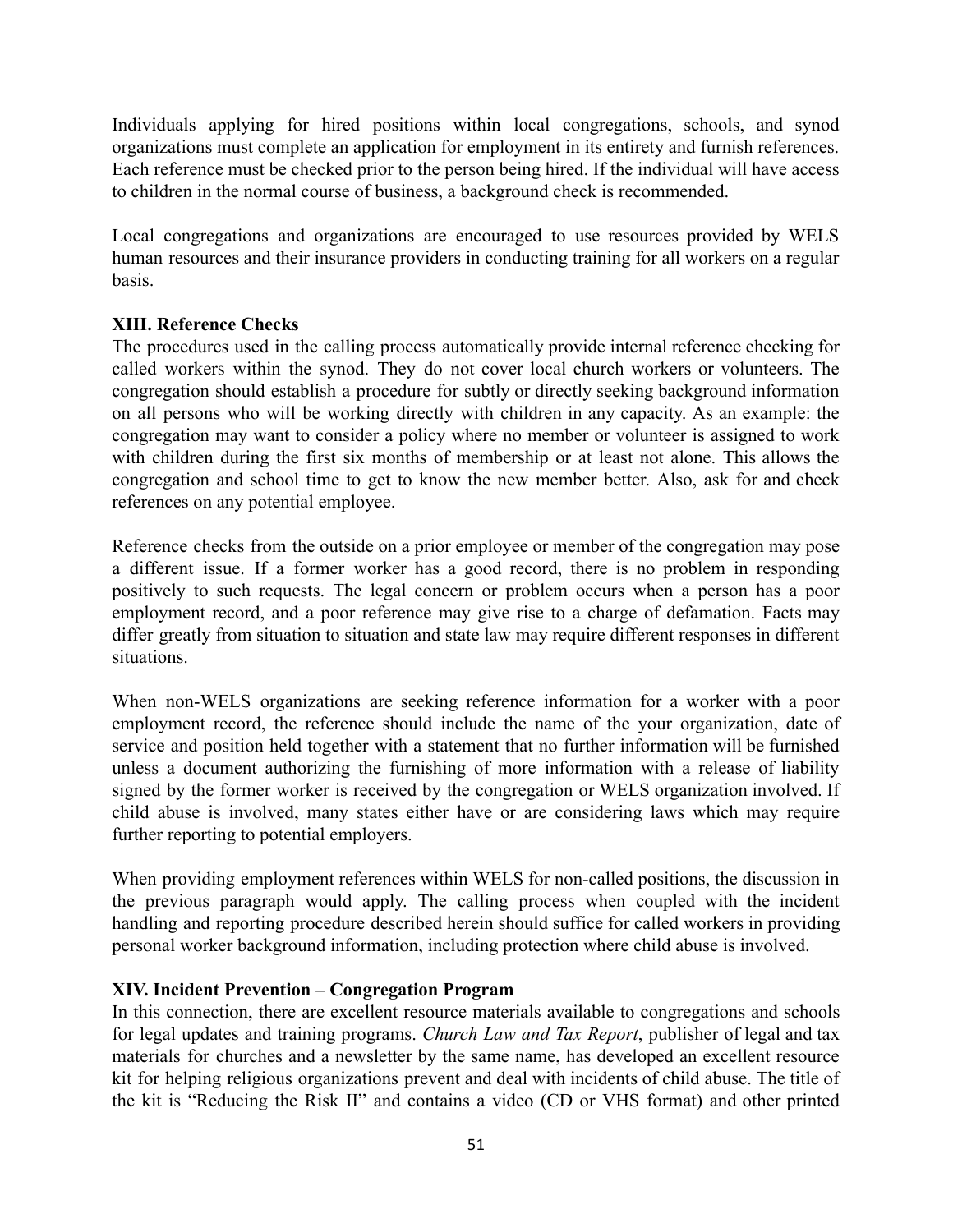Individuals applying for hired positions within local congregations, schools, and synod organizations must complete an application for employment in its entirety and furnish references. Each reference must be checked prior to the person being hired. If the individual will have access to children in the normal course of business, a background check is recommended.

Local congregations and organizations are encouraged to use resources provided by WELS human resources and their insurance providers in conducting training for all workers on a regular basis.

**XIII. Reference Checks**

The procedures used in the calling process automatically provide internal reference checking for called workers within the synod. They do not cover local church workers or volunteers. The congregation should establish a procedure for subtly or directly seeking background information on all persons who will be working directly with children in any capacity. As an example: the congregation may want to consider a policy where no member or volunteer is assigned to work with children during the first six months of membership or at least not alone. This allows the congregation and school time to get to know the new member better. Also, ask for and check references on any potential employee.

Reference checks from the outside on a prior employee or member of the congregation may pose a different issue. If a former worker has a good record, there is no problem in responding positively to such requests. The legal concern or problem occurs when a person has a poor employment record, and a poor reference may give rise to a charge of defamation. Facts may differ greatly from situation to situation and state law may require different responses in different situations.

When non-WELS organizations are seeking reference information for a worker with a poor employment record, the reference should include the name of the your organization, date of service and position held together with a statement that no further information will be furnished unless a document authorizing the furnishing of more information with a release of liability signed by the former worker is received by the congregation or WELS organization involved. If child abuse is involved, many states either have or are considering laws which may require further reporting to potential employers.

When providing employment references within WELS for non-called positions, the discussion in the previous paragraph would apply. The calling process when coupled with the incident handling and reporting procedure described herein should suffice for called workers in providing personal worker background information, including protection where child abuse is involved.

**XIV. Incident Prevention – Congregation Program**

In this connection, there are excellent resource materials available to congregations and schools for legal updates and training programs. *Church Law and Tax Report*, publisher of legal and tax materials for churches and a newsletter by the same name, has developed an excellent resource kit for helping religious organizations prevent and deal with incidents of child abuse. The title of the kit is "Reducing the Risk II" and contains a video (CD or VHS format) and other printed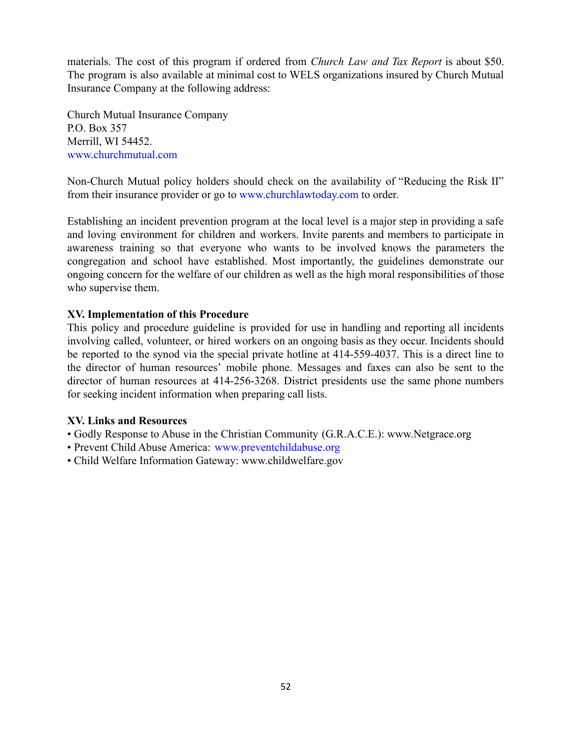materials. The cost of this program if ordered from *Church Law and Tax Report* is about $50. The program is also available at minimal cost to WELS organizations insured by Church Mutual Insurance Company at the following address:

Church Mutual Insurance Company
P.O. Box 357
Merrill, WI 54452.
www.churchmutual.com

Non-Church Mutual policy holders should check on the availability of "Reducing the Risk II" from their insurance provider or go to www.churchlawtoday.com to order.

Establishing an incident prevention program at the local level is a major step in providing a safe and loving environment for children and workers. Invite parents and members to participate in awareness training so that everyone who wants to be involved knows the parameters the congregation and school have established. Most importantly, the guidelines demonstrate our ongoing concern for the welfare of our children as well as the high moral responsibilities of those who supervise them.

**XV. Implementation of this Procedure**

This policy and procedure guideline is provided for use in handling and reporting all incidents involving called, volunteer, or hired workers on an ongoing basis as they occur. Incidents should be reported to the synod via the special private hotline at 414-559-4037. This is a direct line to the director of human resources' mobile phone. Messages and faxes can also be sent to the director of human resources at 414-256-3268. District presidents use the same phone numbers for seeking incident information when preparing call lists.

**XV. Links and Resources**

- Godly Response to Abuse in the Christian Community (G.R.A.C.E.): www.Netgrace.org
- Prevent Child Abuse America: www.preventchildabuse.org
- Child Welfare Information Gateway: www.childwelfare.gov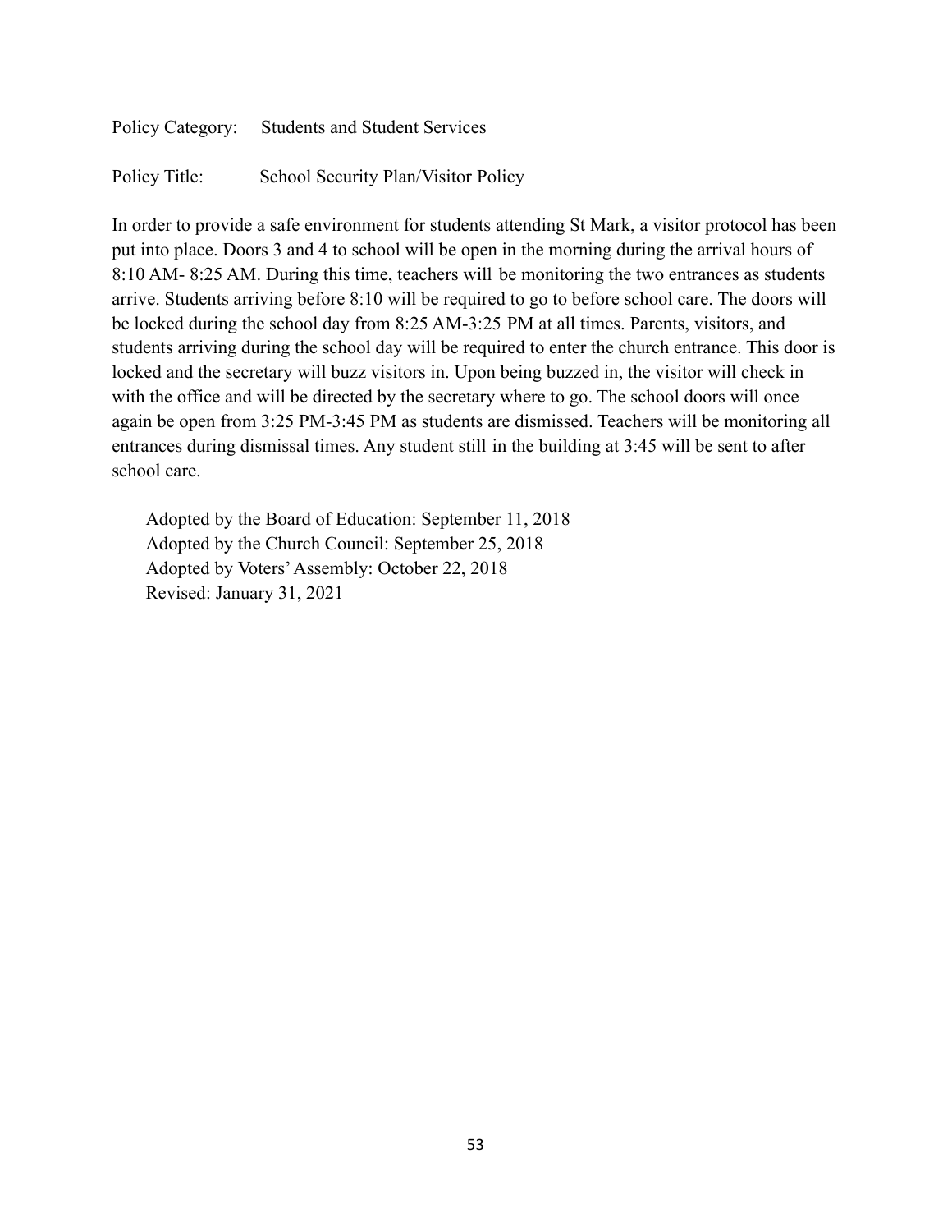Policy Category: Students and Student Services

Policy Title: School Security Plan/Visitor Policy

In order to provide a safe environment for students attending St Mark, a visitor protocol has been put into place. Doors 3 and 4 to school will be open in the morning during the arrival hours of 8:10 AM- 8:25 AM. During this time, teachers will be monitoring the two entrances as students arrive. Students arriving before 8:10 will be required to go to before school care. The doors will be locked during the school day from 8:25 AM-3:25 PM at all times. Parents, visitors, and students arriving during the school day will be required to enter the church entrance. This door is locked and the secretary will buzz visitors in. Upon being buzzed in, the visitor will check in with the office and will be directed by the secretary where to go. The school doors will once again be open from 3:25 PM-3:45 PM as students are dismissed. Teachers will be monitoring all entrances during dismissal times. Any student still in the building at 3:45 will be sent to after school care.

Adopted by the Board of Education: September 11, 2018
Adopted by the Church Council: September 25, 2018
Adopted by Voters' Assembly: October 22, 2018
Revised: January 31, 2021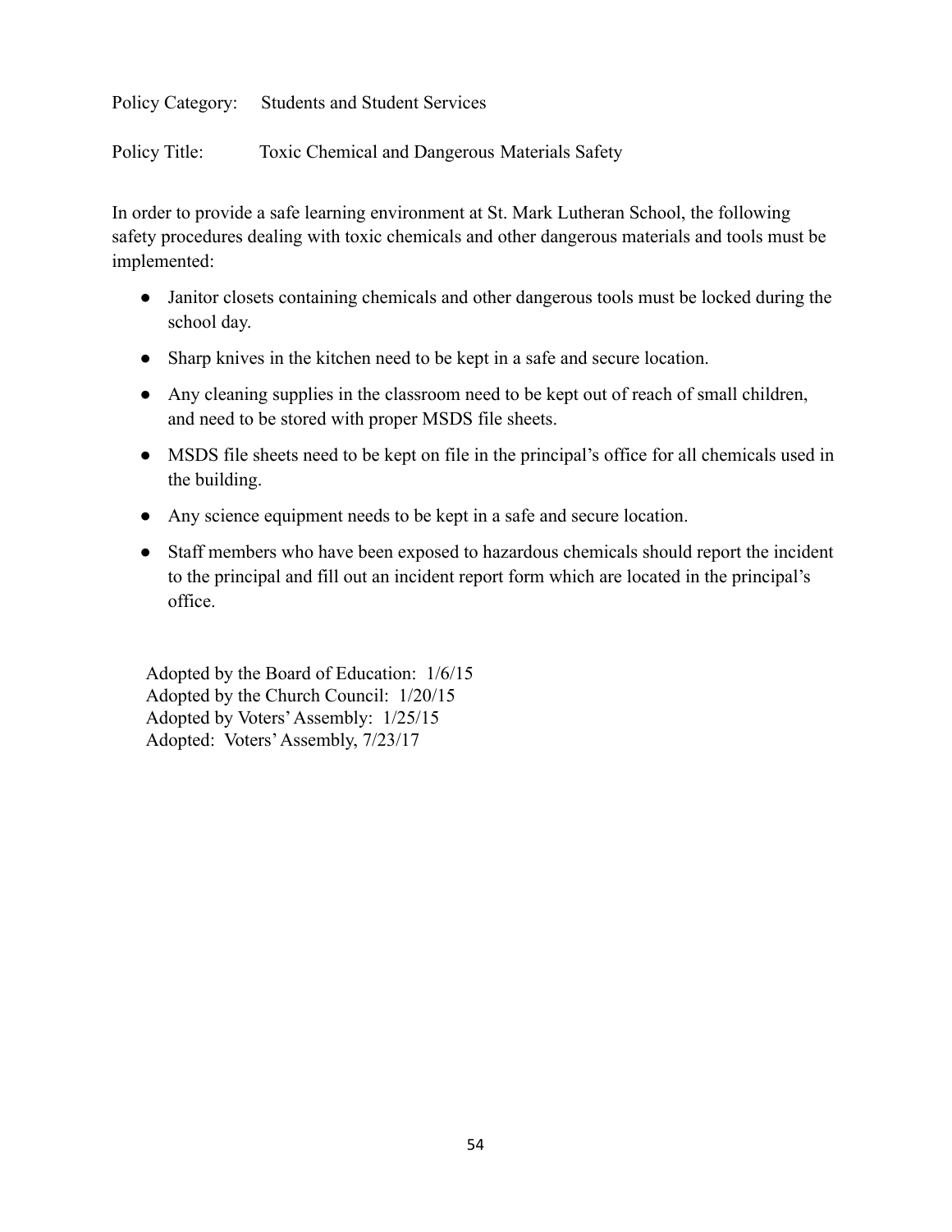Policy Category: Students and Student Services

Policy Title: Toxic Chemical and Dangerous Materials Safety

In order to provide a safe learning environment at St. Mark Lutheran School, the following safety procedures dealing with toxic chemicals and other dangerous materials and tools must be implemented:

- Janitor closets containing chemicals and other dangerous tools must be locked during the school day.
- Sharp knives in the kitchen need to be kept in a safe and secure location.
- Any cleaning supplies in the classroom need to be kept out of reach of small children, and need to be stored with proper MSDS file sheets.
- MSDS file sheets need to be kept on file in the principal's office for all chemicals used in the building.
- Any science equipment needs to be kept in a safe and secure location.
- Staff members who have been exposed to hazardous chemicals should report the incident to the principal and fill out an incident report form which are located in the principal's office.

Adopted by the Board of Education: 1/6/15
Adopted by the Church Council: 1/20/15
Adopted by Voters' Assembly: 1/25/15
Adopted: Voters' Assembly, 7/23/17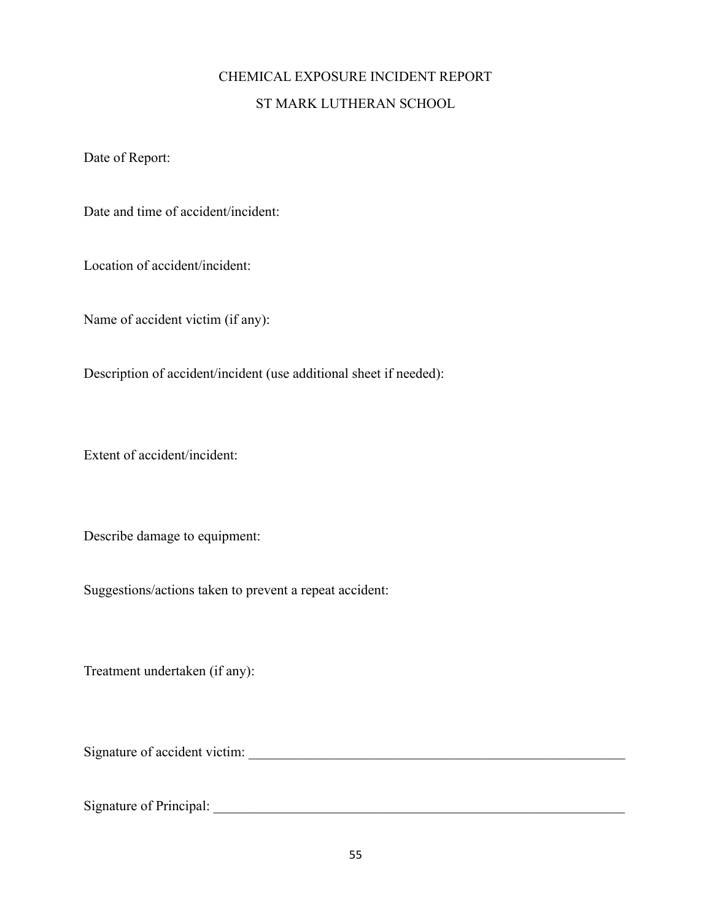# CHEMICAL EXPOSURE INCIDENT REPORT

## ST MARK LUTHERAN SCHOOL

Date of Report:

Date and time of accident/incident:

Location of accident/incident:

Name of accident victim (if any):

Description of accident/incident (use additional sheet if needed):

Extent of accident/incident:

Describe damage to equipment:

Suggestions/actions taken to prevent a repeat accident:

Treatment undertaken (if any):

Signature of accident victim: ________________________________________________________

Signature of Principal: ____________________________________________________________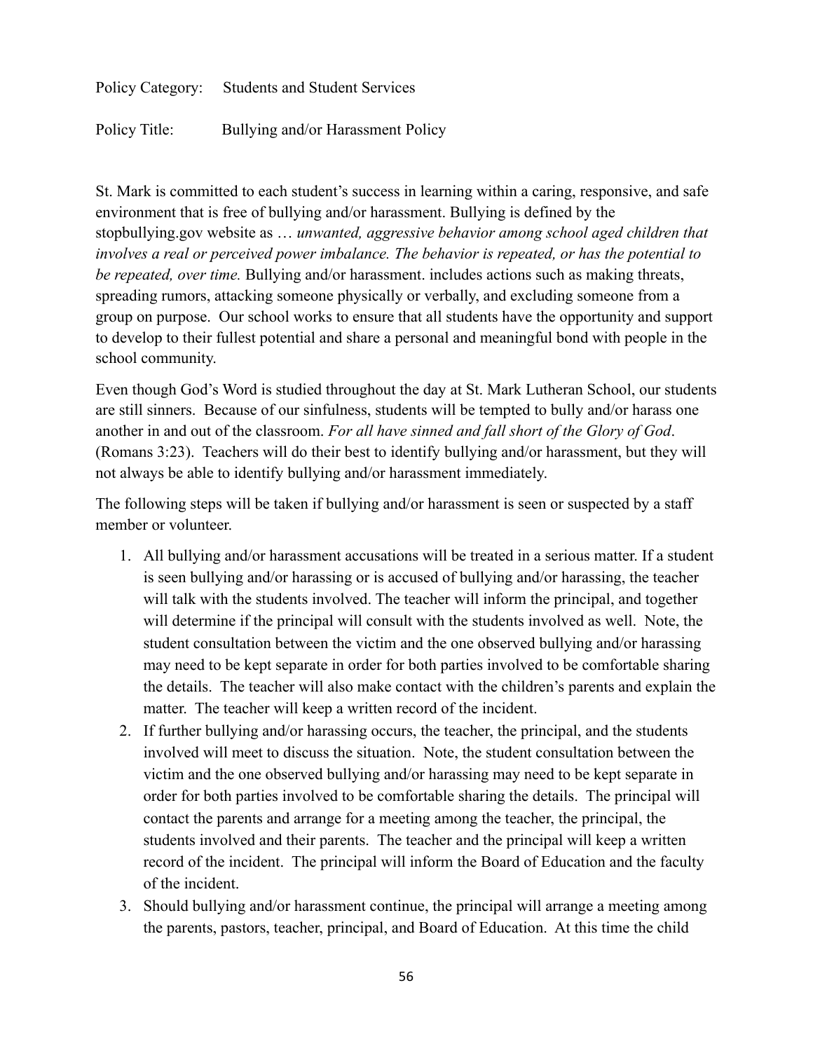Policy Category: Students and Student Services

Policy Title: Bullying and/or Harassment Policy

St. Mark is committed to each student's success in learning within a caring, responsive, and safe environment that is free of bullying and/or harassment. Bullying is defined by the stopbullying.gov website as … *unwanted, aggressive behavior among school aged children that involves a real or perceived power imbalance. The behavior is repeated, or has the potential to be repeated, over time.* Bullying and/or harassment. includes actions such as making threats, spreading rumors, attacking someone physically or verbally, and excluding someone from a group on purpose. Our school works to ensure that all students have the opportunity and support to develop to their fullest potential and share a personal and meaningful bond with people in the school community.

Even though God's Word is studied throughout the day at St. Mark Lutheran School, our students are still sinners. Because of our sinfulness, students will be tempted to bully and/or harass one another in and out of the classroom. *For all have sinned and fall short of the Glory of God*. (Romans 3:23). Teachers will do their best to identify bullying and/or harassment, but they will not always be able to identify bullying and/or harassment immediately.

The following steps will be taken if bullying and/or harassment is seen or suspected by a staff member or volunteer.

1. All bullying and/or harassment accusations will be treated in a serious matter. If a student is seen bullying and/or harassing or is accused of bullying and/or harassing, the teacher will talk with the students involved. The teacher will inform the principal, and together will determine if the principal will consult with the students involved as well. Note, the student consultation between the victim and the one observed bullying and/or harassing may need to be kept separate in order for both parties involved to be comfortable sharing the details. The teacher will also make contact with the children's parents and explain the matter. The teacher will keep a written record of the incident.
2. If further bullying and/or harassing occurs, the teacher, the principal, and the students involved will meet to discuss the situation. Note, the student consultation between the victim and the one observed bullying and/or harassing may need to be kept separate in order for both parties involved to be comfortable sharing the details. The principal will contact the parents and arrange for a meeting among the teacher, the principal, the students involved and their parents. The teacher and the principal will keep a written record of the incident. The principal will inform the Board of Education and the faculty of the incident.
3. Should bullying and/or harassment continue, the principal will arrange a meeting among the parents, pastors, teacher, principal, and Board of Education. At this time the child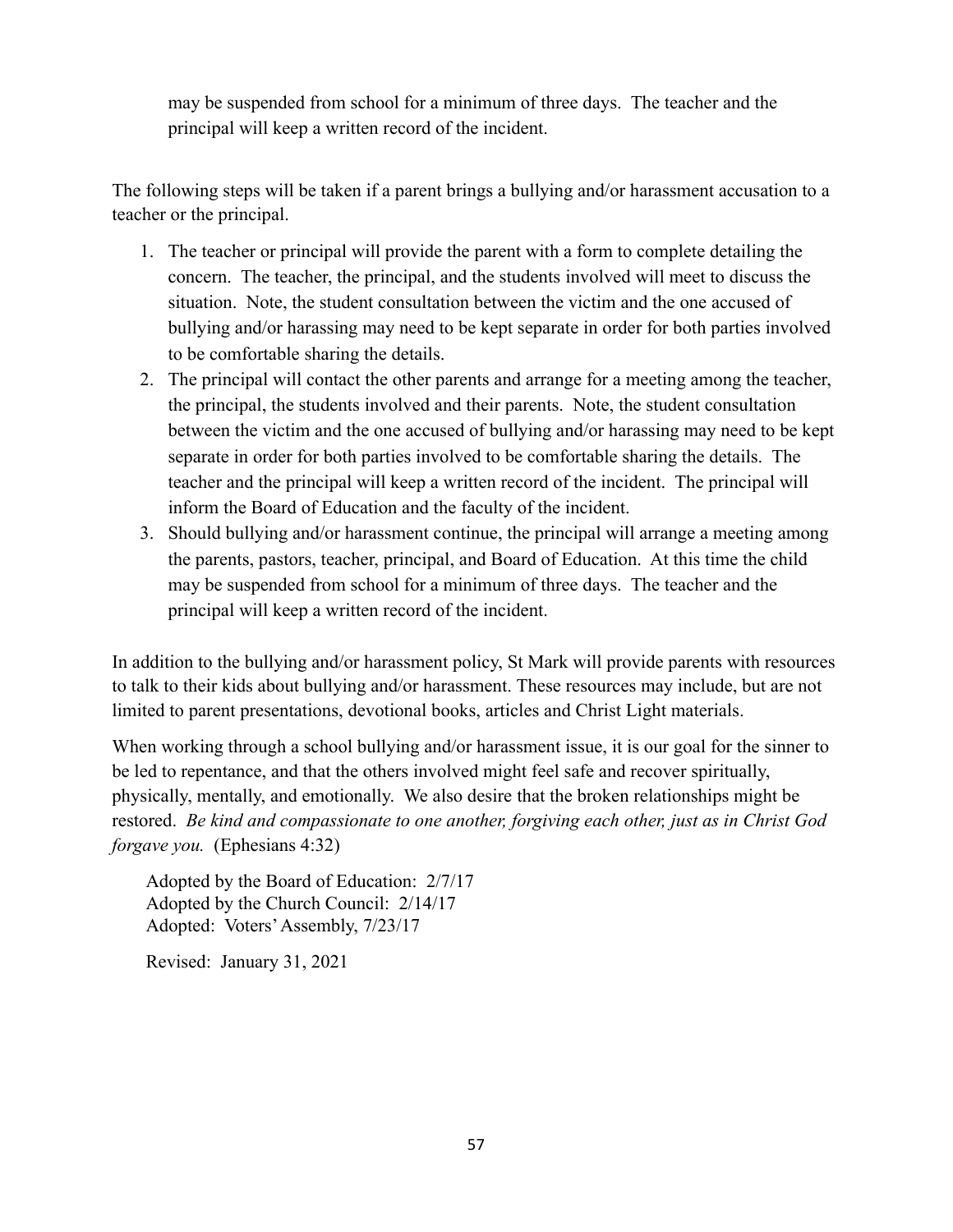may be suspended from school for a minimum of three days. The teacher and the principal will keep a written record of the incident.

The following steps will be taken if a parent brings a bullying and/or harassment accusation to a teacher or the principal.

1. The teacher or principal will provide the parent with a form to complete detailing the concern. The teacher, the principal, and the students involved will meet to discuss the situation. Note, the student consultation between the victim and the one accused of bullying and/or harassing may need to be kept separate in order for both parties involved to be comfortable sharing the details.
2. The principal will contact the other parents and arrange for a meeting among the teacher, the principal, the students involved and their parents. Note, the student consultation between the victim and the one accused of bullying and/or harassing may need to be kept separate in order for both parties involved to be comfortable sharing the details. The teacher and the principal will keep a written record of the incident. The principal will inform the Board of Education and the faculty of the incident.
3. Should bullying and/or harassment continue, the principal will arrange a meeting among the parents, pastors, teacher, principal, and Board of Education. At this time the child may be suspended from school for a minimum of three days. The teacher and the principal will keep a written record of the incident.

In addition to the bullying and/or harassment policy, St Mark will provide parents with resources to talk to their kids about bullying and/or harassment. These resources may include, but are not limited to parent presentations, devotional books, articles and Christ Light materials.

When working through a school bullying and/or harassment issue, it is our goal for the sinner to be led to repentance, and that the others involved might feel safe and recover spiritually, physically, mentally, and emotionally. We also desire that the broken relationships might be restored. *Be kind and compassionate to one another, forgiving each other, just as in Christ God forgave you.* (Ephesians 4:32)

Adopted by the Board of Education: 2/7/17
Adopted by the Church Council: 2/14/17
Adopted: Voters' Assembly, 7/23/17

Revised: January 31, 2021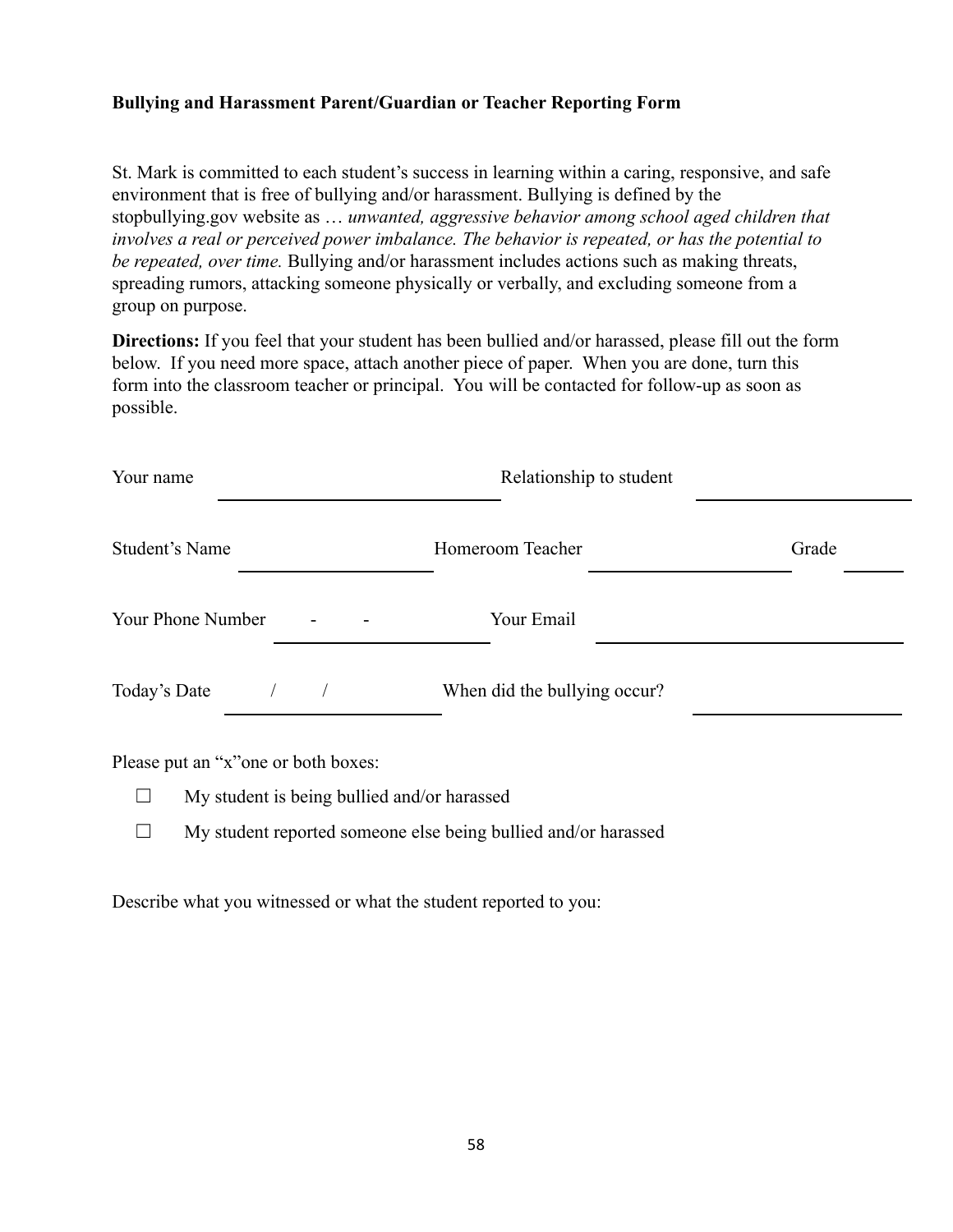**Bullying and Harassment Parent/Guardian or Teacher Reporting Form**

St. Mark is committed to each student's success in learning within a caring, responsive, and safe environment that is free of bullying and/or harassment. Bullying is defined by the stopbullying.gov website as … *unwanted, aggressive behavior among school aged children that involves a real or perceived power imbalance. The behavior is repeated, or has the potential to be repeated, over time.* Bullying and/or harassment includes actions such as making threats, spreading rumors, attacking someone physically or verbally, and excluding someone from a group on purpose.

**Directions:** If you feel that your student has been bullied and/or harassed, please fill out the form below. If you need more space, attach another piece of paper. When you are done, turn this form into the classroom teacher or principal. You will be contacted for follow-up as soon as possible.

Your name ______________________ Relationship to student ______________________

Student's Name ______________________ Homeroom Teacher ______________________ Grade ______

Your Phone Number ____-____-____ Your Email ______________________

Today's Date ____/____/____ When did the bullying occur? ______________________

Please put an "x"one or both boxes:

- ☐ My student is being bullied and/or harassed
- ☐ My student reported someone else being bullied and/or harassed

Describe what you witnessed or what the student reported to you: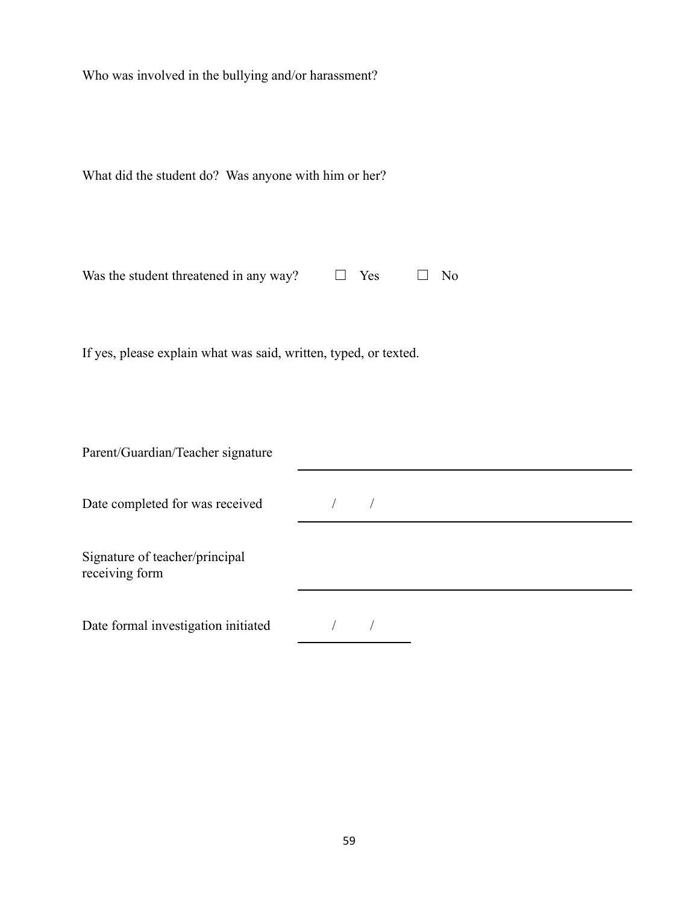Who was involved in the bullying and/or harassment?

What did the student do? Was anyone with him or her?

Was the student threatened in any way? ☐ Yes ☐ No

If yes, please explain what was said, written, typed, or texted.

Parent/Guardian/Teacher signature \_\_\_\_\_\_\_\_\_\_\_\_\_\_\_\_\_\_\_\_\_\_\_\_\_\_\_\_\_\_\_\_

Date completed for was received \_\_\_\_ / \_\_\_\_ / \_\_\_\_\_\_\_\_\_\_\_\_\_\_\_\_\_\_\_\_\_\_

Signature of teacher/principal receiving form \_\_\_\_\_\_\_\_\_\_\_\_\_\_\_\_\_\_\_\_\_\_\_\_\_\_\_\_\_\_\_\_

Date formal investigation initiated \_\_\_\_ / \_\_\_\_ / \_\_\_\_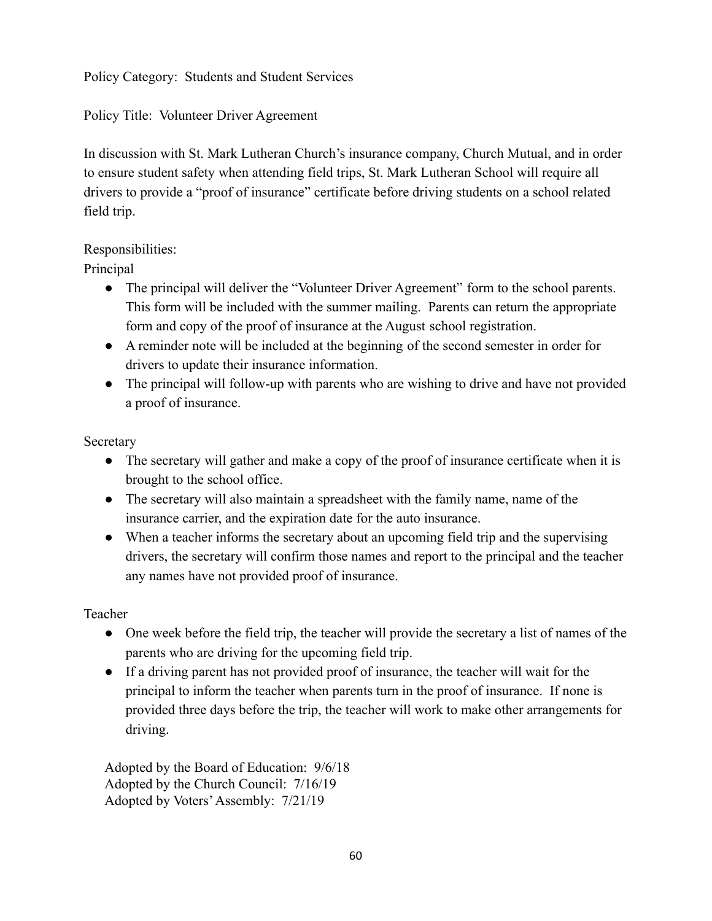Policy Category: Students and Student Services

Policy Title: Volunteer Driver Agreement

In discussion with St. Mark Lutheran Church's insurance company, Church Mutual, and in order to ensure student safety when attending field trips, St. Mark Lutheran School will require all drivers to provide a "proof of insurance" certificate before driving students on a school related field trip.

Responsibilities:

Principal

- The principal will deliver the "Volunteer Driver Agreement" form to the school parents. This form will be included with the summer mailing. Parents can return the appropriate form and copy of the proof of insurance at the August school registration.
- A reminder note will be included at the beginning of the second semester in order for drivers to update their insurance information.
- The principal will follow-up with parents who are wishing to drive and have not provided a proof of insurance.

Secretary

- The secretary will gather and make a copy of the proof of insurance certificate when it is brought to the school office.
- The secretary will also maintain a spreadsheet with the family name, name of the insurance carrier, and the expiration date for the auto insurance.
- When a teacher informs the secretary about an upcoming field trip and the supervising drivers, the secretary will confirm those names and report to the principal and the teacher any names have not provided proof of insurance.

Teacher

- One week before the field trip, the teacher will provide the secretary a list of names of the parents who are driving for the upcoming field trip.
- If a driving parent has not provided proof of insurance, the teacher will wait for the principal to inform the teacher when parents turn in the proof of insurance. If none is provided three days before the trip, the teacher will work to make other arrangements for driving.

Adopted by the Board of Education: 9/6/18
Adopted by the Church Council: 7/16/19
Adopted by Voters' Assembly: 7/21/19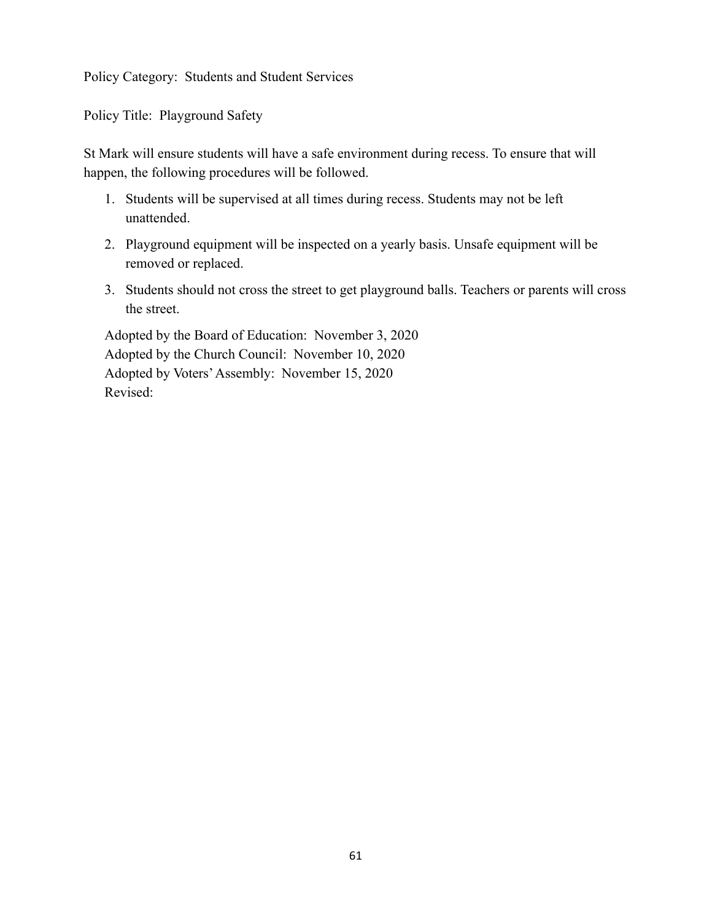Policy Category: Students and Student Services

Policy Title: Playground Safety

St Mark will ensure students will have a safe environment during recess. To ensure that will happen, the following procedures will be followed.

1. Students will be supervised at all times during recess. Students may not be left unattended.
2. Playground equipment will be inspected on a yearly basis. Unsafe equipment will be removed or replaced.
3. Students should not cross the street to get playground balls. Teachers or parents will cross the street.

Adopted by the Board of Education: November 3, 2020
Adopted by the Church Council: November 10, 2020
Adopted by Voters' Assembly: November 15, 2020
Revised: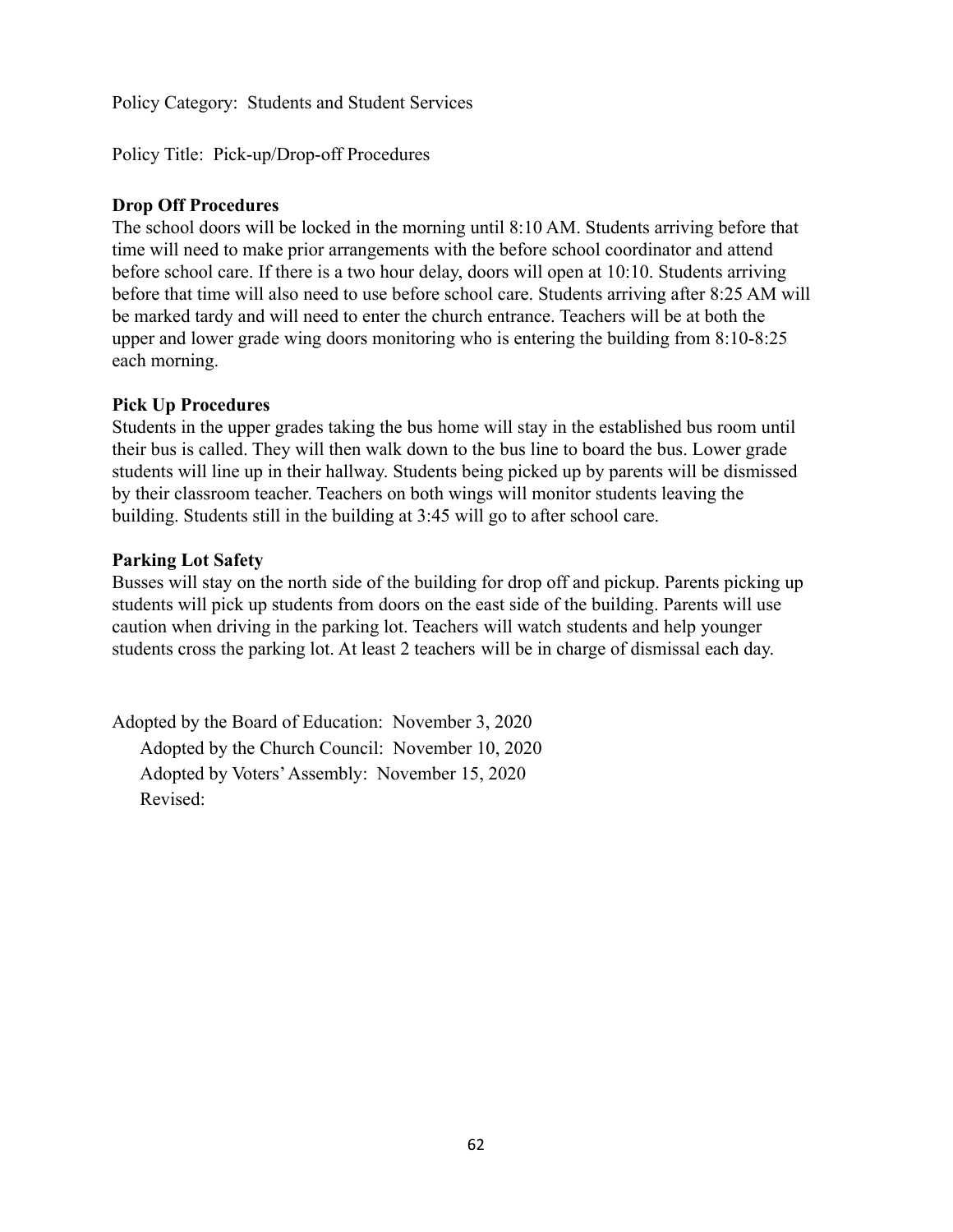Policy Category: Students and Student Services

Policy Title: Pick-up/Drop-off Procedures

**Drop Off Procedures**

The school doors will be locked in the morning until 8:10 AM. Students arriving before that time will need to make prior arrangements with the before school coordinator and attend before school care. If there is a two hour delay, doors will open at 10:10. Students arriving before that time will also need to use before school care. Students arriving after 8:25 AM will be marked tardy and will need to enter the church entrance. Teachers will be at both the upper and lower grade wing doors monitoring who is entering the building from 8:10-8:25 each morning.

**Pick Up Procedures**

Students in the upper grades taking the bus home will stay in the established bus room until their bus is called. They will then walk down to the bus line to board the bus. Lower grade students will line up in their hallway. Students being picked up by parents will be dismissed by their classroom teacher. Teachers on both wings will monitor students leaving the building. Students still in the building at 3:45 will go to after school care.

**Parking Lot Safety**

Busses will stay on the north side of the building for drop off and pickup. Parents picking up students will pick up students from doors on the east side of the building. Parents will use caution when driving in the parking lot. Teachers will watch students and help younger students cross the parking lot. At least 2 teachers will be in charge of dismissal each day.

Adopted by the Board of Education: November 3, 2020

Adopted by the Church Council: November 10, 2020

Adopted by Voters' Assembly: November 15, 2020

Revised: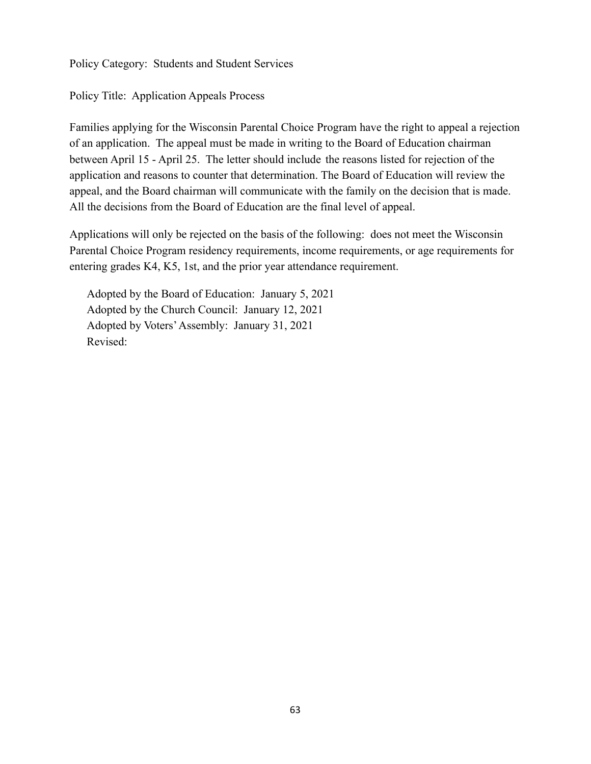Policy Category: Students and Student Services

Policy Title: Application Appeals Process

Families applying for the Wisconsin Parental Choice Program have the right to appeal a rejection of an application. The appeal must be made in writing to the Board of Education chairman between April 15 - April 25. The letter should include the reasons listed for rejection of the application and reasons to counter that determination. The Board of Education will review the appeal, and the Board chairman will communicate with the family on the decision that is made. All the decisions from the Board of Education are the final level of appeal.

Applications will only be rejected on the basis of the following: does not meet the Wisconsin Parental Choice Program residency requirements, income requirements, or age requirements for entering grades K4, K5, 1st, and the prior year attendance requirement.

Adopted by the Board of Education: January 5, 2021
Adopted by the Church Council: January 12, 2021
Adopted by Voters' Assembly: January 31, 2021
Revised: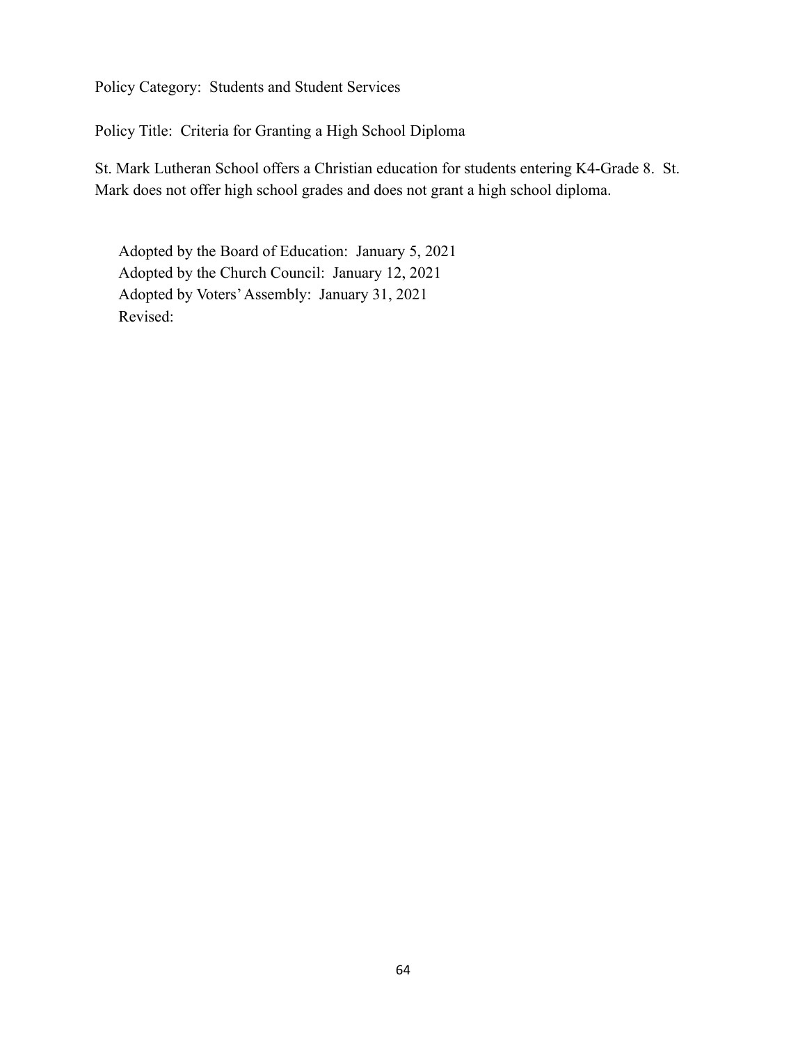Policy Category: Students and Student Services

Policy Title: Criteria for Granting a High School Diploma

St. Mark Lutheran School offers a Christian education for students entering K4-Grade 8. St. Mark does not offer high school grades and does not grant a high school diploma.

Adopted by the Board of Education: January 5, 2021
Adopted by the Church Council: January 12, 2021
Adopted by Voters' Assembly: January 31, 2021
Revised: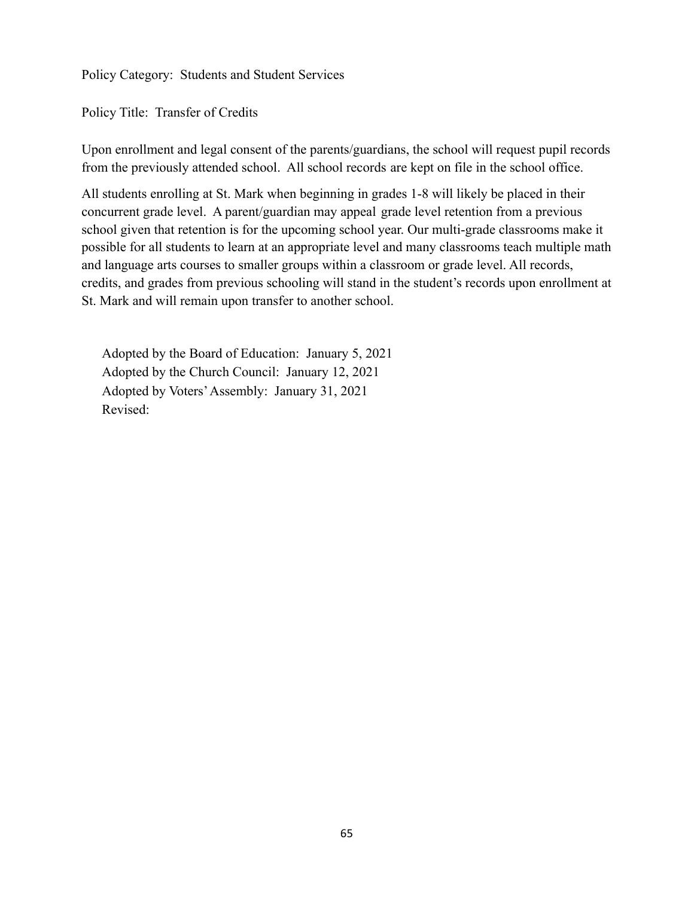Policy Category:  Students and Student Services

Policy Title:  Transfer of Credits

Upon enrollment and legal consent of the parents/guardians, the school will request pupil records from the previously attended school.  All school records are kept on file in the school office.

All students enrolling at St. Mark when beginning in grades 1-8 will likely be placed in their concurrent grade level.  A parent/guardian may appeal grade level retention from a previous school given that retention is for the upcoming school year. Our multi-grade classrooms make it possible for all students to learn at an appropriate level and many classrooms teach multiple math and language arts courses to smaller groups within a classroom or grade level. All records, credits, and grades from previous schooling will stand in the student's records upon enrollment at St. Mark and will remain upon transfer to another school.

Adopted by the Board of Education:  January 5, 2021
Adopted by the Church Council:  January 12, 2021
Adopted by Voters' Assembly:  January 31, 2021
Revised: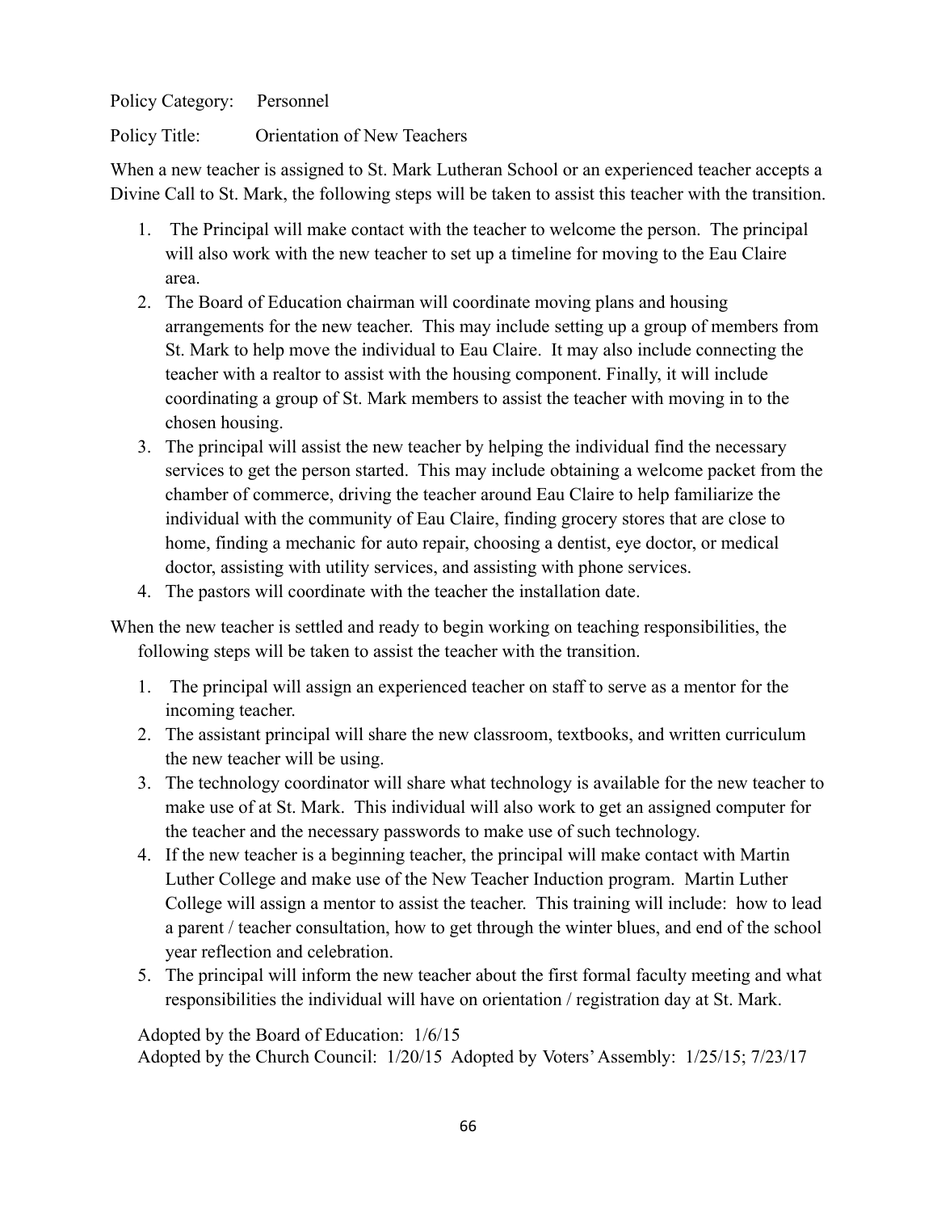Policy Category: Personnel

Policy Title: Orientation of New Teachers

When a new teacher is assigned to St. Mark Lutheran School or an experienced teacher accepts a Divine Call to St. Mark, the following steps will be taken to assist this teacher with the transition.

1. The Principal will make contact with the teacher to welcome the person. The principal will also work with the new teacher to set up a timeline for moving to the Eau Claire area.
2. The Board of Education chairman will coordinate moving plans and housing arrangements for the new teacher. This may include setting up a group of members from St. Mark to help move the individual to Eau Claire. It may also include connecting the teacher with a realtor to assist with the housing component. Finally, it will include coordinating a group of St. Mark members to assist the teacher with moving in to the chosen housing.
3. The principal will assist the new teacher by helping the individual find the necessary services to get the person started. This may include obtaining a welcome packet from the chamber of commerce, driving the teacher around Eau Claire to help familiarize the individual with the community of Eau Claire, finding grocery stores that are close to home, finding a mechanic for auto repair, choosing a dentist, eye doctor, or medical doctor, assisting with utility services, and assisting with phone services.
4. The pastors will coordinate with the teacher the installation date.

When the new teacher is settled and ready to begin working on teaching responsibilities, the following steps will be taken to assist the teacher with the transition.

1. The principal will assign an experienced teacher on staff to serve as a mentor for the incoming teacher.
2. The assistant principal will share the new classroom, textbooks, and written curriculum the new teacher will be using.
3. The technology coordinator will share what technology is available for the new teacher to make use of at St. Mark. This individual will also work to get an assigned computer for the teacher and the necessary passwords to make use of such technology.
4. If the new teacher is a beginning teacher, the principal will make contact with Martin Luther College and make use of the New Teacher Induction program. Martin Luther College will assign a mentor to assist the teacher. This training will include: how to lead a parent / teacher consultation, how to get through the winter blues, and end of the school year reflection and celebration.
5. The principal will inform the new teacher about the first formal faculty meeting and what responsibilities the individual will have on orientation / registration day at St. Mark.

Adopted by the Board of Education: 1/6/15
Adopted by the Church Council: 1/20/15 Adopted by Voters' Assembly: 1/25/15; 7/23/17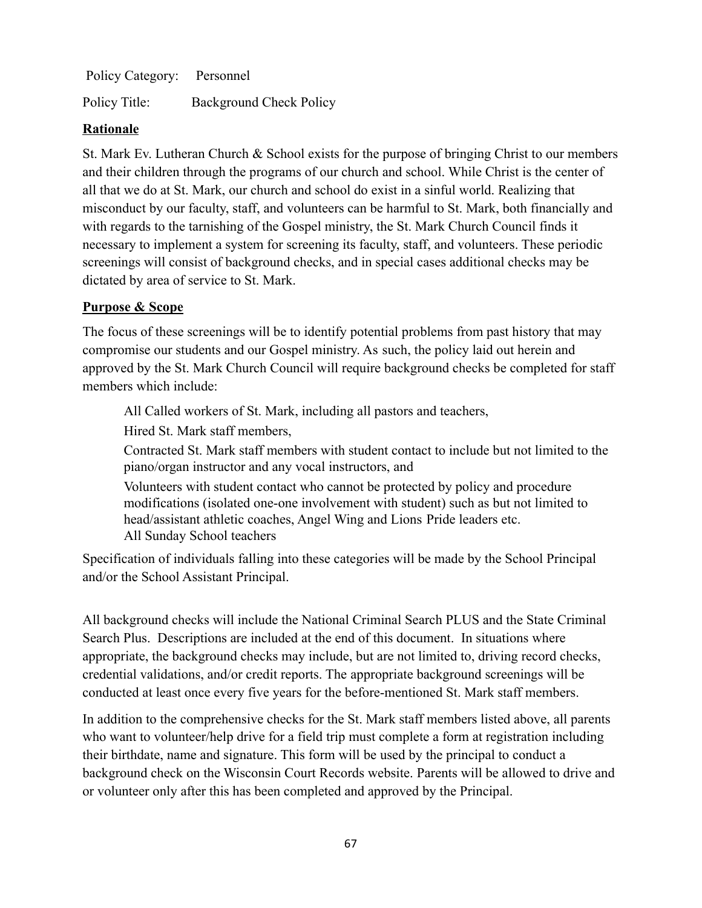Policy Category: Personnel

Policy Title: Background Check Policy

**Rationale**

St. Mark Ev. Lutheran Church & School exists for the purpose of bringing Christ to our members and their children through the programs of our church and school. While Christ is the center of all that we do at St. Mark, our church and school do exist in a sinful world. Realizing that misconduct by our faculty, staff, and volunteers can be harmful to St. Mark, both financially and with regards to the tarnishing of the Gospel ministry, the St. Mark Church Council finds it necessary to implement a system for screening its faculty, staff, and volunteers. These periodic screenings will consist of background checks, and in special cases additional checks may be dictated by area of service to St. Mark.

**Purpose & Scope**

The focus of these screenings will be to identify potential problems from past history that may compromise our students and our Gospel ministry. As such, the policy laid out herein and approved by the St. Mark Church Council will require background checks be completed for staff members which include:

- All Called workers of St. Mark, including all pastors and teachers,
- Hired St. Mark staff members,
- Contracted St. Mark staff members with student contact to include but not limited to the piano/organ instructor and any vocal instructors, and
- Volunteers with student contact who cannot be protected by policy and procedure modifications (isolated one-one involvement with student) such as but not limited to head/assistant athletic coaches, Angel Wing and Lions Pride leaders etc.
- All Sunday School teachers

Specification of individuals falling into these categories will be made by the School Principal and/or the School Assistant Principal.

All background checks will include the National Criminal Search PLUS and the State Criminal Search Plus. Descriptions are included at the end of this document. In situations where appropriate, the background checks may include, but are not limited to, driving record checks, credential validations, and/or credit reports. The appropriate background screenings will be conducted at least once every five years for the before-mentioned St. Mark staff members.

In addition to the comprehensive checks for the St. Mark staff members listed above, all parents who want to volunteer/help drive for a field trip must complete a form at registration including their birthdate, name and signature. This form will be used by the principal to conduct a background check on the Wisconsin Court Records website. Parents will be allowed to drive and or volunteer only after this has been completed and approved by the Principal.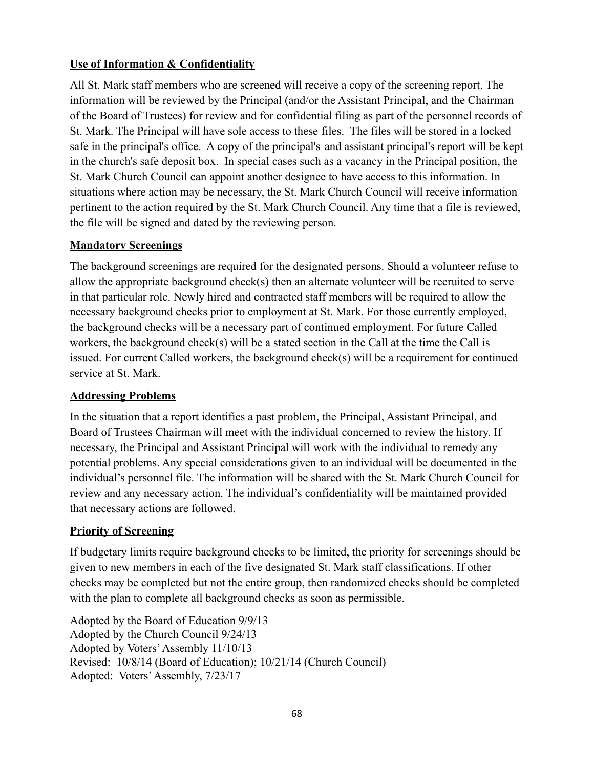**Use of Information & Confidentiality**

All St. Mark staff members who are screened will receive a copy of the screening report. The information will be reviewed by the Principal (and/or the Assistant Principal, and the Chairman of the Board of Trustees) for review and for confidential filing as part of the personnel records of St. Mark. The Principal will have sole access to these files. The files will be stored in a locked safe in the principal's office. A copy of the principal's and assistant principal's report will be kept in the church's safe deposit box. In special cases such as a vacancy in the Principal position, the St. Mark Church Council can appoint another designee to have access to this information. In situations where action may be necessary, the St. Mark Church Council will receive information pertinent to the action required by the St. Mark Church Council. Any time that a file is reviewed, the file will be signed and dated by the reviewing person.

**Mandatory Screenings**

The background screenings are required for the designated persons. Should a volunteer refuse to allow the appropriate background check(s) then an alternate volunteer will be recruited to serve in that particular role. Newly hired and contracted staff members will be required to allow the necessary background checks prior to employment at St. Mark. For those currently employed, the background checks will be a necessary part of continued employment. For future Called workers, the background check(s) will be a stated section in the Call at the time the Call is issued. For current Called workers, the background check(s) will be a requirement for continued service at St. Mark.

**Addressing Problems**

In the situation that a report identifies a past problem, the Principal, Assistant Principal, and Board of Trustees Chairman will meet with the individual concerned to review the history. If necessary, the Principal and Assistant Principal will work with the individual to remedy any potential problems. Any special considerations given to an individual will be documented in the individual's personnel file. The information will be shared with the St. Mark Church Council for review and any necessary action. The individual's confidentiality will be maintained provided that necessary actions are followed.

**Priority of Screening**

If budgetary limits require background checks to be limited, the priority for screenings should be given to new members in each of the five designated St. Mark staff classifications. If other checks may be completed but not the entire group, then randomized checks should be completed with the plan to complete all background checks as soon as permissible.

Adopted by the Board of Education 9/9/13
Adopted by the Church Council 9/24/13
Adopted by Voters' Assembly 11/10/13
Revised: 10/8/14 (Board of Education); 10/21/14 (Church Council)
Adopted: Voters' Assembly, 7/23/17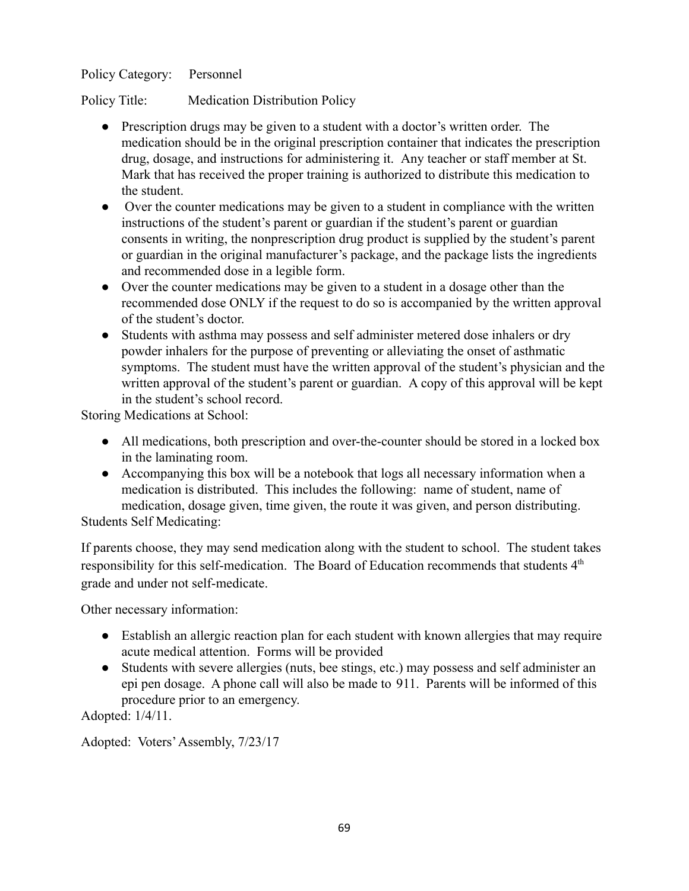Policy Category: Personnel

Policy Title: Medication Distribution Policy

- Prescription drugs may be given to a student with a doctor's written order. The medication should be in the original prescription container that indicates the prescription drug, dosage, and instructions for administering it. Any teacher or staff member at St. Mark that has received the proper training is authorized to distribute this medication to the student.
- Over the counter medications may be given to a student in compliance with the written instructions of the student's parent or guardian if the student's parent or guardian consents in writing, the nonprescription drug product is supplied by the student's parent or guardian in the original manufacturer's package, and the package lists the ingredients and recommended dose in a legible form.
- Over the counter medications may be given to a student in a dosage other than the recommended dose ONLY if the request to do so is accompanied by the written approval of the student's doctor.
- Students with asthma may possess and self administer metered dose inhalers or dry powder inhalers for the purpose of preventing or alleviating the onset of asthmatic symptoms. The student must have the written approval of the student's physician and the written approval of the student's parent or guardian. A copy of this approval will be kept in the student's school record.

Storing Medications at School:

- All medications, both prescription and over-the-counter should be stored in a locked box in the laminating room.
- Accompanying this box will be a notebook that logs all necessary information when a medication is distributed. This includes the following: name of student, name of medication, dosage given, time given, the route it was given, and person distributing.

Students Self Medicating:

If parents choose, they may send medication along with the student to school. The student takes responsibility for this self-medication. The Board of Education recommends that students 4th grade and under not self-medicate.

Other necessary information:

- Establish an allergic reaction plan for each student with known allergies that may require acute medical attention. Forms will be provided
- Students with severe allergies (nuts, bee stings, etc.) may possess and self administer an epi pen dosage. A phone call will also be made to 911. Parents will be informed of this procedure prior to an emergency.

Adopted: 1/4/11.

Adopted: Voters' Assembly, 7/23/17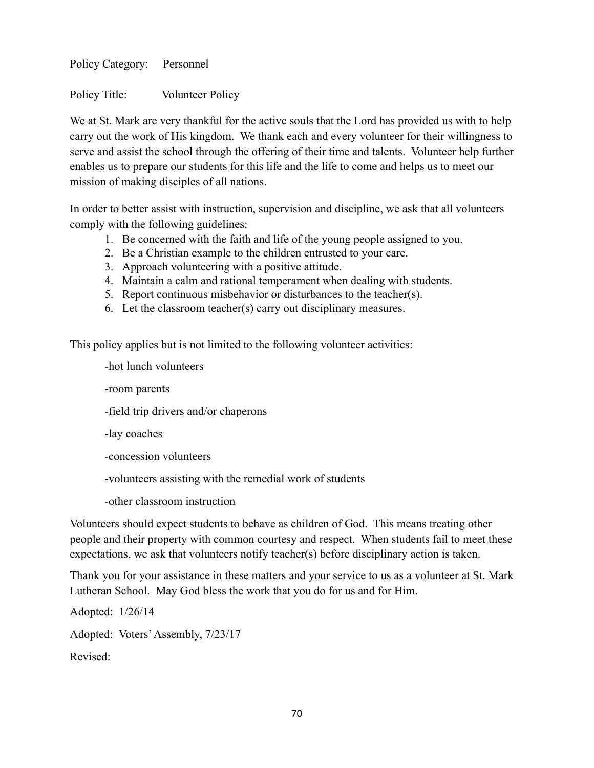Policy Category: Personnel

Policy Title: Volunteer Policy

We at St. Mark are very thankful for the active souls that the Lord has provided us with to help carry out the work of His kingdom. We thank each and every volunteer for their willingness to serve and assist the school through the offering of their time and talents. Volunteer help further enables us to prepare our students for this life and the life to come and helps us to meet our mission of making disciples of all nations.

In order to better assist with instruction, supervision and discipline, we ask that all volunteers comply with the following guidelines:

1. Be concerned with the faith and life of the young people assigned to you.
2. Be a Christian example to the children entrusted to your care.
3. Approach volunteering with a positive attitude.
4. Maintain a calm and rational temperament when dealing with students.
5. Report continuous misbehavior or disturbances to the teacher(s).
6. Let the classroom teacher(s) carry out disciplinary measures.

This policy applies but is not limited to the following volunteer activities:

-hot lunch volunteers

-room parents

-field trip drivers and/or chaperons

-lay coaches

-concession volunteers

-volunteers assisting with the remedial work of students

-other classroom instruction

Volunteers should expect students to behave as children of God. This means treating other people and their property with common courtesy and respect. When students fail to meet these expectations, we ask that volunteers notify teacher(s) before disciplinary action is taken.

Thank you for your assistance in these matters and your service to us as a volunteer at St. Mark Lutheran School. May God bless the work that you do for us and for Him.

Adopted: 1/26/14

Adopted: Voters' Assembly, 7/23/17

Revised: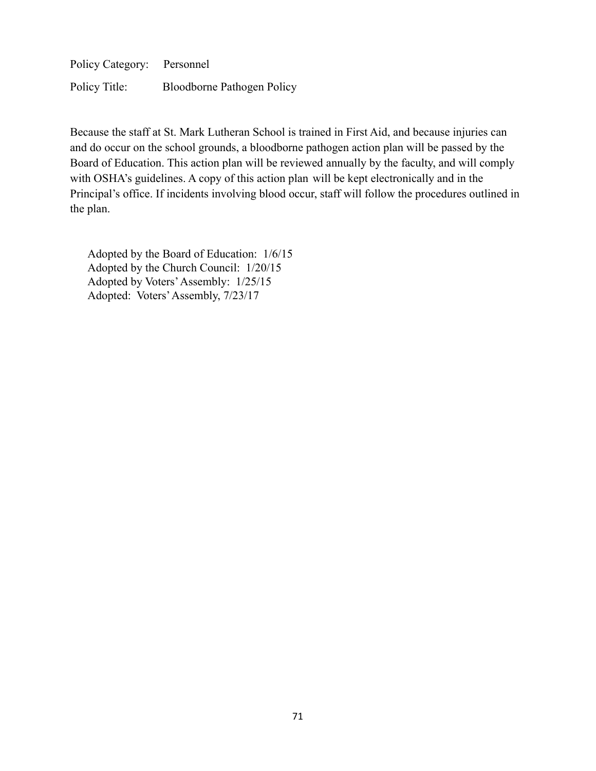Policy Category: Personnel

Policy Title: Bloodborne Pathogen Policy

Because the staff at St. Mark Lutheran School is trained in First Aid, and because injuries can and do occur on the school grounds, a bloodborne pathogen action plan will be passed by the Board of Education. This action plan will be reviewed annually by the faculty, and will comply with OSHA's guidelines. A copy of this action plan will be kept electronically and in the Principal's office. If incidents involving blood occur, staff will follow the procedures outlined in the plan.

Adopted by the Board of Education: 1/6/15
Adopted by the Church Council: 1/20/15
Adopted by Voters' Assembly: 1/25/15
Adopted: Voters' Assembly, 7/23/17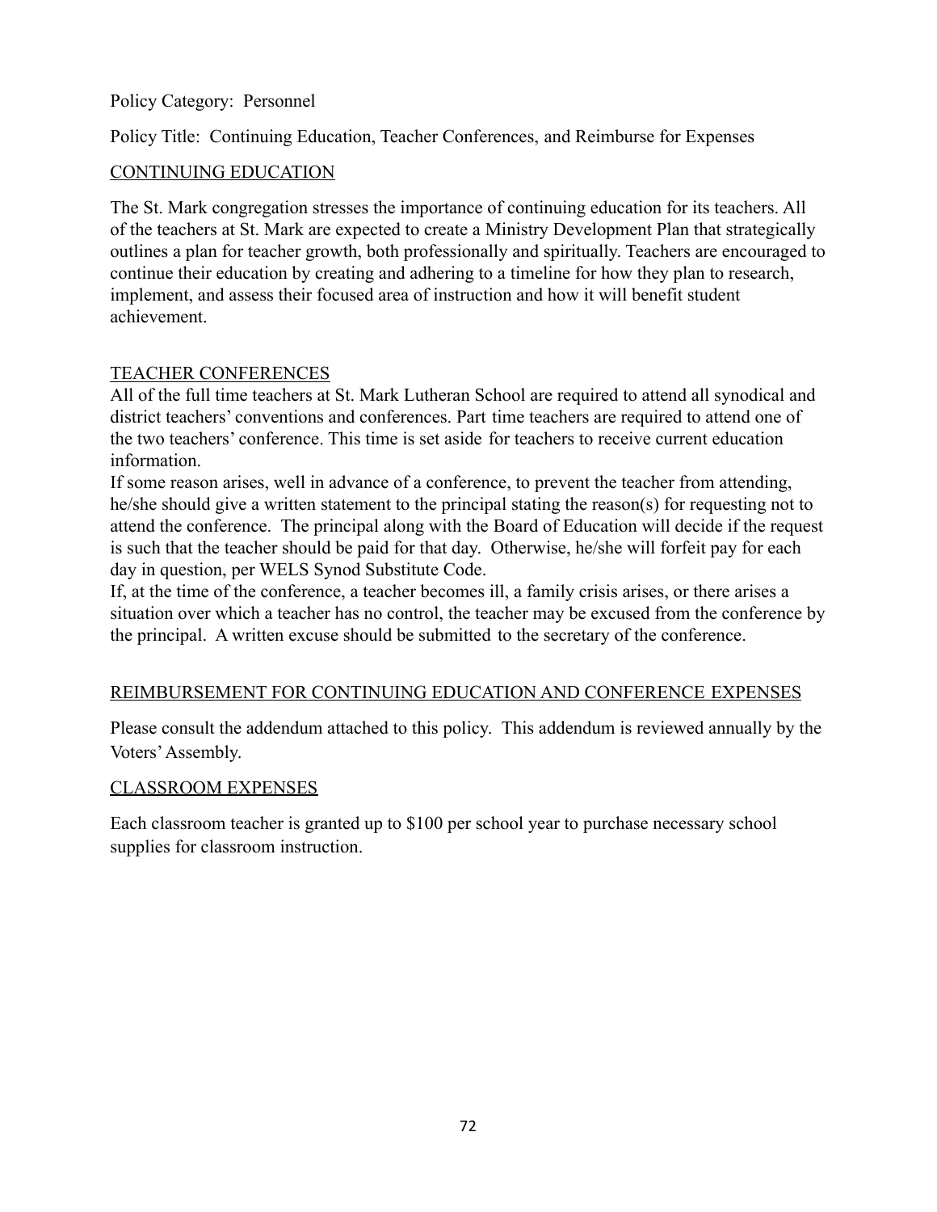Policy Category: Personnel

Policy Title: Continuing Education, Teacher Conferences, and Reimburse for Expenses

## CONTINUING EDUCATION

The St. Mark congregation stresses the importance of continuing education for its teachers. All of the teachers at St. Mark are expected to create a Ministry Development Plan that strategically outlines a plan for teacher growth, both professionally and spiritually. Teachers are encouraged to continue their education by creating and adhering to a timeline for how they plan to research, implement, and assess their focused area of instruction and how it will benefit student achievement.

## TEACHER CONFERENCES

All of the full time teachers at St. Mark Lutheran School are required to attend all synodical and district teachers' conventions and conferences. Part time teachers are required to attend one of the two teachers' conference. This time is set aside for teachers to receive current education information.

If some reason arises, well in advance of a conference, to prevent the teacher from attending, he/she should give a written statement to the principal stating the reason(s) for requesting not to attend the conference. The principal along with the Board of Education will decide if the request is such that the teacher should be paid for that day. Otherwise, he/she will forfeit pay for each day in question, per WELS Synod Substitute Code.

If, at the time of the conference, a teacher becomes ill, a family crisis arises, or there arises a situation over which a teacher has no control, the teacher may be excused from the conference by the principal. A written excuse should be submitted to the secretary of the conference.

## REIMBURSEMENT FOR CONTINUING EDUCATION AND CONFERENCE EXPENSES

Please consult the addendum attached to this policy. This addendum is reviewed annually by the Voters' Assembly.

## CLASSROOM EXPENSES

Each classroom teacher is granted up to $100 per school year to purchase necessary school supplies for classroom instruction.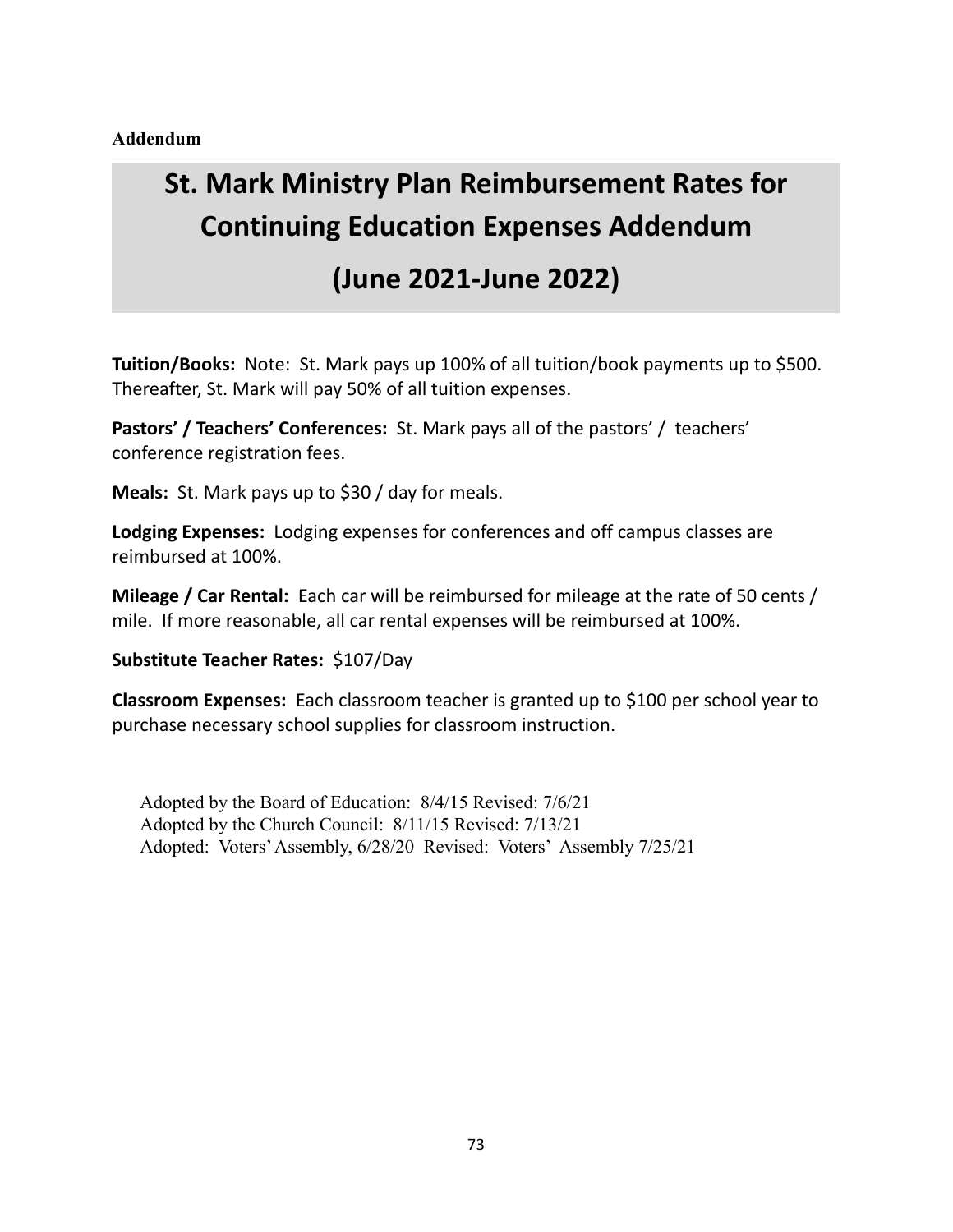**Addendum**

# St. Mark Ministry Plan Reimbursement Rates for Continuing Education Expenses Addendum

# (June 2021-June 2022)

**Tuition/Books:** Note: St. Mark pays up 100% of all tuition/book payments up to $500. Thereafter, St. Mark will pay 50% of all tuition expenses.

**Pastors' / Teachers' Conferences:** St. Mark pays all of the pastors' / teachers' conference registration fees.

**Meals:** St. Mark pays up to $30 / day for meals.

**Lodging Expenses:** Lodging expenses for conferences and off campus classes are reimbursed at 100%.

**Mileage / Car Rental:** Each car will be reimbursed for mileage at the rate of 50 cents / mile. If more reasonable, all car rental expenses will be reimbursed at 100%.

**Substitute Teacher Rates:** $107/Day

**Classroom Expenses:** Each classroom teacher is granted up to $100 per school year to purchase necessary school supplies for classroom instruction.

Adopted by the Board of Education: 8/4/15 Revised: 7/6/21
Adopted by the Church Council: 8/11/15 Revised: 7/13/21
Adopted: Voters' Assembly, 6/28/20 Revised: Voters' Assembly 7/25/21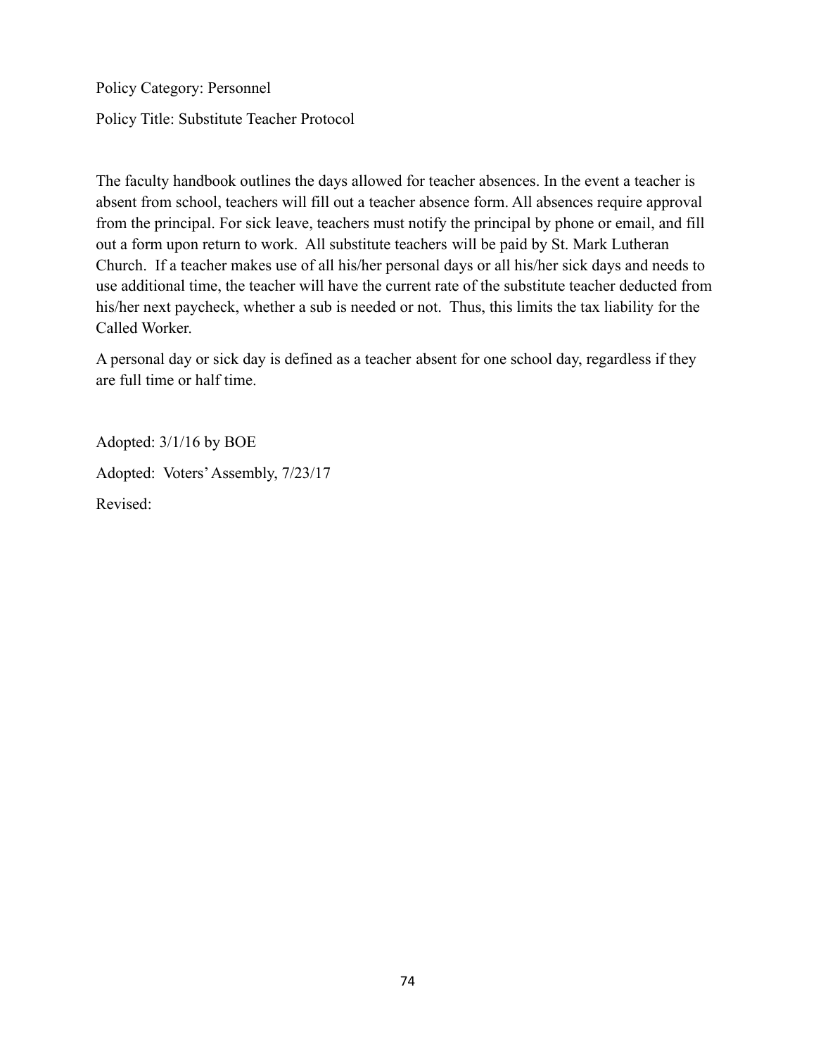Policy Category: Personnel

Policy Title: Substitute Teacher Protocol

The faculty handbook outlines the days allowed for teacher absences. In the event a teacher is absent from school, teachers will fill out a teacher absence form. All absences require approval from the principal. For sick leave, teachers must notify the principal by phone or email, and fill out a form upon return to work. All substitute teachers will be paid by St. Mark Lutheran Church. If a teacher makes use of all his/her personal days or all his/her sick days and needs to use additional time, the teacher will have the current rate of the substitute teacher deducted from his/her next paycheck, whether a sub is needed or not. Thus, this limits the tax liability for the Called Worker.

A personal day or sick day is defined as a teacher absent for one school day, regardless if they are full time or half time.

Adopted: 3/1/16 by BOE

Adopted: Voters' Assembly, 7/23/17

Revised: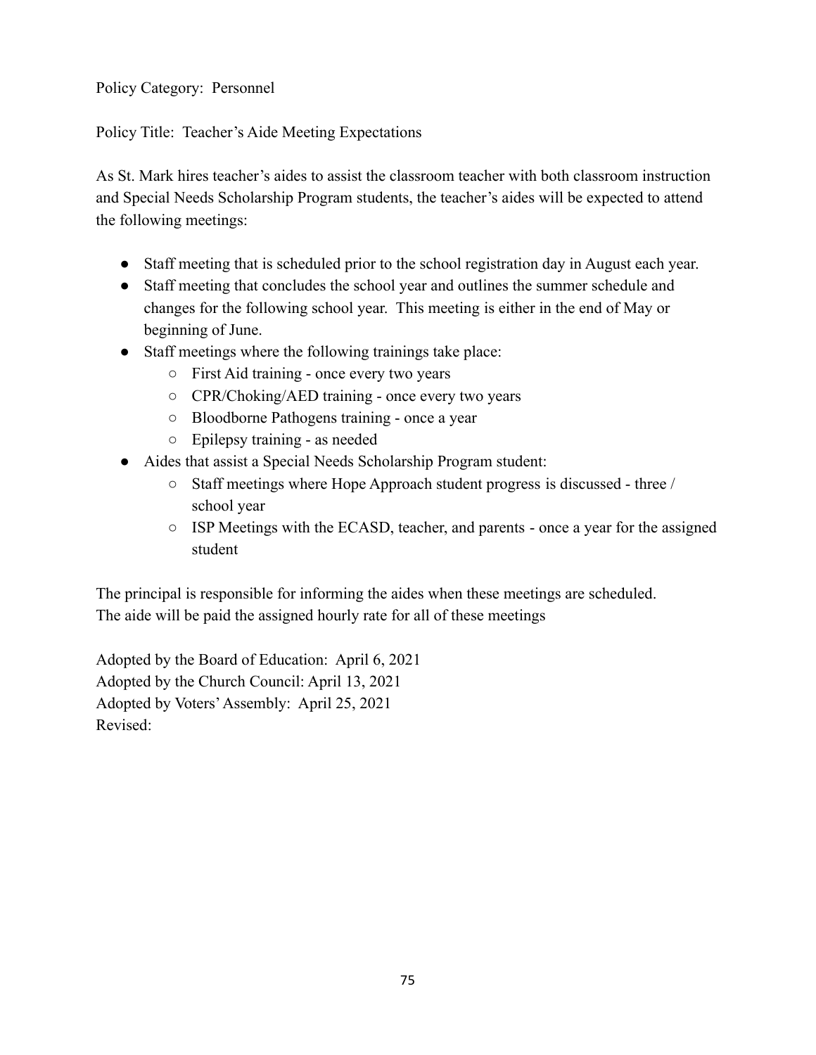Policy Category: Personnel

Policy Title: Teacher's Aide Meeting Expectations

As St. Mark hires teacher's aides to assist the classroom teacher with both classroom instruction and Special Needs Scholarship Program students, the teacher's aides will be expected to attend the following meetings:

- Staff meeting that is scheduled prior to the school registration day in August each year.
- Staff meeting that concludes the school year and outlines the summer schedule and changes for the following school year. This meeting is either in the end of May or beginning of June.
- Staff meetings where the following trainings take place:
  - First Aid training - once every two years
  - CPR/Choking/AED training - once every two years
  - Bloodborne Pathogens training - once a year
  - Epilepsy training - as needed
- Aides that assist a Special Needs Scholarship Program student:
  - Staff meetings where Hope Approach student progress is discussed - three / school year
  - ISP Meetings with the ECASD, teacher, and parents - once a year for the assigned student

The principal is responsible for informing the aides when these meetings are scheduled.
The aide will be paid the assigned hourly rate for all of these meetings

Adopted by the Board of Education: April 6, 2021
Adopted by the Church Council: April 13, 2021
Adopted by Voters' Assembly: April 25, 2021
Revised: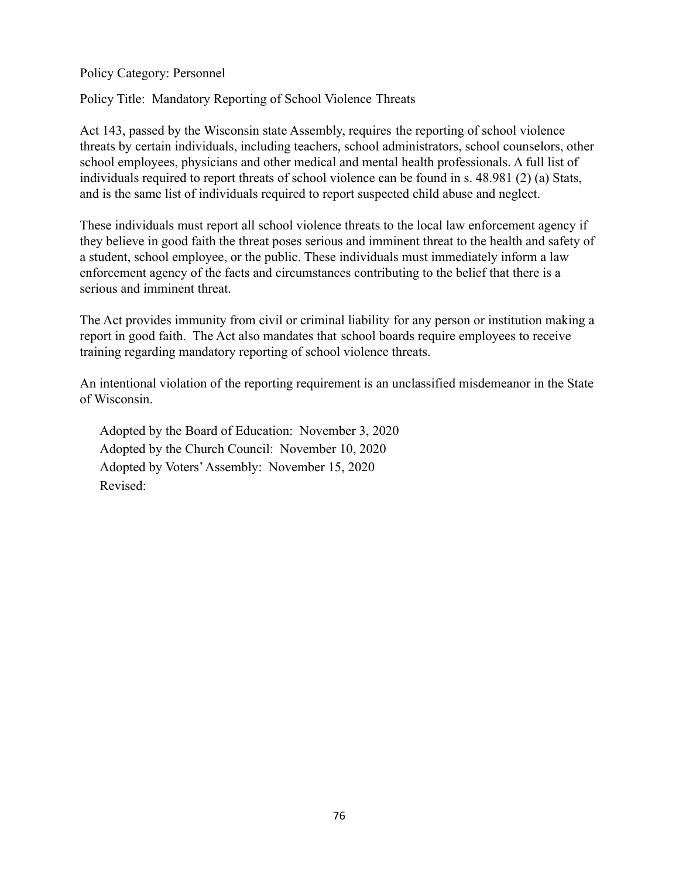Policy Category: Personnel

Policy Title: Mandatory Reporting of School Violence Threats

Act 143, passed by the Wisconsin state Assembly, requires the reporting of school violence threats by certain individuals, including teachers, school administrators, school counselors, other school employees, physicians and other medical and mental health professionals. A full list of individuals required to report threats of school violence can be found in s. 48.981 (2) (a) Stats, and is the same list of individuals required to report suspected child abuse and neglect.

These individuals must report all school violence threats to the local law enforcement agency if they believe in good faith the threat poses serious and imminent threat to the health and safety of a student, school employee, or the public. These individuals must immediately inform a law enforcement agency of the facts and circumstances contributing to the belief that there is a serious and imminent threat.

The Act provides immunity from civil or criminal liability for any person or institution making a report in good faith. The Act also mandates that school boards require employees to receive training regarding mandatory reporting of school violence threats.

An intentional violation of the reporting requirement is an unclassified misdemeanor in the State of Wisconsin.

Adopted by the Board of Education: November 3, 2020
Adopted by the Church Council: November 10, 2020
Adopted by Voters' Assembly: November 15, 2020
Revised: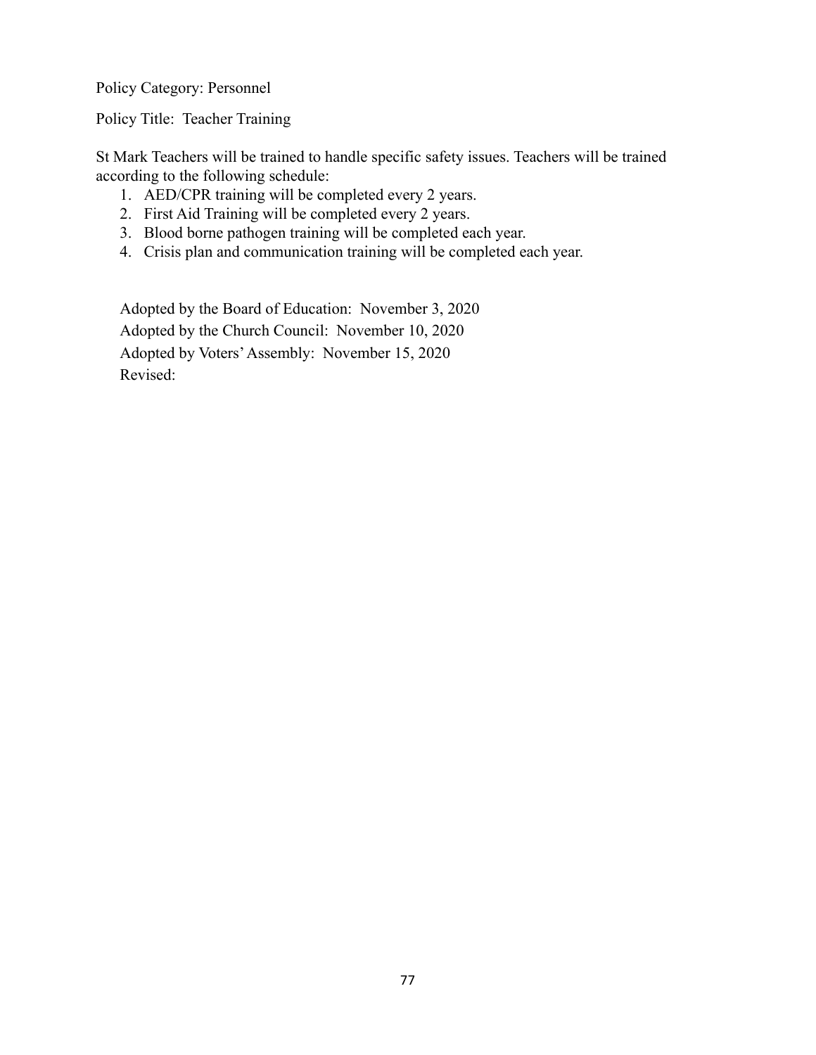Policy Category: Personnel

Policy Title: Teacher Training

St Mark Teachers will be trained to handle specific safety issues. Teachers will be trained according to the following schedule:

1. AED/CPR training will be completed every 2 years.
2. First Aid Training will be completed every 2 years.
3. Blood borne pathogen training will be completed each year.
4. Crisis plan and communication training will be completed each year.

Adopted by the Board of Education: November 3, 2020

Adopted by the Church Council: November 10, 2020

Adopted by Voters' Assembly: November 15, 2020

Revised: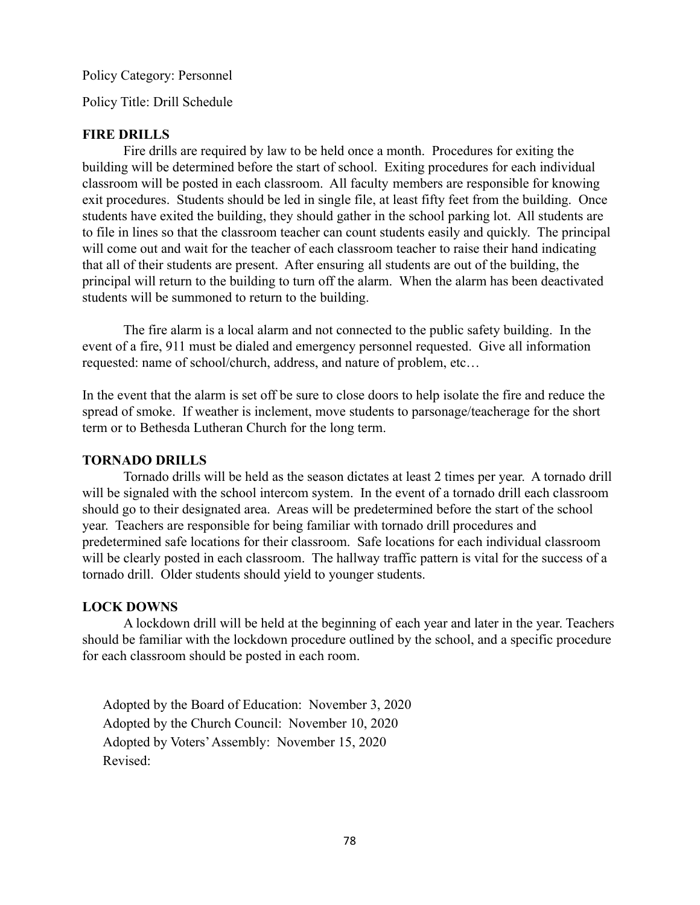Policy Category: Personnel

Policy Title: Drill Schedule

**FIRE DRILLS**

Fire drills are required by law to be held once a month. Procedures for exiting the building will be determined before the start of school. Exiting procedures for each individual classroom will be posted in each classroom. All faculty members are responsible for knowing exit procedures. Students should be led in single file, at least fifty feet from the building. Once students have exited the building, they should gather in the school parking lot. All students are to file in lines so that the classroom teacher can count students easily and quickly. The principal will come out and wait for the teacher of each classroom teacher to raise their hand indicating that all of their students are present. After ensuring all students are out of the building, the principal will return to the building to turn off the alarm. When the alarm has been deactivated students will be summoned to return to the building.

The fire alarm is a local alarm and not connected to the public safety building. In the event of a fire, 911 must be dialed and emergency personnel requested. Give all information requested: name of school/church, address, and nature of problem, etc…

In the event that the alarm is set off be sure to close doors to help isolate the fire and reduce the spread of smoke. If weather is inclement, move students to parsonage/teacherage for the short term or to Bethesda Lutheran Church for the long term.

**TORNADO DRILLS**

Tornado drills will be held as the season dictates at least 2 times per year. A tornado drill will be signaled with the school intercom system. In the event of a tornado drill each classroom should go to their designated area. Areas will be predetermined before the start of the school year. Teachers are responsible for being familiar with tornado drill procedures and predetermined safe locations for their classroom. Safe locations for each individual classroom will be clearly posted in each classroom. The hallway traffic pattern is vital for the success of a tornado drill. Older students should yield to younger students.

**LOCK DOWNS**

A lockdown drill will be held at the beginning of each year and later in the year. Teachers should be familiar with the lockdown procedure outlined by the school, and a specific procedure for each classroom should be posted in each room.

Adopted by the Board of Education: November 3, 2020
Adopted by the Church Council: November 10, 2020
Adopted by Voters' Assembly: November 15, 2020
Revised: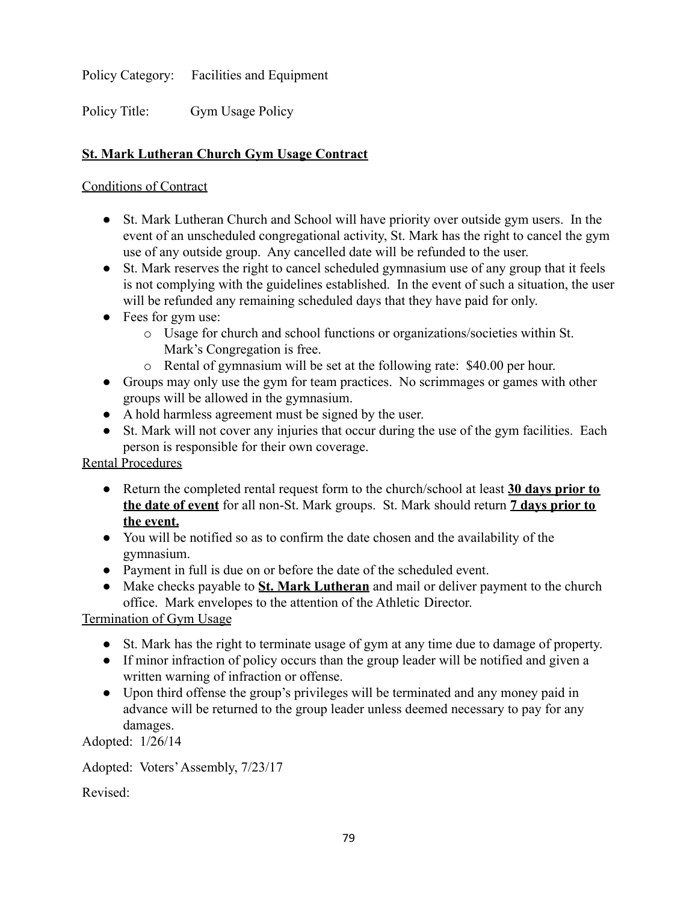Policy Category: Facilities and Equipment

Policy Title: Gym Usage Policy

## St. Mark Lutheran Church Gym Usage Contract

### Conditions of Contract

- St. Mark Lutheran Church and School will have priority over outside gym users. In the event of an unscheduled congregational activity, St. Mark has the right to cancel the gym use of any outside group. Any cancelled date will be refunded to the user.
- St. Mark reserves the right to cancel scheduled gymnasium use of any group that it feels is not complying with the guidelines established. In the event of such a situation, the user will be refunded any remaining scheduled days that they have paid for only.
- Fees for gym use:
  - Usage for church and school functions or organizations/societies within St. Mark's Congregation is free.
  - Rental of gymnasium will be set at the following rate: $40.00 per hour.
- Groups may only use the gym for team practices. No scrimmages or games with other groups will be allowed in the gymnasium.
- A hold harmless agreement must be signed by the user.
- St. Mark will not cover any injuries that occur during the use of the gym facilities. Each person is responsible for their own coverage.

### Rental Procedures

- Return the completed rental request form to the church/school at least **30 days prior to the date of event** for all non-St. Mark groups. St. Mark should return **7 days prior to the event.**
- You will be notified so as to confirm the date chosen and the availability of the gymnasium.
- Payment in full is due on or before the date of the scheduled event.
- Make checks payable to **St. Mark Lutheran** and mail or deliver payment to the church office. Mark envelopes to the attention of the Athletic Director.

### Termination of Gym Usage

- St. Mark has the right to terminate usage of gym at any time due to damage of property.
- If minor infraction of policy occurs than the group leader will be notified and given a written warning of infraction or offense.
- Upon third offense the group's privileges will be terminated and any money paid in advance will be returned to the group leader unless deemed necessary to pay for any damages.

Adopted: 1/26/14

Adopted: Voters' Assembly, 7/23/17

Revised: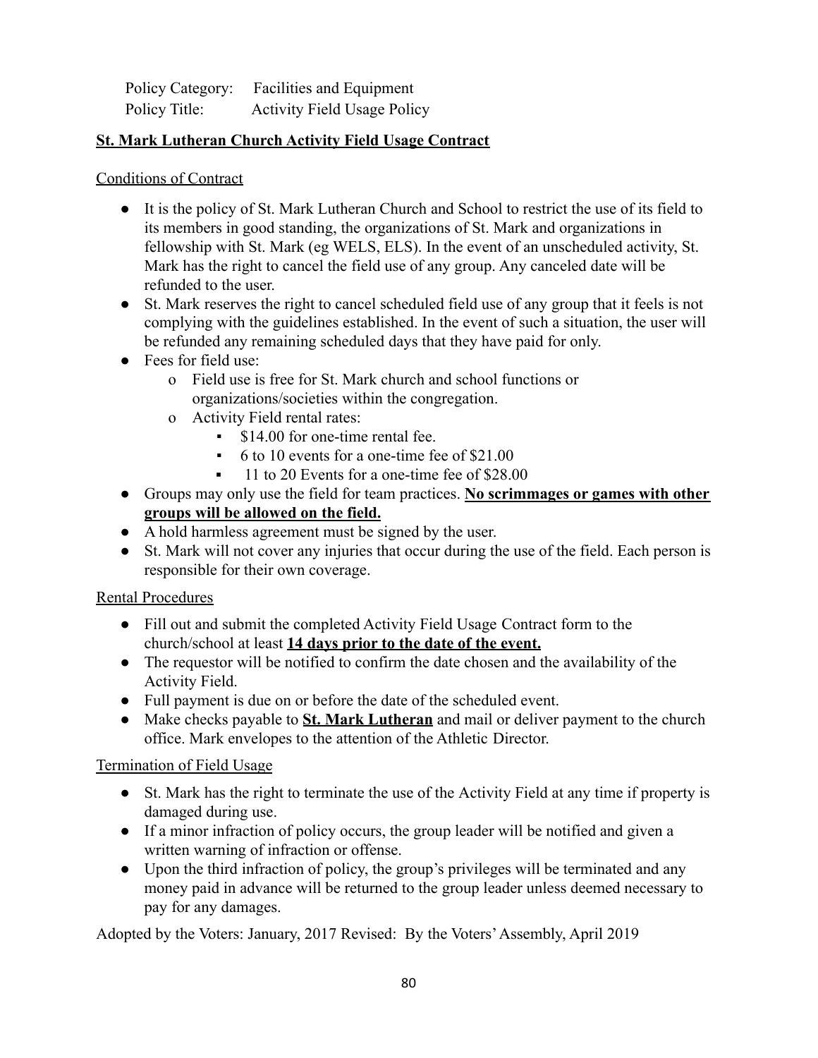Policy Category: Facilities and Equipment
Policy Title: Activity Field Usage Policy

**St. Mark Lutheran Church Activity Field Usage Contract**

Conditions of Contract

- It is the policy of St. Mark Lutheran Church and School to restrict the use of its field to its members in good standing, the organizations of St. Mark and organizations in fellowship with St. Mark (eg WELS, ELS). In the event of an unscheduled activity, St. Mark has the right to cancel the field use of any group. Any canceled date will be refunded to the user.
- St. Mark reserves the right to cancel scheduled field use of any group that it feels is not complying with the guidelines established. In the event of such a situation, the user will be refunded any remaining scheduled days that they have paid for only.
- Fees for field use:
  - Field use is free for St. Mark church and school functions or organizations/societies within the congregation.
  - Activity Field rental rates:
    - $14.00 for one-time rental fee.
    - 6 to 10 events for a one-time fee of $21.00
    - 11 to 20 Events for a one-time fee of $28.00
- Groups may only use the field for team practices. **No scrimmages or games with other groups will be allowed on the field.**
- A hold harmless agreement must be signed by the user.
- St. Mark will not cover any injuries that occur during the use of the field. Each person is responsible for their own coverage.

Rental Procedures

- Fill out and submit the completed Activity Field Usage Contract form to the church/school at least **14 days prior to the date of the event.**
- The requestor will be notified to confirm the date chosen and the availability of the Activity Field.
- Full payment is due on or before the date of the scheduled event.
- Make checks payable to **St. Mark Lutheran** and mail or deliver payment to the church office. Mark envelopes to the attention of the Athletic Director.

Termination of Field Usage

- St. Mark has the right to terminate the use of the Activity Field at any time if property is damaged during use.
- If a minor infraction of policy occurs, the group leader will be notified and given a written warning of infraction or offense.
- Upon the third infraction of policy, the group's privileges will be terminated and any money paid in advance will be returned to the group leader unless deemed necessary to pay for any damages.

Adopted by the Voters: January, 2017 Revised: By the Voters' Assembly, April 2019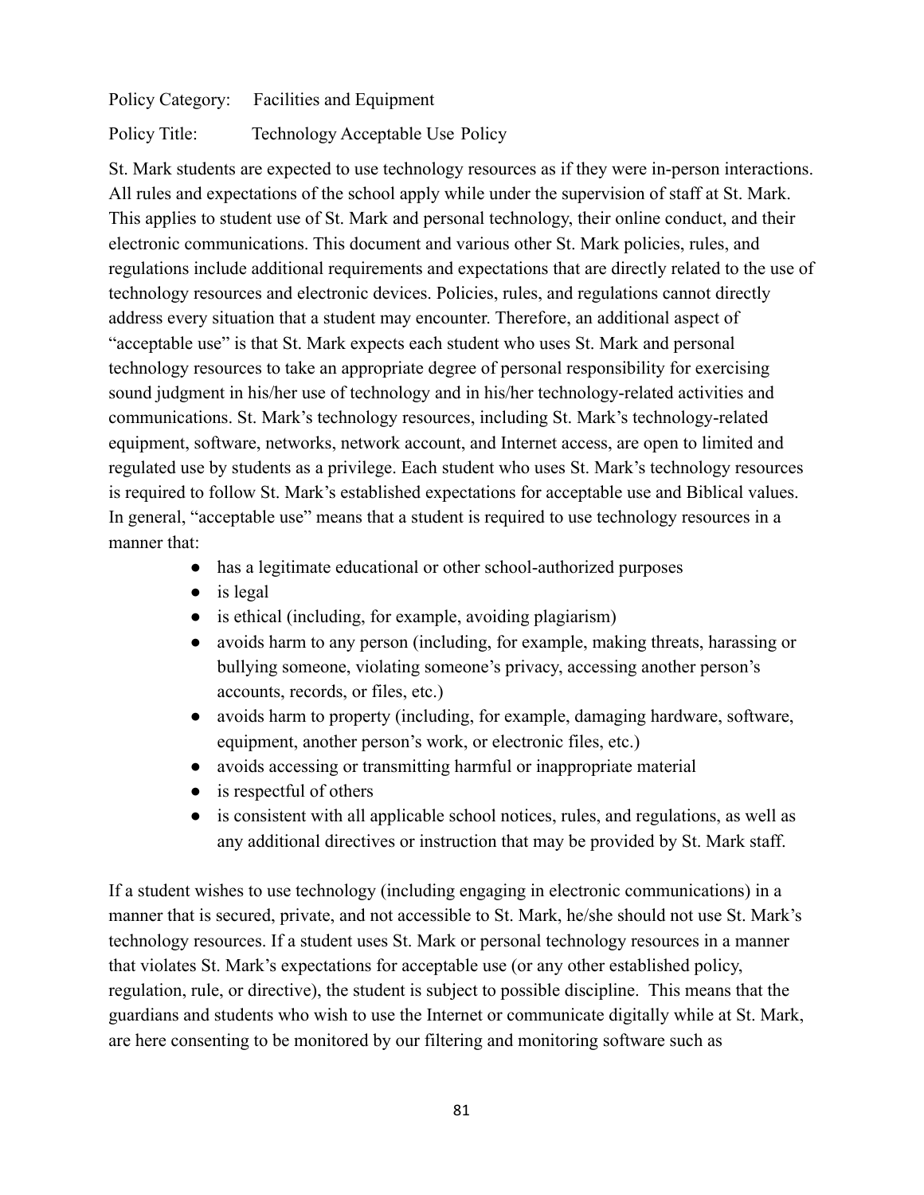Policy Category: Facilities and Equipment

Policy Title: Technology Acceptable Use Policy

St. Mark students are expected to use technology resources as if they were in-person interactions. All rules and expectations of the school apply while under the supervision of staff at St. Mark. This applies to student use of St. Mark and personal technology, their online conduct, and their electronic communications. This document and various other St. Mark policies, rules, and regulations include additional requirements and expectations that are directly related to the use of technology resources and electronic devices. Policies, rules, and regulations cannot directly address every situation that a student may encounter. Therefore, an additional aspect of "acceptable use" is that St. Mark expects each student who uses St. Mark and personal technology resources to take an appropriate degree of personal responsibility for exercising sound judgment in his/her use of technology and in his/her technology-related activities and communications. St. Mark's technology resources, including St. Mark's technology-related equipment, software, networks, network account, and Internet access, are open to limited and regulated use by students as a privilege. Each student who uses St. Mark's technology resources is required to follow St. Mark's established expectations for acceptable use and Biblical values. In general, "acceptable use" means that a student is required to use technology resources in a manner that:

- has a legitimate educational or other school-authorized purposes
- is legal
- is ethical (including, for example, avoiding plagiarism)
- avoids harm to any person (including, for example, making threats, harassing or bullying someone, violating someone's privacy, accessing another person's accounts, records, or files, etc.)
- avoids harm to property (including, for example, damaging hardware, software, equipment, another person's work, or electronic files, etc.)
- avoids accessing or transmitting harmful or inappropriate material
- is respectful of others
- is consistent with all applicable school notices, rules, and regulations, as well as any additional directives or instruction that may be provided by St. Mark staff.

If a student wishes to use technology (including engaging in electronic communications) in a manner that is secured, private, and not accessible to St. Mark, he/she should not use St. Mark's technology resources. If a student uses St. Mark or personal technology resources in a manner that violates St. Mark's expectations for acceptable use (or any other established policy, regulation, rule, or directive), the student is subject to possible discipline. This means that the guardians and students who wish to use the Internet or communicate digitally while at St. Mark, are here consenting to be monitored by our filtering and monitoring software such as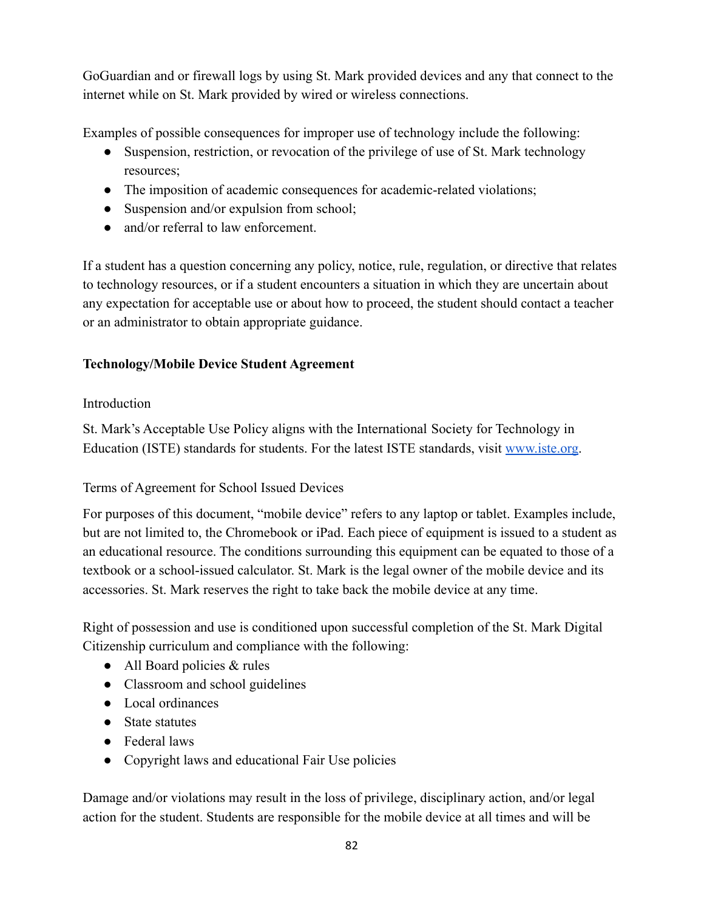GoGuardian and or firewall logs by using St. Mark provided devices and any that connect to the internet while on St. Mark provided by wired or wireless connections.

Examples of possible consequences for improper use of technology include the following:

- Suspension, restriction, or revocation of the privilege of use of St. Mark technology resources;
- The imposition of academic consequences for academic-related violations;
- Suspension and/or expulsion from school;
- and/or referral to law enforcement.

If a student has a question concerning any policy, notice, rule, regulation, or directive that relates to technology resources, or if a student encounters a situation in which they are uncertain about any expectation for acceptable use or about how to proceed, the student should contact a teacher or an administrator to obtain appropriate guidance.

**Technology/Mobile Device Student Agreement**

Introduction

St. Mark's Acceptable Use Policy aligns with the International Society for Technology in Education (ISTE) standards for students. For the latest ISTE standards, visit [www.iste.org](http://www.iste.org).

Terms of Agreement for School Issued Devices

For purposes of this document, "mobile device" refers to any laptop or tablet. Examples include, but are not limited to, the Chromebook or iPad. Each piece of equipment is issued to a student as an educational resource. The conditions surrounding this equipment can be equated to those of a textbook or a school-issued calculator. St. Mark is the legal owner of the mobile device and its accessories. St. Mark reserves the right to take back the mobile device at any time.

Right of possession and use is conditioned upon successful completion of the St. Mark Digital Citizenship curriculum and compliance with the following:

- All Board policies & rules
- Classroom and school guidelines
- Local ordinances
- State statutes
- Federal laws
- Copyright laws and educational Fair Use policies

Damage and/or violations may result in the loss of privilege, disciplinary action, and/or legal action for the student. Students are responsible for the mobile device at all times and will be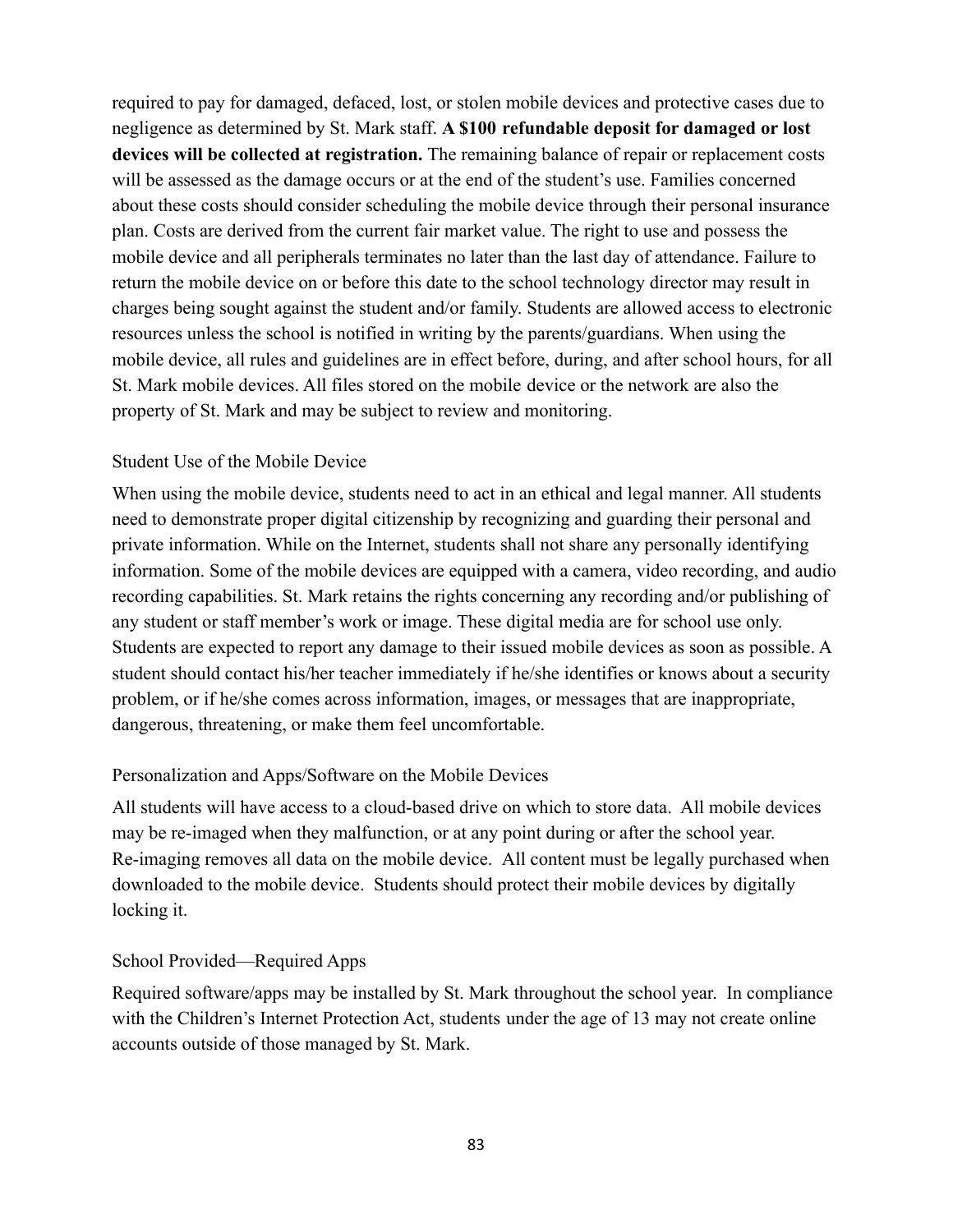required to pay for damaged, defaced, lost, or stolen mobile devices and protective cases due to negligence as determined by St. Mark staff. **A $100 refundable deposit for damaged or lost devices will be collected at registration.** The remaining balance of repair or replacement costs will be assessed as the damage occurs or at the end of the student's use. Families concerned about these costs should consider scheduling the mobile device through their personal insurance plan. Costs are derived from the current fair market value. The right to use and possess the mobile device and all peripherals terminates no later than the last day of attendance. Failure to return the mobile device on or before this date to the school technology director may result in charges being sought against the student and/or family. Students are allowed access to electronic resources unless the school is notified in writing by the parents/guardians. When using the mobile device, all rules and guidelines are in effect before, during, and after school hours, for all St. Mark mobile devices. All files stored on the mobile device or the network are also the property of St. Mark and may be subject to review and monitoring.

### Student Use of the Mobile Device

When using the mobile device, students need to act in an ethical and legal manner. All students need to demonstrate proper digital citizenship by recognizing and guarding their personal and private information. While on the Internet, students shall not share any personally identifying information. Some of the mobile devices are equipped with a camera, video recording, and audio recording capabilities. St. Mark retains the rights concerning any recording and/or publishing of any student or staff member's work or image. These digital media are for school use only. Students are expected to report any damage to their issued mobile devices as soon as possible. A student should contact his/her teacher immediately if he/she identifies or knows about a security problem, or if he/she comes across information, images, or messages that are inappropriate, dangerous, threatening, or make them feel uncomfortable.

### Personalization and Apps/Software on the Mobile Devices

All students will have access to a cloud-based drive on which to store data. All mobile devices may be re-imaged when they malfunction, or at any point during or after the school year. Re-imaging removes all data on the mobile device. All content must be legally purchased when downloaded to the mobile device. Students should protect their mobile devices by digitally locking it.

### School Provided—Required Apps

Required software/apps may be installed by St. Mark throughout the school year. In compliance with the Children's Internet Protection Act, students under the age of 13 may not create online accounts outside of those managed by St. Mark.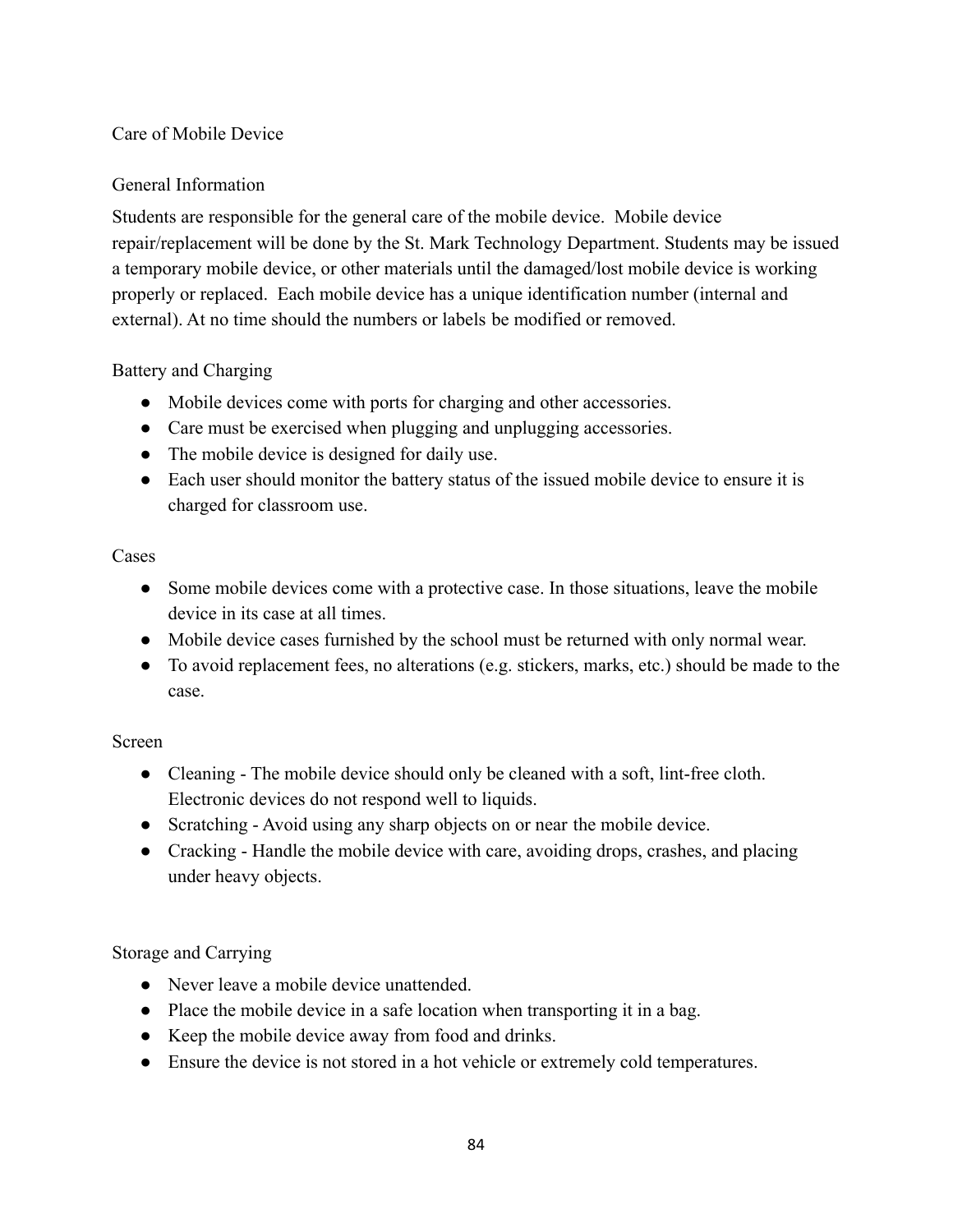## Care of Mobile Device

### General Information

Students are responsible for the general care of the mobile device. Mobile device repair/replacement will be done by the St. Mark Technology Department. Students may be issued a temporary mobile device, or other materials until the damaged/lost mobile device is working properly or replaced. Each mobile device has a unique identification number (internal and external). At no time should the numbers or labels be modified or removed.

### Battery and Charging

- Mobile devices come with ports for charging and other accessories.
- Care must be exercised when plugging and unplugging accessories.
- The mobile device is designed for daily use.
- Each user should monitor the battery status of the issued mobile device to ensure it is charged for classroom use.

### Cases

- Some mobile devices come with a protective case. In those situations, leave the mobile device in its case at all times.
- Mobile device cases furnished by the school must be returned with only normal wear.
- To avoid replacement fees, no alterations (e.g. stickers, marks, etc.) should be made to the case.

### Screen

- Cleaning - The mobile device should only be cleaned with a soft, lint-free cloth. Electronic devices do not respond well to liquids.
- Scratching - Avoid using any sharp objects on or near the mobile device.
- Cracking - Handle the mobile device with care, avoiding drops, crashes, and placing under heavy objects.

### Storage and Carrying

- Never leave a mobile device unattended.
- Place the mobile device in a safe location when transporting it in a bag.
- Keep the mobile device away from food and drinks.
- Ensure the device is not stored in a hot vehicle or extremely cold temperatures.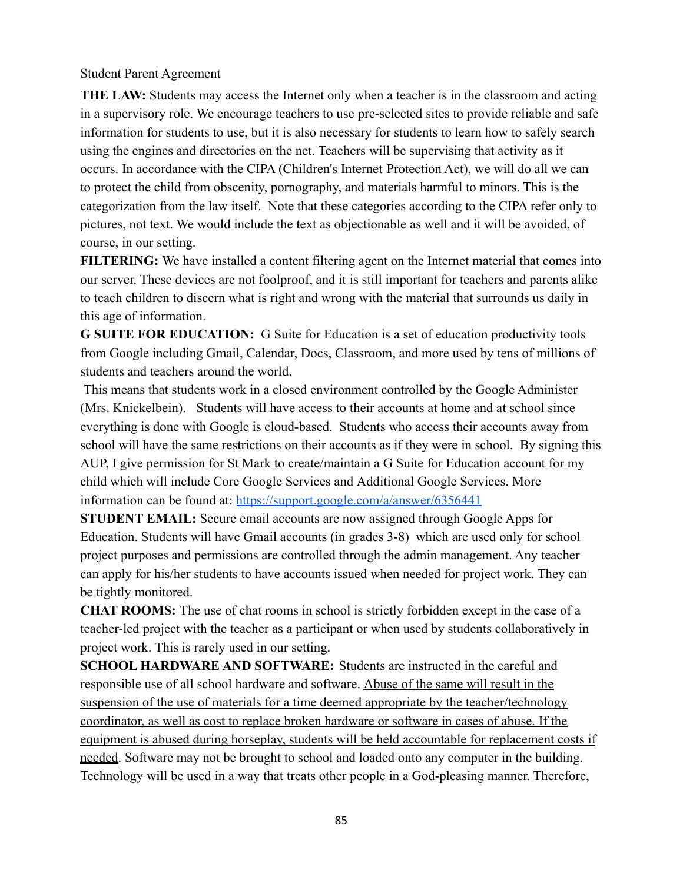Student Parent Agreement

**THE LAW:** Students may access the Internet only when a teacher is in the classroom and acting in a supervisory role. We encourage teachers to use pre-selected sites to provide reliable and safe information for students to use, but it is also necessary for students to learn how to safely search using the engines and directories on the net. Teachers will be supervising that activity as it occurs. In accordance with the CIPA (Children's Internet Protection Act), we will do all we can to protect the child from obscenity, pornography, and materials harmful to minors. This is the categorization from the law itself. Note that these categories according to the CIPA refer only to pictures, not text. We would include the text as objectionable as well and it will be avoided, of course, in our setting.

**FILTERING:** We have installed a content filtering agent on the Internet material that comes into our server. These devices are not foolproof, and it is still important for teachers and parents alike to teach children to discern what is right and wrong with the material that surrounds us daily in this age of information.

**G SUITE FOR EDUCATION:** G Suite for Education is a set of education productivity tools from Google including Gmail, Calendar, Docs, Classroom, and more used by tens of millions of students and teachers around the world.

This means that students work in a closed environment controlled by the Google Administer (Mrs. Knickelbein). Students will have access to their accounts at home and at school since everything is done with Google is cloud-based. Students who access their accounts away from school will have the same restrictions on their accounts as if they were in school. By signing this AUP, I give permission for St Mark to create/maintain a G Suite for Education account for my child which will include Core Google Services and Additional Google Services. More information can be found at: [https://support.google.com/a/answer/6356441](https://support.google.com/a/answer/6356441)

**STUDENT EMAIL:** Secure email accounts are now assigned through Google Apps for Education. Students will have Gmail accounts (in grades 3-8) which are used only for school project purposes and permissions are controlled through the admin management. Any teacher can apply for his/her students to have accounts issued when needed for project work. They can be tightly monitored.

**CHAT ROOMS:** The use of chat rooms in school is strictly forbidden except in the case of a teacher-led project with the teacher as a participant or when used by students collaboratively in project work. This is rarely used in our setting.

**SCHOOL HARDWARE AND SOFTWARE:** Students are instructed in the careful and responsible use of all school hardware and software. <u>Abuse of the same will result in the suspension of the use of materials for a time deemed appropriate by the teacher/technology coordinator, as well as cost to replace broken hardware or software in cases of abuse. If the equipment is abused during horseplay, students will be held accountable for replacement costs if needed</u>. Software may not be brought to school and loaded onto any computer in the building. Technology will be used in a way that treats other people in a God-pleasing manner. Therefore,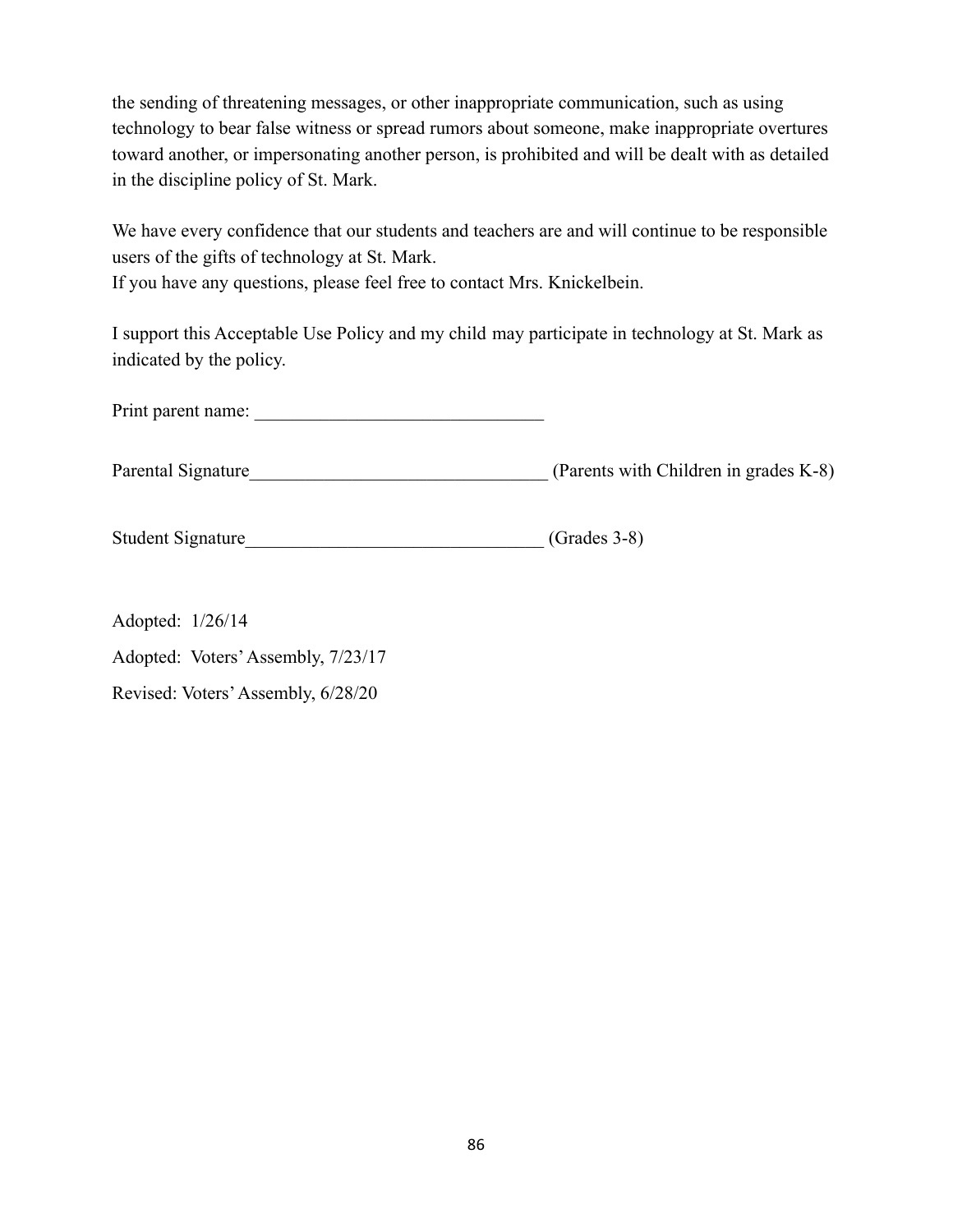the sending of threatening messages, or other inappropriate communication, such as using technology to bear false witness or spread rumors about someone, make inappropriate overtures toward another, or impersonating another person, is prohibited and will be dealt with as detailed in the discipline policy of St. Mark.

We have every confidence that our students and teachers are and will continue to be responsible users of the gifts of technology at St. Mark.
If you have any questions, please feel free to contact Mrs. Knickelbein.

I support this Acceptable Use Policy and my child may participate in technology at St. Mark as indicated by the policy.

Print parent name: _______________________________

Parental Signature________________________________ (Parents with Children in grades K-8)

Student Signature________________________________ (Grades 3-8)

Adopted: 1/26/14

Adopted: Voters' Assembly, 7/23/17

Revised: Voters' Assembly, 6/28/20